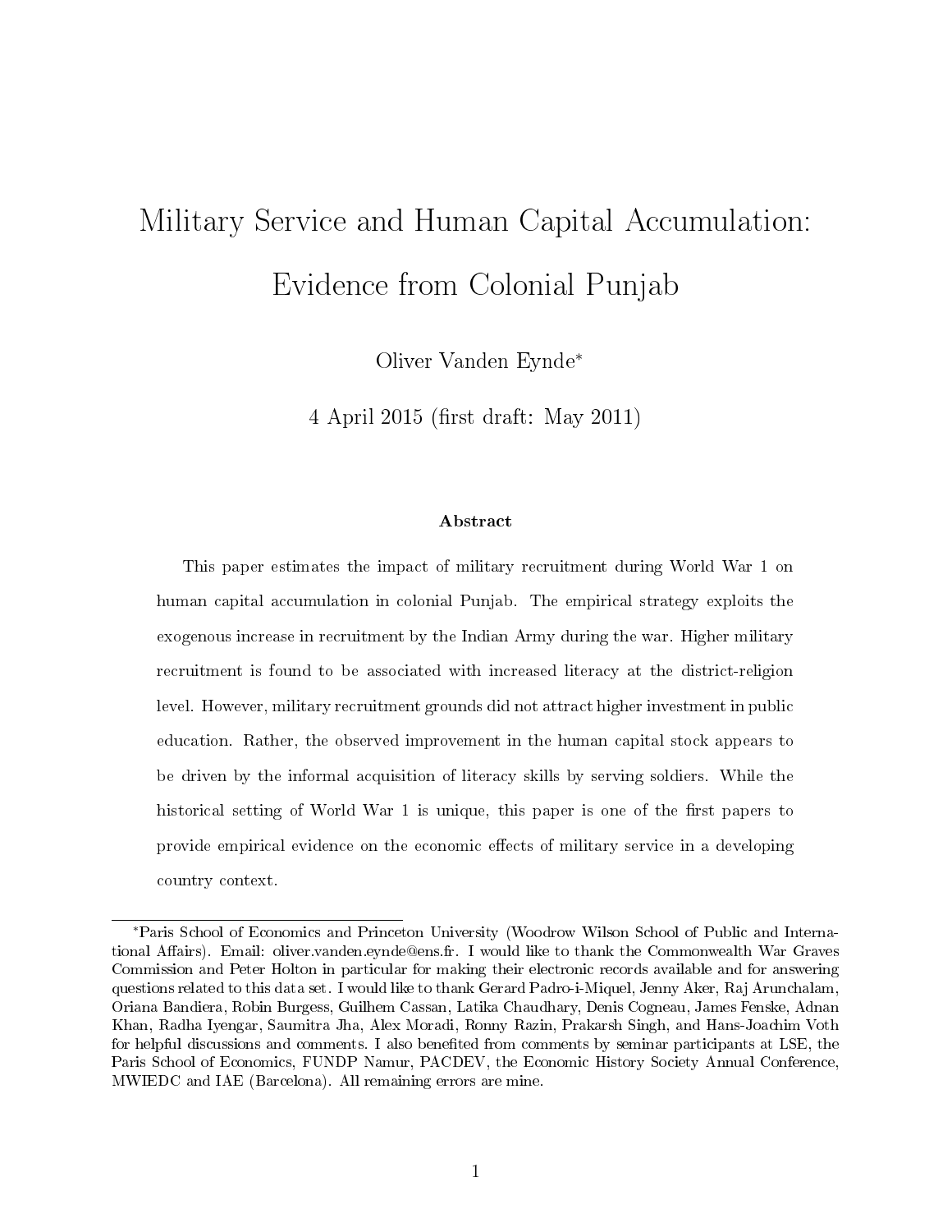# Military Service and Human Capital Accumulation: Evidence from Colonial Punjab

Oliver Vanden Eynde*

4 April 2015 (first draft: May 2011)

### Abstract

This paper estimates the impact of military recruitment during World War 1 on human capital accumulation in colonial Punjab. The empirical strategy exploits the exogenous increase in recruitment by the Indian Army during the war. Higher military recruitment is found to be associated with increased literacy at the district-religion level. However, military recruitment grounds did not attract higher investment in public education. Rather, the observed improvement in the human capital stock appears to be driven by the informal acquisition of literacy skills by serving soldiers. While the historical setting of World War 1 is unique, this paper is one of the first papers to provide empirical evidence on the economic effects of military service in a developing country context.

---

*Paris School of Economics and Princeton University (Woodrow Wilson School of Public and International Affairs). Email: oliver.vanden.eynde@ens.fr. I would like to thank the Commonwealth War Graves Commission and Peter Holton in particular for making their electronic records available and for answering questions related to this data set. I would like to thank Gerard Padro-i-Miquel, Jenny Aker, Raj Arunchalam, Oriana Bandiera, Robin Burgess, Guilhem Cassan, Latika Chaudhary, Denis Cogneau, James Fenske, Adnan Khan, Radha Iyengar, Saumitra Jha, Alex Moradi, Ronny Razin, Prakarsh Singh, and Hans-Joachim Voth for helpful discussions and comments. I also benefited from comments by seminar participants at LSE, the Paris School of Economics, FUNDP Namur, PACDEV, the Economic History Society Annual Conference, MWIEDC and IAE (Barcelona). All remaining errors are mine.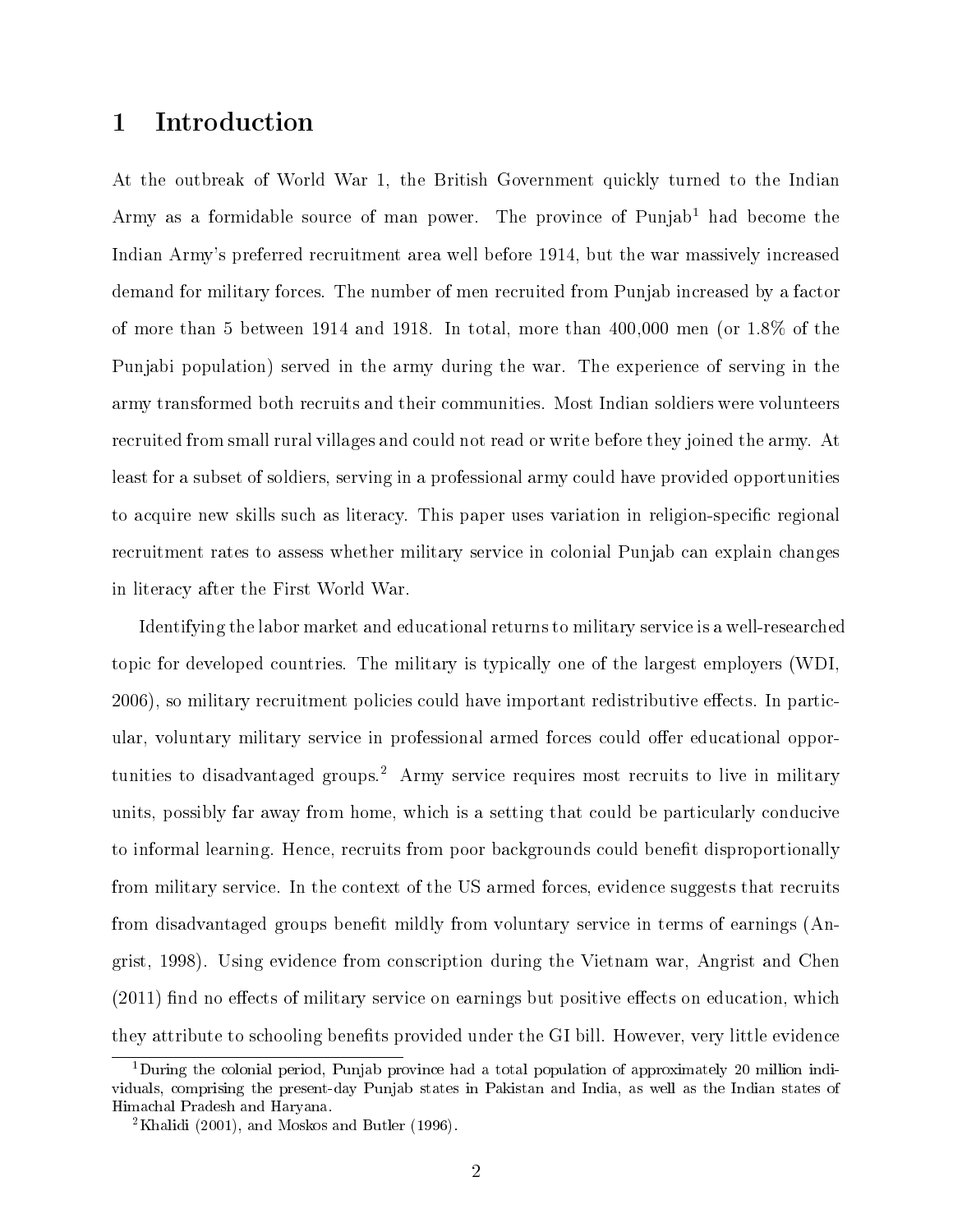# 1 Introduction

At the outbreak of World War 1, the British Government quickly turned to the Indian Army as a formidable source of man power. The province of Punjab[1] had become the Indian Army's preferred recruitment area well before 1914, but the war massively increased demand for military forces. The number of men recruited from Punjab increased by a factor of more than 5 between 1914 and 1918. In total, more than 400,000 men (or 1.8% of the Punjabi population) served in the army during the war. The experience of serving in the army transformed both recruits and their communities. Most Indian soldiers were volunteers recruited from small rural villages and could not read or write before they joined the army. At least for a subset of soldiers, serving in a professional army could have provided opportunities to acquire new skills such as literacy. This paper uses variation in religion-specific regional recruitment rates to assess whether military service in colonial Punjab can explain changes in literacy after the First World War.

Identifying the labor market and educational returns to military service is a well-researched topic for developed countries. The military is typically one of the largest employers (WDI, 2006), so military recruitment policies could have important redistributive effects. In particular, voluntary military service in professional armed forces could offer educational opportunities to disadvantaged groups.[2] Army service requires most recruits to live in military units, possibly far away from home, which is a setting that could be particularly conducive to informal learning. Hence, recruits from poor backgrounds could benefit disproportionally from military service. In the context of the US armed forces, evidence suggests that recruits from disadvantaged groups benefit mildly from voluntary service in terms of earnings (Angrist, 1998). Using evidence from conscription during the Vietnam war, Angrist and Chen (2011) find no effects of military service on earnings but positive effects on education, which they attribute to schooling benefits provided under the GI bill. However, very little evidence

[1] During the colonial period, Punjab province had a total population of approximately 20 million individuals, comprising the present-day Punjab states in Pakistan and India, as well as the Indian states of Himachal Pradesh and Haryana.

[2] Khalidi (2001), and Moskos and Butler (1996).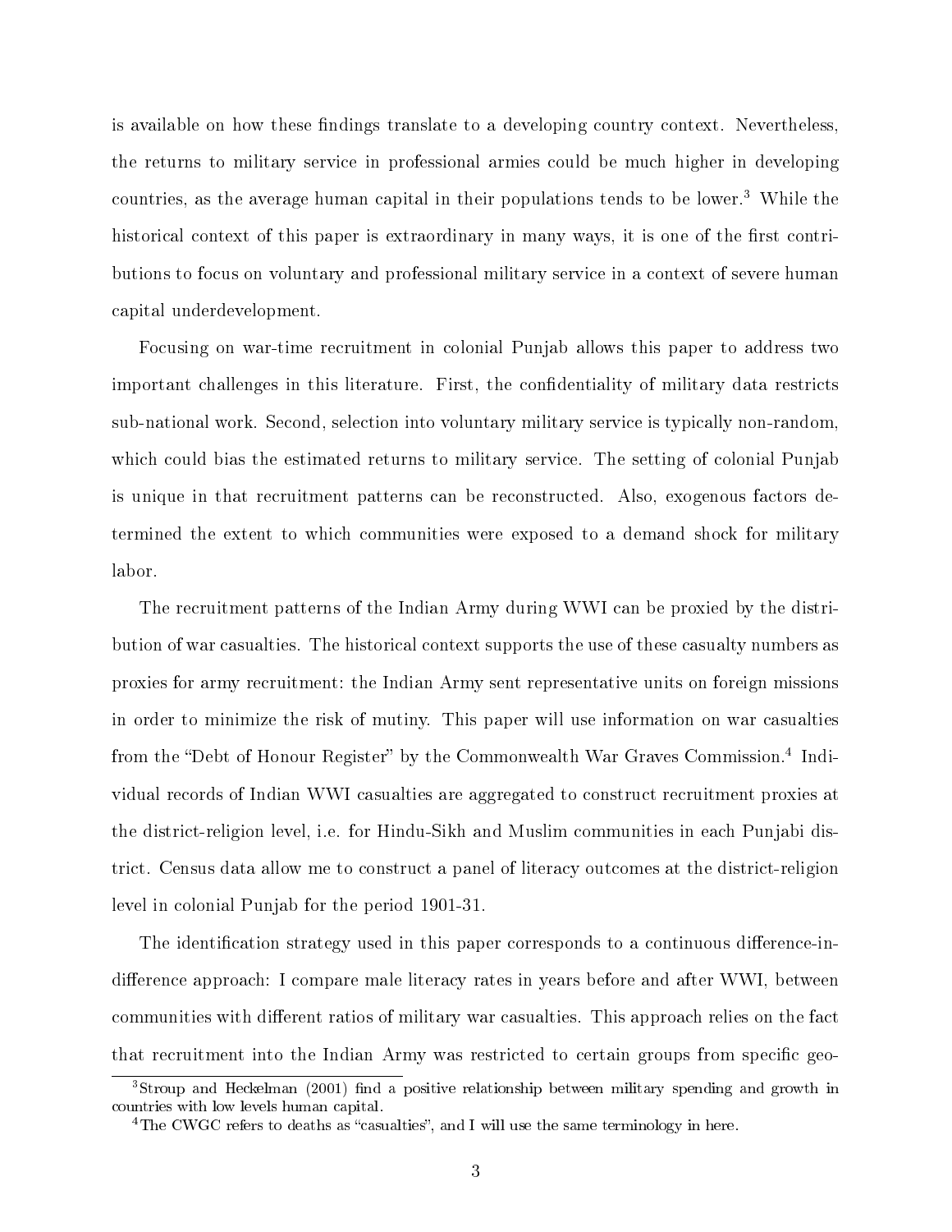is available on how these findings translate to a developing country context. Nevertheless, the returns to military service in professional armies could be much higher in developing countries, as the average human capital in their populations tends to be lower.[3] While the historical context of this paper is extraordinary in many ways, it is one of the first contributions to focus on voluntary and professional military service in a context of severe human capital underdevelopment.

Focusing on war-time recruitment in colonial Punjab allows this paper to address two important challenges in this literature. First, the confidentiality of military data restricts sub-national work. Second, selection into voluntary military service is typically non-random, which could bias the estimated returns to military service. The setting of colonial Punjab is unique in that recruitment patterns can be reconstructed. Also, exogenous factors determined the extent to which communities were exposed to a demand shock for military labor.

The recruitment patterns of the Indian Army during WWI can be proxied by the distribution of war casualties. The historical context supports the use of these casualty numbers as proxies for army recruitment: the Indian Army sent representative units on foreign missions in order to minimize the risk of mutiny. This paper will use information on war casualties from the "Debt of Honour Register" by the Commonwealth War Graves Commission.[4] Individual records of Indian WWI casualties are aggregated to construct recruitment proxies at the district-religion level, i.e. for Hindu-Sikh and Muslim communities in each Punjabi district. Census data allow me to construct a panel of literacy outcomes at the district-religion level in colonial Punjab for the period 1901-31.

The identification strategy used in this paper corresponds to a continuous difference-in-difference approach: I compare male literacy rates in years before and after WWI, between communities with different ratios of military war casualties. This approach relies on the fact that recruitment into the Indian Army was restricted to certain groups from specific geo-

[3] Stroup and Heckelman (2001) find a positive relationship between military spending and growth in countries with low levels human capital.

[4] The CWGC refers to deaths as "casualties", and I will use the same terminology in here.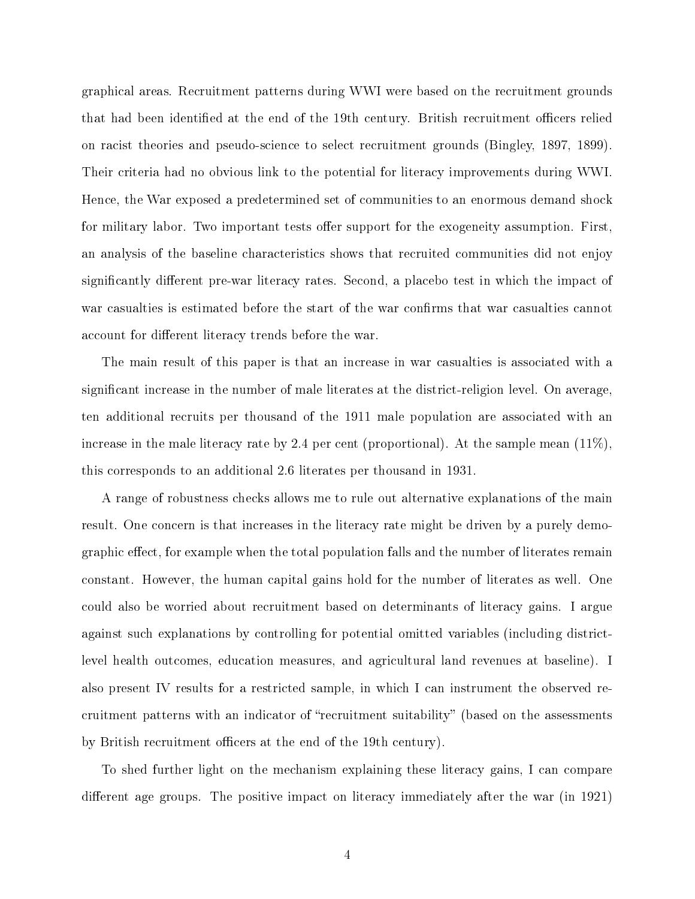graphical areas. Recruitment patterns during WWI were based on the recruitment grounds that had been identified at the end of the 19th century. British recruitment officers relied on racist theories and pseudo-science to select recruitment grounds (Bingley, 1897, 1899). Their criteria had no obvious link to the potential for literacy improvements during WWI. Hence, the War exposed a predetermined set of communities to an enormous demand shock for military labor. Two important tests offer support for the exogeneity assumption. First, an analysis of the baseline characteristics shows that recruited communities did not enjoy significantly different pre-war literacy rates. Second, a placebo test in which the impact of war casualties is estimated before the start of the war confirms that war casualties cannot account for different literacy trends before the war.

The main result of this paper is that an increase in war casualties is associated with a significant increase in the number of male literates at the district-religion level. On average, ten additional recruits per thousand of the 1911 male population are associated with an increase in the male literacy rate by 2.4 per cent (proportional). At the sample mean (11%), this corresponds to an additional 2.6 literates per thousand in 1931.

A range of robustness checks allows me to rule out alternative explanations of the main result. One concern is that increases in the literacy rate might be driven by a purely demographic effect, for example when the total population falls and the number of literates remain constant. However, the human capital gains hold for the number of literates as well. One could also be worried about recruitment based on determinants of literacy gains. I argue against such explanations by controlling for potential omitted variables (including district-level health outcomes, education measures, and agricultural land revenues at baseline). I also present IV results for a restricted sample, in which I can instrument the observed recruitment patterns with an indicator of "recruitment suitability" (based on the assessments by British recruitment officers at the end of the 19th century).

To shed further light on the mechanism explaining these literacy gains, I can compare different age groups. The positive impact on literacy immediately after the war (in 1921)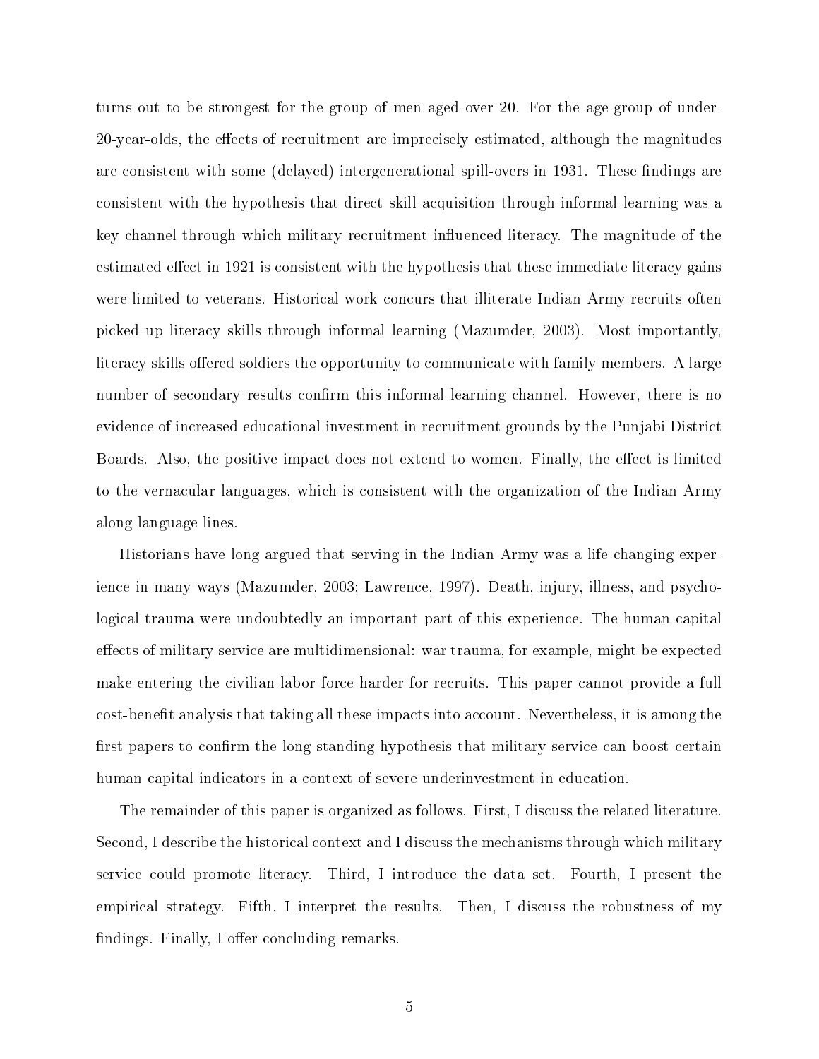turns out to be strongest for the group of men aged over 20. For the age-group of under-20-year-olds, the effects of recruitment are imprecisely estimated, although the magnitudes are consistent with some (delayed) intergenerational spill-overs in 1931. These findings are consistent with the hypothesis that direct skill acquisition through informal learning was a key channel through which military recruitment influenced literacy. The magnitude of the estimated effect in 1921 is consistent with the hypothesis that these immediate literacy gains were limited to veterans. Historical work concurs that illiterate Indian Army recruits often picked up literacy skills through informal learning (Mazumder, 2003). Most importantly, literacy skills offered soldiers the opportunity to communicate with family members. A large number of secondary results confirm this informal learning channel. However, there is no evidence of increased educational investment in recruitment grounds by the Punjabi District Boards. Also, the positive impact does not extend to women. Finally, the effect is limited to the vernacular languages, which is consistent with the organization of the Indian Army along language lines.

Historians have long argued that serving in the Indian Army was a life-changing experience in many ways (Mazumder, 2003; Lawrence, 1997). Death, injury, illness, and psychological trauma were undoubtedly an important part of this experience. The human capital effects of military service are multidimensional: war trauma, for example, might be expected make entering the civilian labor force harder for recruits. This paper cannot provide a full cost-benefit analysis that taking all these impacts into account. Nevertheless, it is among the first papers to confirm the long-standing hypothesis that military service can boost certain human capital indicators in a context of severe underinvestment in education.

The remainder of this paper is organized as follows. First, I discuss the related literature. Second, I describe the historical context and I discuss the mechanisms through which military service could promote literacy. Third, I introduce the data set. Fourth, I present the empirical strategy. Fifth, I interpret the results. Then, I discuss the robustness of my findings. Finally, I offer concluding remarks.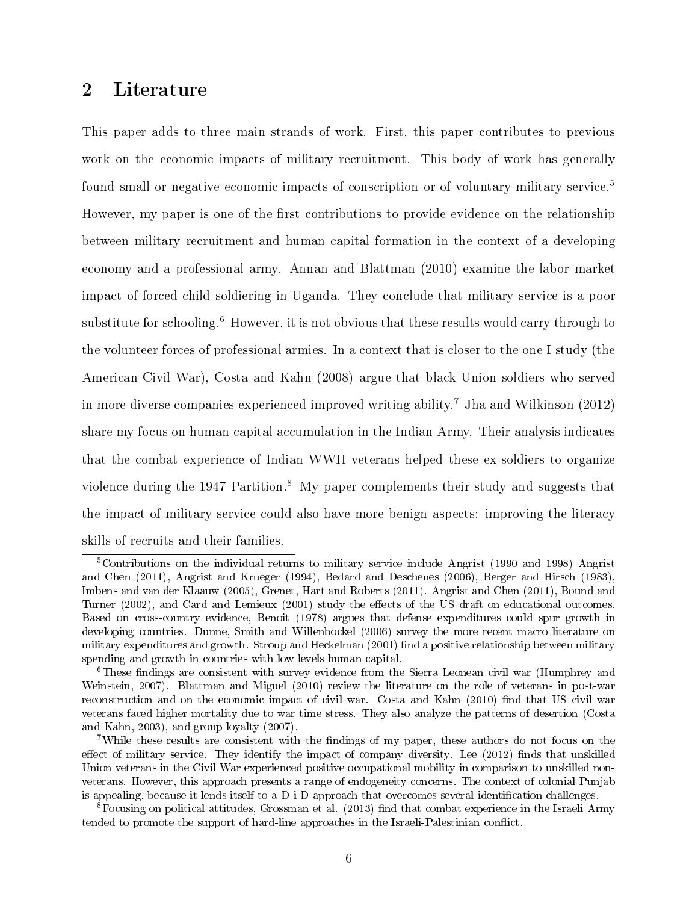## 2 Literature

This paper adds to three main strands of work. First, this paper contributes to previous work on the economic impacts of military recruitment. This body of work has generally found small or negative economic impacts of conscription or of voluntary military service.[5] However, my paper is one of the first contributions to provide evidence on the relationship between military recruitment and human capital formation in the context of a developing economy and a professional army. Annan and Blattman (2010) examine the labor market impact of forced child soldiering in Uganda. They conclude that military service is a poor substitute for schooling.[6] However, it is not obvious that these results would carry through to the volunteer forces of professional armies. In a context that is closer to the one I study (the American Civil War), Costa and Kahn (2008) argue that black Union soldiers who served in more diverse companies experienced improved writing ability.[7] Jha and Wilkinson (2012) share my focus on human capital accumulation in the Indian Army. Their analysis indicates that the combat experience of Indian WWII veterans helped these ex-soldiers to organize violence during the 1947 Partition.[8] My paper complements their study and suggests that the impact of military service could also have more benign aspects: improving the literacy skills of recruits and their families.

[5] Contributions on the individual returns to military service include Angrist (1990 and 1998) Angrist and Chen (2011), Angrist and Krueger (1994), Bedard and Deschenes (2006), Berger and Hirsch (1983), Imbens and van der Klaauw (2005), Grenet, Hart and Roberts (2011). Angrist and Chen (2011), Bound and Turner (2002), and Card and Lemieux (2001) study the effects of the US draft on educational outcomes. Based on cross-country evidence, Benoit (1978) argues that defense expenditures could spur growth in developing countries. Dunne, Smith and Willenbockel (2006) survey the more recent macro literature on military expenditures and growth. Stroup and Heckelman (2001) find a positive relationship between military spending and growth in countries with low levels human capital.

[6] These findings are consistent with survey evidence from the Sierra Leonean civil war (Humphrey and Weinstein, 2007). Blattman and Miguel (2010) review the literature on the role of veterans in post-war reconstruction and on the economic impact of civil war. Costa and Kahn (2010) find that US civil war veterans faced higher mortality due to war time stress. They also analyze the patterns of desertion (Costa and Kahn, 2003), and group loyalty (2007).

[7] While these results are consistent with the findings of my paper, these authors do not focus on the effect of military service. They identify the impact of company diversity. Lee (2012) finds that unskilled Union veterans in the Civil War experienced positive occupational mobility in comparison to unskilled non-veterans. However, this approach presents a range of endogeneity concerns. The context of colonial Punjab is appealing, because it lends itself to a D-i-D approach that overcomes several identification challenges.

[8] Focusing on political attitudes, Grossman et al. (2013) find that combat experience in the Israeli Army tended to promote the support of hard-line approaches in the Israeli-Palestinian conflict.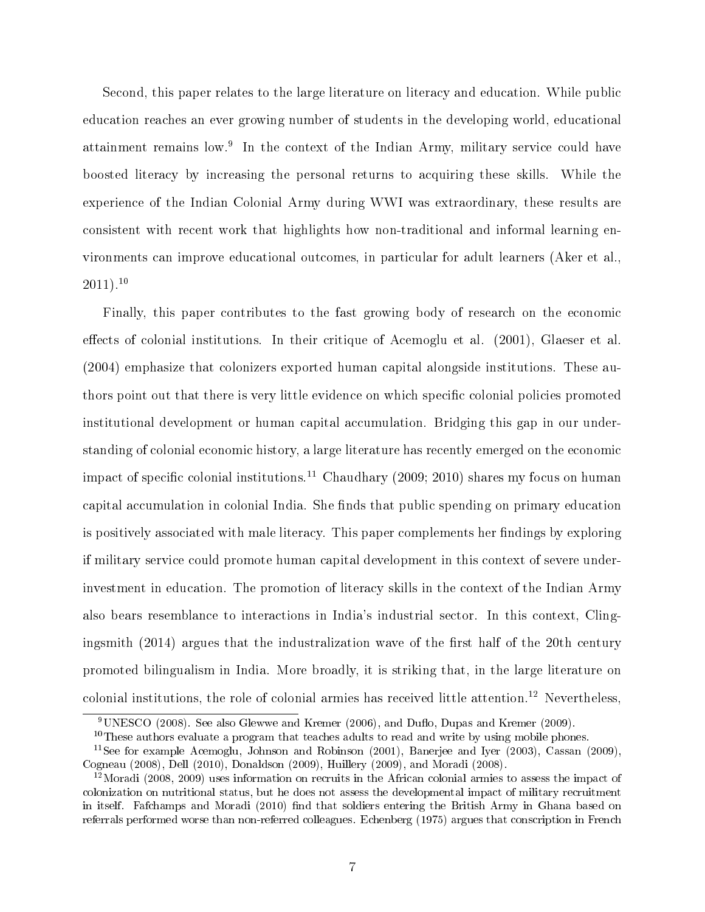Second, this paper relates to the large literature on literacy and education. While public education reaches an ever growing number of students in the developing world, educational attainment remains low.[9] In the context of the Indian Army, military service could have boosted literacy by increasing the personal returns to acquiring these skills. While the experience of the Indian Colonial Army during WWI was extraordinary, these results are consistent with recent work that highlights how non-traditional and informal learning environments can improve educational outcomes, in particular for adult learners (Aker et al., 2011).[10]

Finally, this paper contributes to the fast growing body of research on the economic effects of colonial institutions. In their critique of Acemoglu et al. (2001), Glaeser et al. (2004) emphasize that colonizers exported human capital alongside institutions. These authors point out that there is very little evidence on which specific colonial policies promoted institutional development or human capital accumulation. Bridging this gap in our understanding of colonial economic history, a large literature has recently emerged on the economic impact of specific colonial institutions.[11] Chaudhary (2009; 2010) shares my focus on human capital accumulation in colonial India. She finds that public spending on primary education is positively associated with male literacy. This paper complements her findings by exploring if military service could promote human capital development in this context of severe underinvestment in education. The promotion of literacy skills in the context of the Indian Army also bears resemblance to interactions in India's industrial sector. In this context, Clingingsmith (2014) argues that the industralization wave of the first half of the 20th century promoted bilingualism in India. More broadly, it is striking that, in the large literature on colonial institutions, the role of colonial armies has received little attention.[12] Nevertheless,

[9] UNESCO (2008). See also Glewwe and Kremer (2006), and Duflo, Dupas and Kremer (2009).

[10] These authors evaluate a program that teaches adults to read and write by using mobile phones.

[11] See for example Acemoglu, Johnson and Robinson (2001), Banerjee and Iyer (2003), Cassan (2009), Cogneau (2008), Dell (2010), Donaldson (2009), Huillery (2009), and Moradi (2008).

[12] Moradi (2008, 2009) uses information on recruits in the African colonial armies to assess the impact of colonization on nutritional status, but he does not assess the developmental impact of military recruitment in itself. Fafchamps and Moradi (2010) find that soldiers entering the British Army in Ghana based on referrals performed worse than non-referred colleagues. Echenberg (1975) argues that conscription in French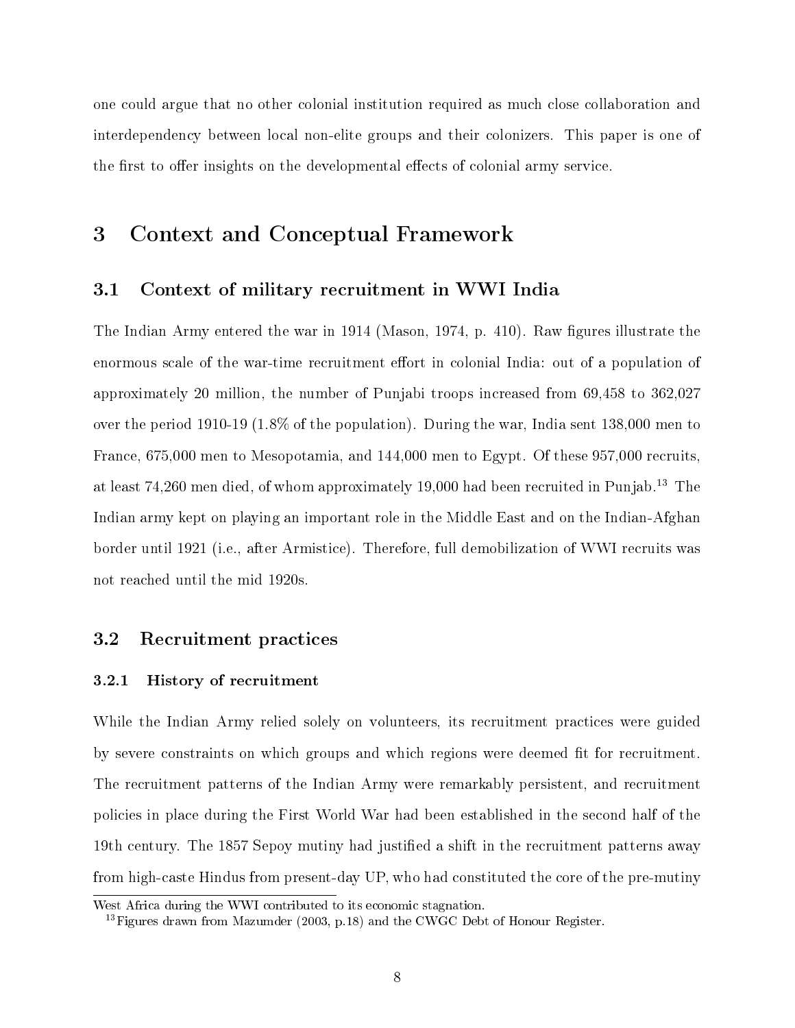one could argue that no other colonial institution required as much close collaboration and interdependency between local non-elite groups and their colonizers. This paper is one of the first to offer insights on the developmental effects of colonial army service.

# 3 Context and Conceptual Framework

## 3.1 Context of military recruitment in WWI India

The Indian Army entered the war in 1914 (Mason, 1974, p. 410). Raw figures illustrate the enormous scale of the war-time recruitment effort in colonial India: out of a population of approximately 20 million, the number of Punjabi troops increased from 69,458 to 362,027 over the period 1910-19 (1.8% of the population). During the war, India sent 138,000 men to France, 675,000 men to Mesopotamia, and 144,000 men to Egypt. Of these 957,000 recruits, at least 74,260 men died, of whom approximately 19,000 had been recruited in Punjab.[13] The Indian army kept on playing an important role in the Middle East and on the Indian-Afghan border until 1921 (i.e., after Armistice). Therefore, full demobilization of WWI recruits was not reached until the mid 1920s.

## 3.2 Recruitment practices

### 3.2.1 History of recruitment

While the Indian Army relied solely on volunteers, its recruitment practices were guided by severe constraints on which groups and which regions were deemed fit for recruitment. The recruitment patterns of the Indian Army were remarkably persistent, and recruitment policies in place during the First World War had been established in the second half of the 19th century. The 1857 Sepoy mutiny had justified a shift in the recruitment patterns away from high-caste Hindus from present-day UP, who had constituted the core of the pre-mutiny

West Africa during the WWI contributed to its economic stagnation.

[13] Figures drawn from Mazumder (2003, p.18) and the CWGC Debt of Honour Register.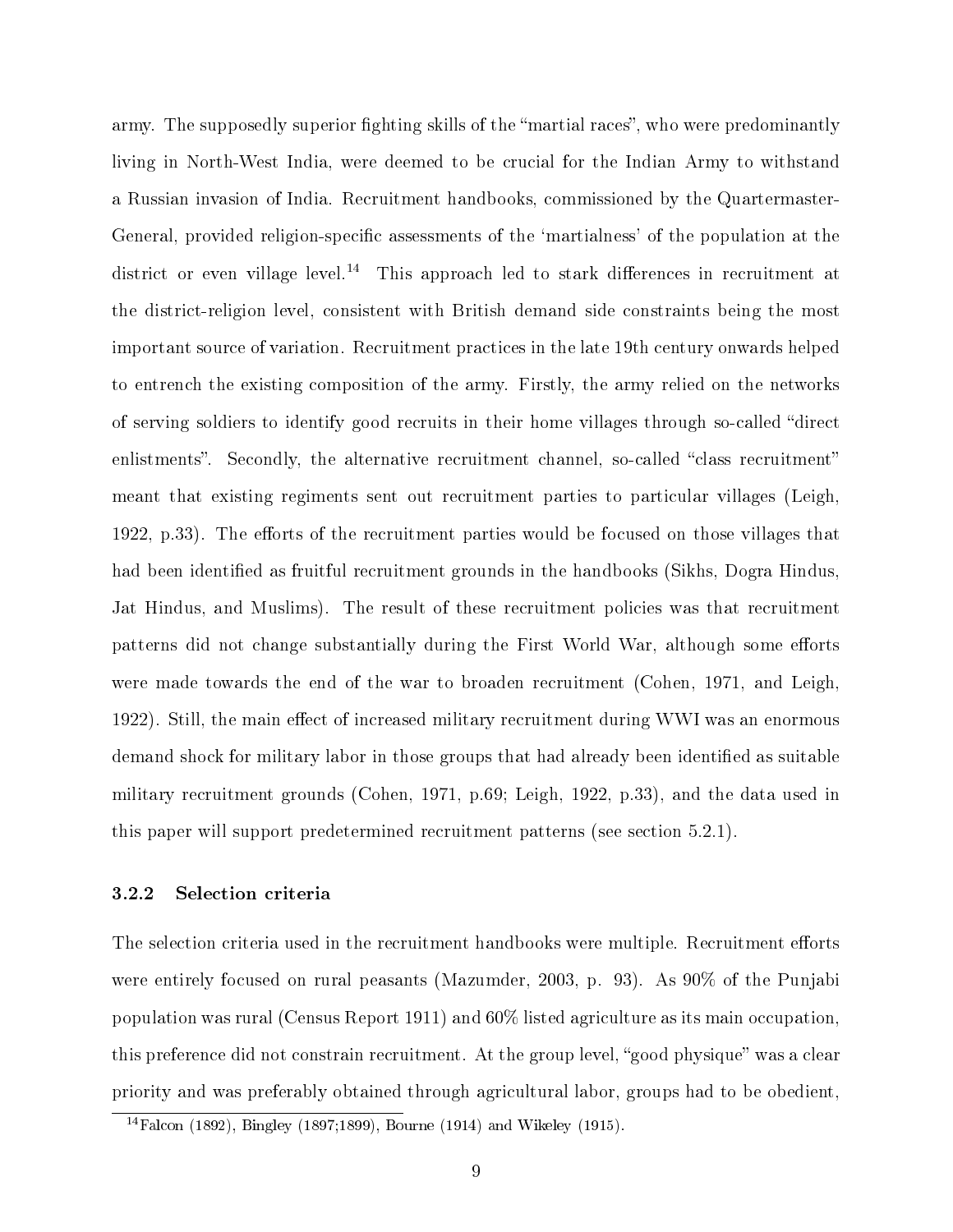army. The supposedly superior fighting skills of the "martial races", who were predominantly living in North-West India, were deemed to be crucial for the Indian Army to withstand a Russian invasion of India. Recruitment handbooks, commissioned by the Quartermaster-General, provided religion-specific assessments of the 'martialness' of the population at the district or even village level.[14] This approach led to stark differences in recruitment at the district-religion level, consistent with British demand side constraints being the most important source of variation. Recruitment practices in the late 19th century onwards helped to entrench the existing composition of the army. Firstly, the army relied on the networks of serving soldiers to identify good recruits in their home villages through so-called "direct enlistments". Secondly, the alternative recruitment channel, so-called "class recruitment" meant that existing regiments sent out recruitment parties to particular villages (Leigh, 1922, p.33). The efforts of the recruitment parties would be focused on those villages that had been identified as fruitful recruitment grounds in the handbooks (Sikhs, Dogra Hindus, Jat Hindus, and Muslims). The result of these recruitment policies was that recruitment patterns did not change substantially during the First World War, although some efforts were made towards the end of the war to broaden recruitment (Cohen, 1971, and Leigh, 1922). Still, the main effect of increased military recruitment during WWI was an enormous demand shock for military labor in those groups that had already been identified as suitable military recruitment grounds (Cohen, 1971, p.69; Leigh, 1922, p.33), and the data used in this paper will support predetermined recruitment patterns (see section 5.2.1).

### 3.2.2 Selection criteria

The selection criteria used in the recruitment handbooks were multiple. Recruitment efforts were entirely focused on rural peasants (Mazumder, 2003, p. 93). As 90% of the Punjabi population was rural (Census Report 1911) and 60% listed agriculture as its main occupation, this preference did not constrain recruitment. At the group level, "good physique" was a clear priority and was preferably obtained through agricultural labor, groups had to be obedient,

[14] Falcon (1892), Bingley (1897;1899), Bourne (1914) and Wikeley (1915).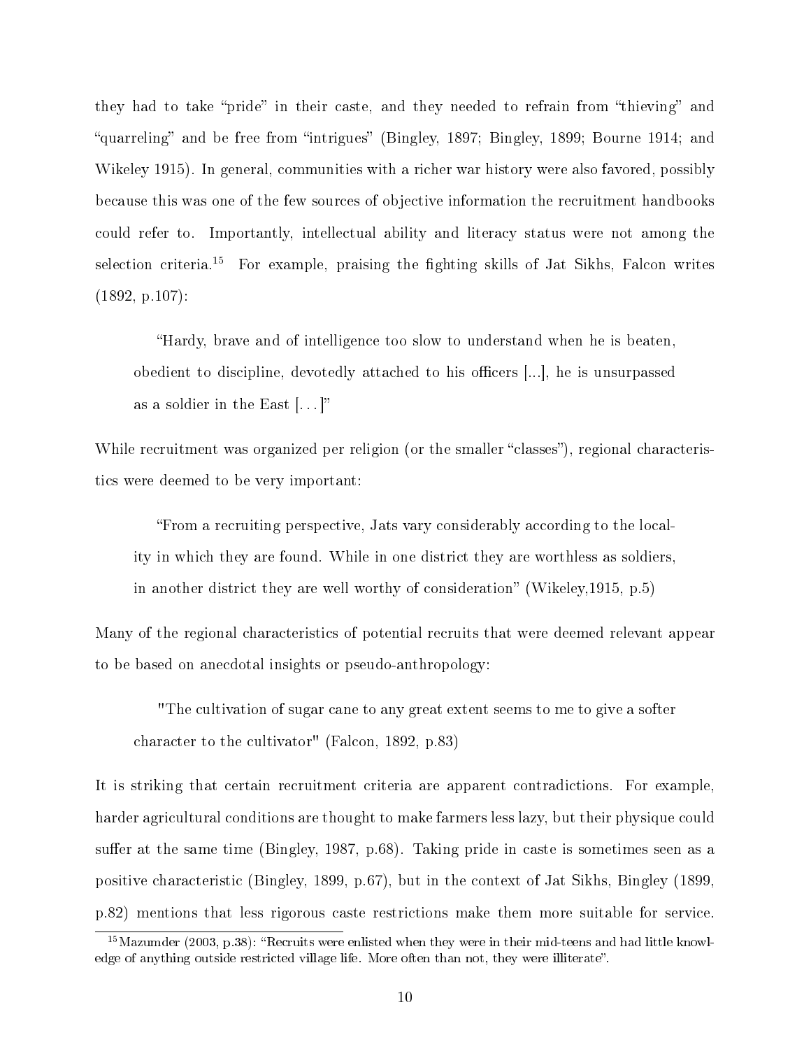they had to take "pride" in their caste, and they needed to refrain from "thieving" and "quarreling" and be free from "intrigues" (Bingley, 1897; Bingley, 1899; Bourne 1914; and Wikeley 1915). In general, communities with a richer war history were also favored, possibly because this was one of the few sources of objective information the recruitment handbooks could refer to. Importantly, intellectual ability and literacy status were not among the selection criteria.[15] For example, praising the fighting skills of Jat Sikhs, Falcon writes (1892, p.107):

> "Hardy, brave and of intelligence too slow to understand when he is beaten, obedient to discipline, devotedly attached to his officers [...], he is unsurpassed as a soldier in the East [. . . ]"

While recruitment was organized per religion (or the smaller "classes"), regional characteristics were deemed to be very important:

> "From a recruiting perspective, Jats vary considerably according to the locality in which they are found. While in one district they are worthless as soldiers, in another district they are well worthy of consideration" (Wikeley,1915, p.5)

Many of the regional characteristics of potential recruits that were deemed relevant appear to be based on anecdotal insights or pseudo-anthropology:

> "The cultivation of sugar cane to any great extent seems to me to give a softer character to the cultivator" (Falcon, 1892, p.83)

It is striking that certain recruitment criteria are apparent contradictions. For example, harder agricultural conditions are thought to make farmers less lazy, but their physique could suffer at the same time (Bingley, 1987, p.68). Taking pride in caste is sometimes seen as a positive characteristic (Bingley, 1899, p.67), but in the context of Jat Sikhs, Bingley (1899, p.82) mentions that less rigorous caste restrictions make them more suitable for service.

[15] Mazumder (2003, p.38): "Recruits were enlisted when they were in their mid-teens and had little knowledge of anything outside restricted village life. More often than not, they were illiterate".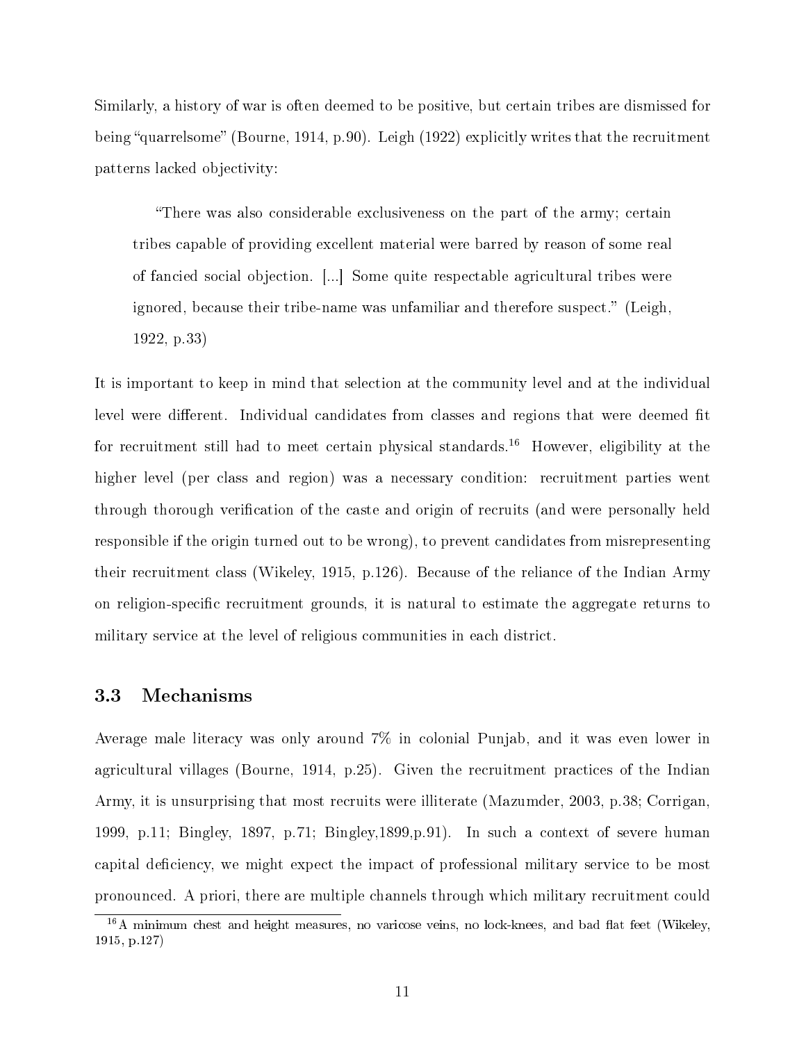Similarly, a history of war is often deemed to be positive, but certain tribes are dismissed for being "quarrelsome" (Bourne, 1914, p.90). Leigh (1922) explicitly writes that the recruitment patterns lacked objectivity:

> "There was also considerable exclusiveness on the part of the army; certain tribes capable of providing excellent material were barred by reason of some real of fancied social objection. [...] Some quite respectable agricultural tribes were ignored, because their tribe-name was unfamiliar and therefore suspect." (Leigh, 1922, p.33)

It is important to keep in mind that selection at the community level and at the individual level were different. Individual candidates from classes and regions that were deemed fit for recruitment still had to meet certain physical standards.[16] However, eligibility at the higher level (per class and region) was a necessary condition: recruitment parties went through thorough verification of the caste and origin of recruits (and were personally held responsible if the origin turned out to be wrong), to prevent candidates from misrepresenting their recruitment class (Wikeley, 1915, p.126). Because of the reliance of the Indian Army on religion-specific recruitment grounds, it is natural to estimate the aggregate returns to military service at the level of religious communities in each district.

### 3.3 Mechanisms

Average male literacy was only around 7% in colonial Punjab, and it was even lower in agricultural villages (Bourne, 1914, p.25). Given the recruitment practices of the Indian Army, it is unsurprising that most recruits were illiterate (Mazumder, 2003, p.38; Corrigan, 1999, p.11; Bingley, 1897, p.71; Bingley,1899,p.91). In such a context of severe human capital deficiency, we might expect the impact of professional military service to be most pronounced. A priori, there are multiple channels through which military recruitment could

[16] A minimum chest and height measures, no varicose veins, no lock-knees, and bad flat feet (Wikeley, 1915, p.127)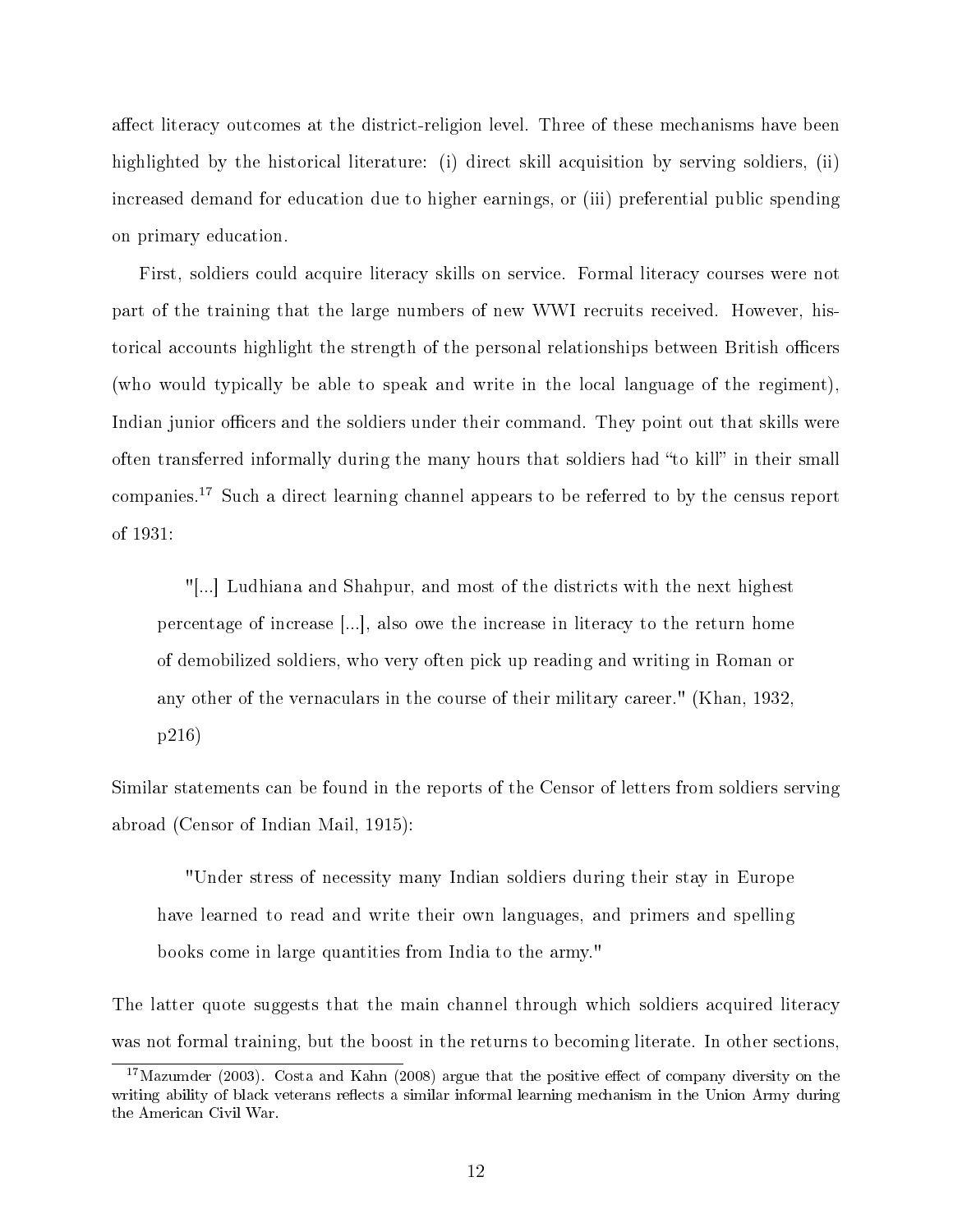affect literacy outcomes at the district-religion level. Three of these mechanisms have been highlighted by the historical literature: (i) direct skill acquisition by serving soldiers, (ii) increased demand for education due to higher earnings, or (iii) preferential public spending on primary education.

First, soldiers could acquire literacy skills on service. Formal literacy courses were not part of the training that the large numbers of new WWI recruits received. However, historical accounts highlight the strength of the personal relationships between British officers (who would typically be able to speak and write in the local language of the regiment), Indian junior officers and the soldiers under their command. They point out that skills were often transferred informally during the many hours that soldiers had "to kill" in their small companies.[17] Such a direct learning channel appears to be referred to by the census report of 1931:

> "[...] Ludhiana and Shahpur, and most of the districts with the next highest percentage of increase [...], also owe the increase in literacy to the return home of demobilized soldiers, who very often pick up reading and writing in Roman or any other of the vernaculars in the course of their military career." (Khan, 1932, p216)

Similar statements can be found in the reports of the Censor of letters from soldiers serving abroad (Censor of Indian Mail, 1915):

> "Under stress of necessity many Indian soldiers during their stay in Europe have learned to read and write their own languages, and primers and spelling books come in large quantities from India to the army."

The latter quote suggests that the main channel through which soldiers acquired literacy was not formal training, but the boost in the returns to becoming literate. In other sections,

[17] Mazumder (2003). Costa and Kahn (2008) argue that the positive effect of company diversity on the writing ability of black veterans reflects a similar informal learning mechanism in the Union Army during the American Civil War.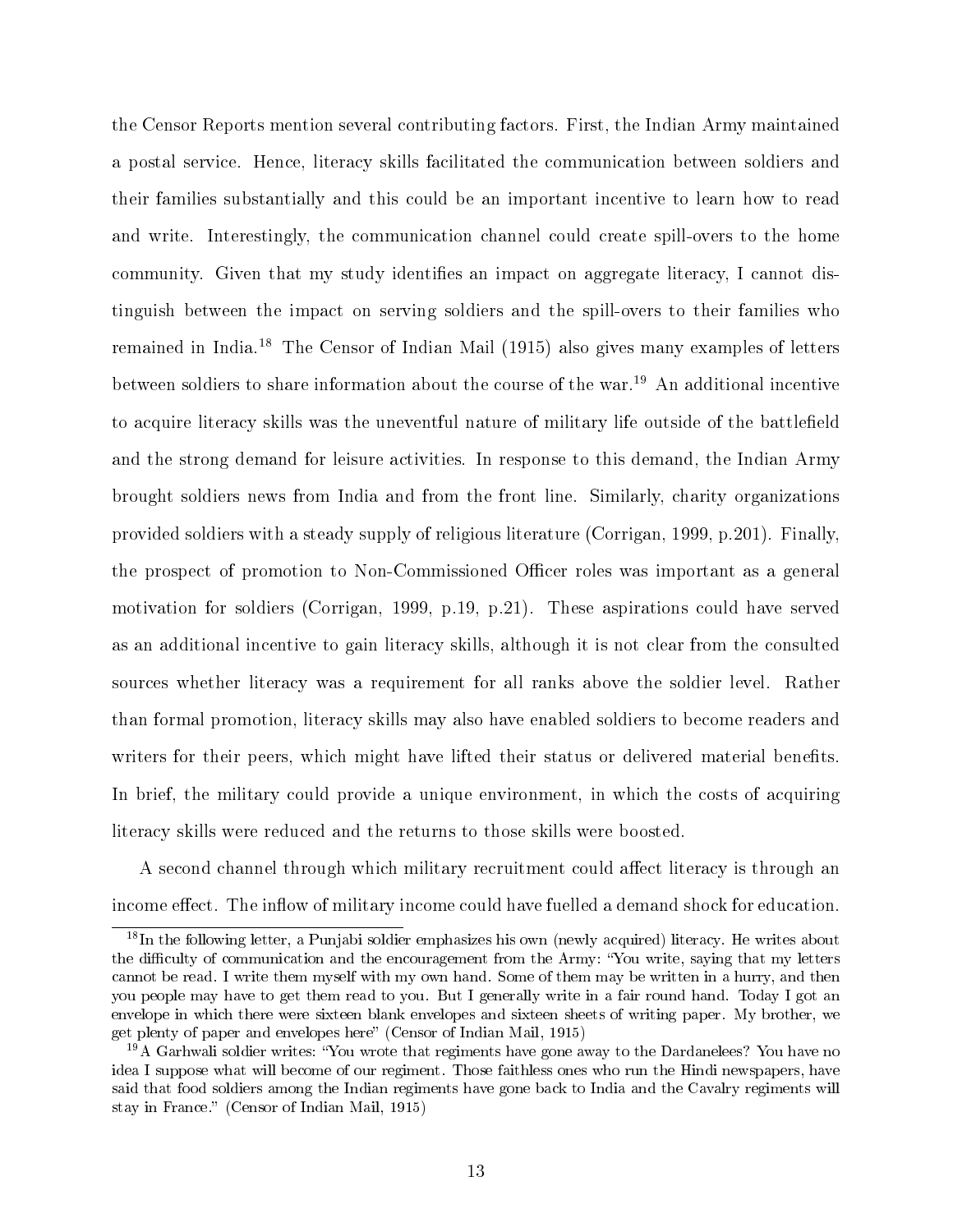the Censor Reports mention several contributing factors. First, the Indian Army maintained a postal service. Hence, literacy skills facilitated the communication between soldiers and their families substantially and this could be an important incentive to learn how to read and write. Interestingly, the communication channel could create spill-overs to the home community. Given that my study identifies an impact on aggregate literacy, I cannot distinguish between the impact on serving soldiers and the spill-overs to their families who remained in India.[18] The Censor of Indian Mail (1915) also gives many examples of letters between soldiers to share information about the course of the war.[19] An additional incentive to acquire literacy skills was the uneventful nature of military life outside of the battlefield and the strong demand for leisure activities. In response to this demand, the Indian Army brought soldiers news from India and from the front line. Similarly, charity organizations provided soldiers with a steady supply of religious literature (Corrigan, 1999, p.201). Finally, the prospect of promotion to Non-Commissioned Officer roles was important as a general motivation for soldiers (Corrigan, 1999, p.19, p.21). These aspirations could have served as an additional incentive to gain literacy skills, although it is not clear from the consulted sources whether literacy was a requirement for all ranks above the soldier level. Rather than formal promotion, literacy skills may also have enabled soldiers to become readers and writers for their peers, which might have lifted their status or delivered material benefits. In brief, the military could provide a unique environment, in which the costs of acquiring literacy skills were reduced and the returns to those skills were boosted.

A second channel through which military recruitment could affect literacy is through an income effect. The inflow of military income could have fuelled a demand shock for education.

---

[18] In the following letter, a Punjabi soldier emphasizes his own (newly acquired) literacy. He writes about the difficulty of communication and the encouragement from the Army: "You write, saying that my letters cannot be read. I write them myself with my own hand. Some of them may be written in a hurry, and then you people may have to get them read to you. But I generally write in a fair round hand. Today I got an envelope in which there were sixteen blank envelopes and sixteen sheets of writing paper. My brother, we get plenty of paper and envelopes here" (Censor of Indian Mail, 1915)

[19] A Garhwali soldier writes: "You wrote that regiments have gone away to the Dardanelees? You have no idea I suppose what will become of our regiment. Those faithless ones who run the Hindi newspapers, have said that food soldiers among the Indian regiments have gone back to India and the Cavalry regiments will stay in France." (Censor of Indian Mail, 1915)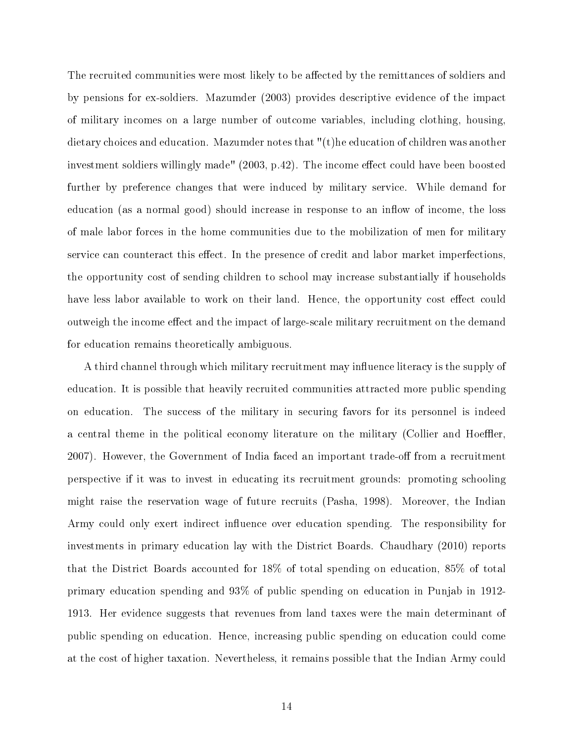The recruited communities were most likely to be affected by the remittances of soldiers and by pensions for ex-soldiers. Mazumder (2003) provides descriptive evidence of the impact of military incomes on a large number of outcome variables, including clothing, housing, dietary choices and education. Mazumder notes that "(t)he education of children was another investment soldiers willingly made" (2003, p.42). The income effect could have been boosted further by preference changes that were induced by military service. While demand for education (as a normal good) should increase in response to an inflow of income, the loss of male labor forces in the home communities due to the mobilization of men for military service can counteract this effect. In the presence of credit and labor market imperfections, the opportunity cost of sending children to school may increase substantially if households have less labor available to work on their land. Hence, the opportunity cost effect could outweigh the income effect and the impact of large-scale military recruitment on the demand for education remains theoretically ambiguous.

A third channel through which military recruitment may influence literacy is the supply of education. It is possible that heavily recruited communities attracted more public spending on education. The success of the military in securing favors for its personnel is indeed a central theme in the political economy literature on the military (Collier and Hoeffler, 2007). However, the Government of India faced an important trade-off from a recruitment perspective if it was to invest in educating its recruitment grounds: promoting schooling might raise the reservation wage of future recruits (Pasha, 1998). Moreover, the Indian Army could only exert indirect influence over education spending. The responsibility for investments in primary education lay with the District Boards. Chaudhary (2010) reports that the District Boards accounted for 18% of total spending on education, 85% of total primary education spending and 93% of public spending on education in Punjab in 1912-1913. Her evidence suggests that revenues from land taxes were the main determinant of public spending on education. Hence, increasing public spending on education could come at the cost of higher taxation. Nevertheless, it remains possible that the Indian Army could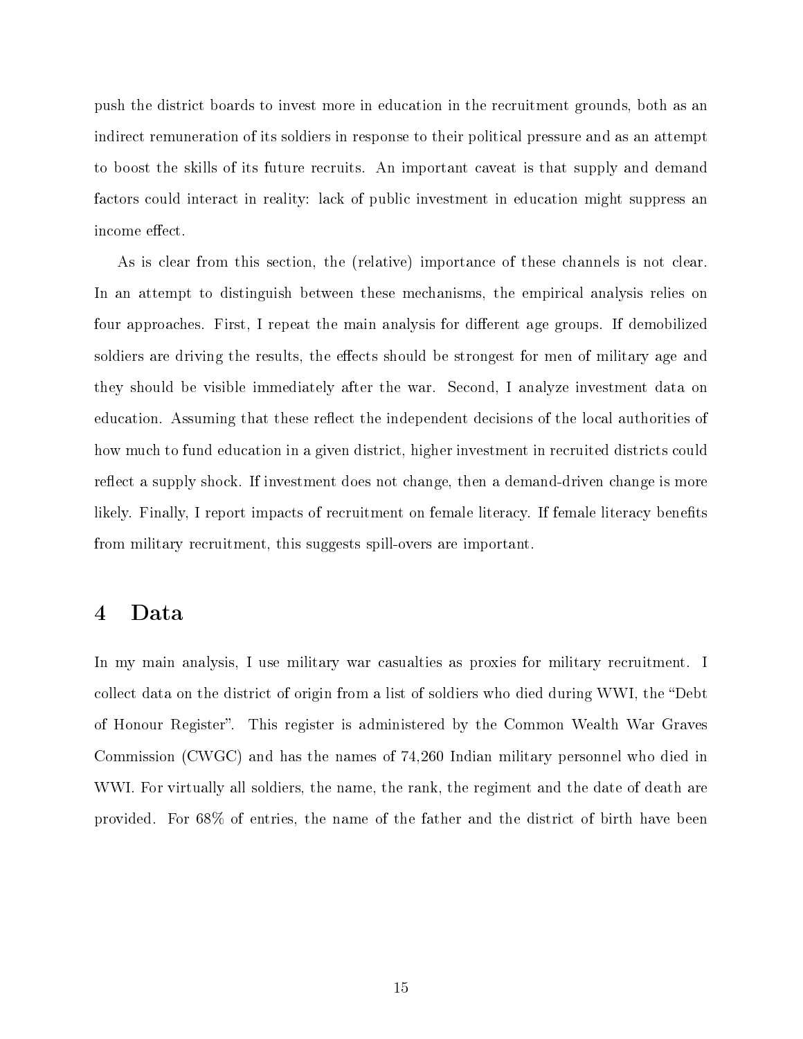push the district boards to invest more in education in the recruitment grounds, both as an indirect remuneration of its soldiers in response to their political pressure and as an attempt to boost the skills of its future recruits. An important caveat is that supply and demand factors could interact in reality: lack of public investment in education might suppress an income effect.

As is clear from this section, the (relative) importance of these channels is not clear. In an attempt to distinguish between these mechanisms, the empirical analysis relies on four approaches. First, I repeat the main analysis for different age groups. If demobilized soldiers are driving the results, the effects should be strongest for men of military age and they should be visible immediately after the war. Second, I analyze investment data on education. Assuming that these reflect the independent decisions of the local authorities of how much to fund education in a given district, higher investment in recruited districts could reflect a supply shock. If investment does not change, then a demand-driven change is more likely. Finally, I report impacts of recruitment on female literacy. If female literacy benefits from military recruitment, this suggests spill-overs are important.

## 4 Data

In my main analysis, I use military war casualties as proxies for military recruitment. I collect data on the district of origin from a list of soldiers who died during WWI, the "Debt of Honour Register". This register is administered by the Common Wealth War Graves Commission (CWGC) and has the names of 74,260 Indian military personnel who died in WWI. For virtually all soldiers, the name, the rank, the regiment and the date of death are provided. For 68% of entries, the name of the father and the district of birth have been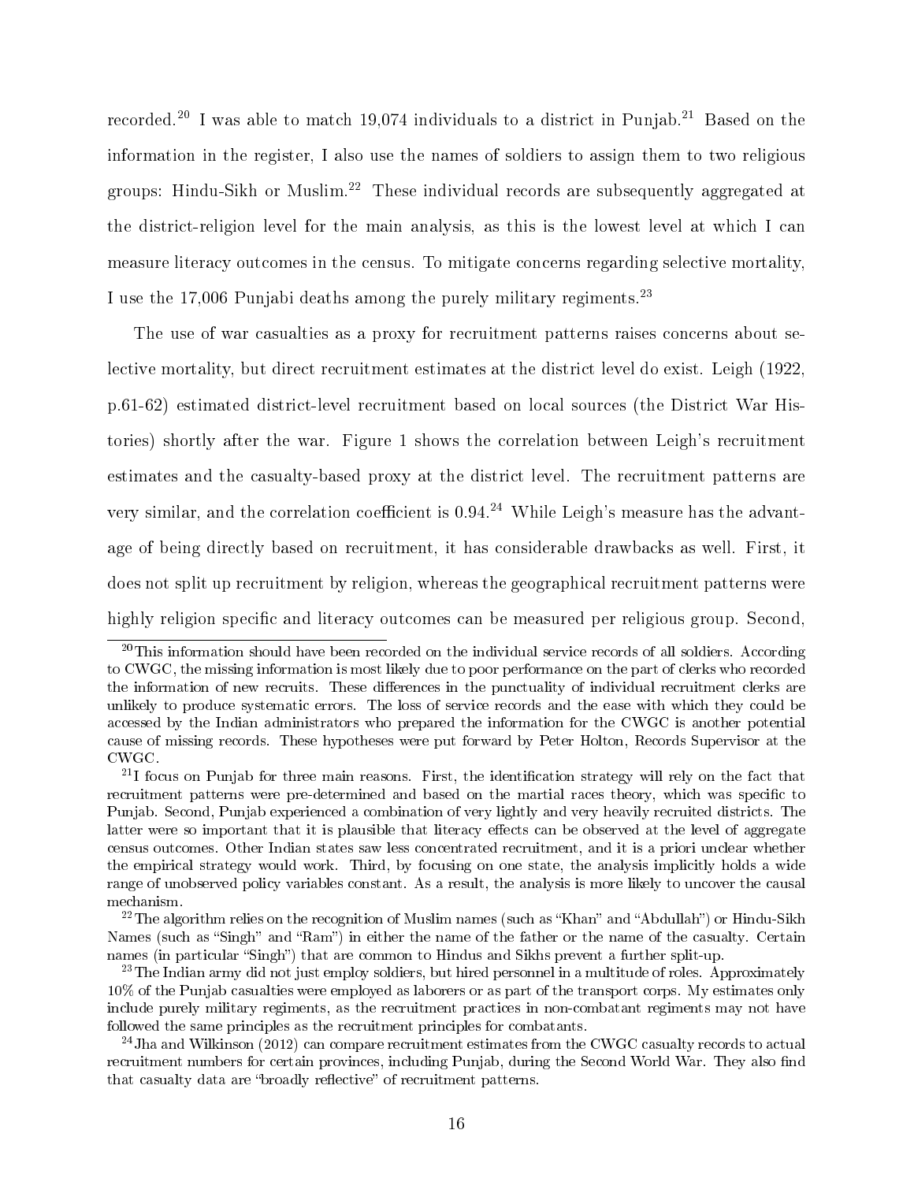recorded.[20] I was able to match 19,074 individuals to a district in Punjab.[21] Based on the information in the register, I also use the names of soldiers to assign them to two religious groups: Hindu-Sikh or Muslim.[22] These individual records are subsequently aggregated at the district-religion level for the main analysis, as this is the lowest level at which I can measure literacy outcomes in the census. To mitigate concerns regarding selective mortality, I use the 17,006 Punjabi deaths among the purely military regiments.[23]

The use of war casualties as a proxy for recruitment patterns raises concerns about selective mortality, but direct recruitment estimates at the district level do exist. Leigh (1922, p.61-62) estimated district-level recruitment based on local sources (the District War Histories) shortly after the war. Figure 1 shows the correlation between Leigh's recruitment estimates and the casualty-based proxy at the district level. The recruitment patterns are very similar, and the correlation coefficient is 0.94.[24] While Leigh's measure has the advantage of being directly based on recruitment, it has considerable drawbacks as well. First, it does not split up recruitment by religion, whereas the geographical recruitment patterns were highly religion specific and literacy outcomes can be measured per religious group. Second,

[20] This information should have been recorded on the individual service records of all soldiers. According to CWGC, the missing information is most likely due to poor performance on the part of clerks who recorded the information of new recruits. These differences in the punctuality of individual recruitment clerks are unlikely to produce systematic errors. The loss of service records and the ease with which they could be accessed by the Indian administrators who prepared the information for the CWGC is another potential cause of missing records. These hypotheses were put forward by Peter Holton, Records Supervisor at the CWGC.

[21] I focus on Punjab for three main reasons. First, the identification strategy will rely on the fact that recruitment patterns were pre-determined and based on the martial races theory, which was specific to Punjab. Second, Punjab experienced a combination of very lightly and very heavily recruited districts. The latter were so important that it is plausible that literacy effects can be observed at the level of aggregate census outcomes. Other Indian states saw less concentrated recruitment, and it is a priori unclear whether the empirical strategy would work. Third, by focusing on one state, the analysis implicitly holds a wide range of unobserved policy variables constant. As a result, the analysis is more likely to uncover the causal mechanism.

[22] The algorithm relies on the recognition of Muslim names (such as "Khan" and "Abdullah") or Hindu-Sikh Names (such as "Singh" and "Ram") in either the name of the father or the name of the casualty. Certain names (in particular "Singh") that are common to Hindus and Sikhs prevent a further split-up.

[23] The Indian army did not just employ soldiers, but hired personnel in a multitude of roles. Approximately 10% of the Punjab casualties were employed as laborers or as part of the transport corps. My estimates only include purely military regiments, as the recruitment practices in non-combatant regiments may not have followed the same principles as the recruitment principles for combatants.

[24] Jha and Wilkinson (2012) can compare recruitment estimates from the CWGC casualty records to actual recruitment numbers for certain provinces, including Punjab, during the Second World War. They also find that casualty data are "broadly reflective" of recruitment patterns.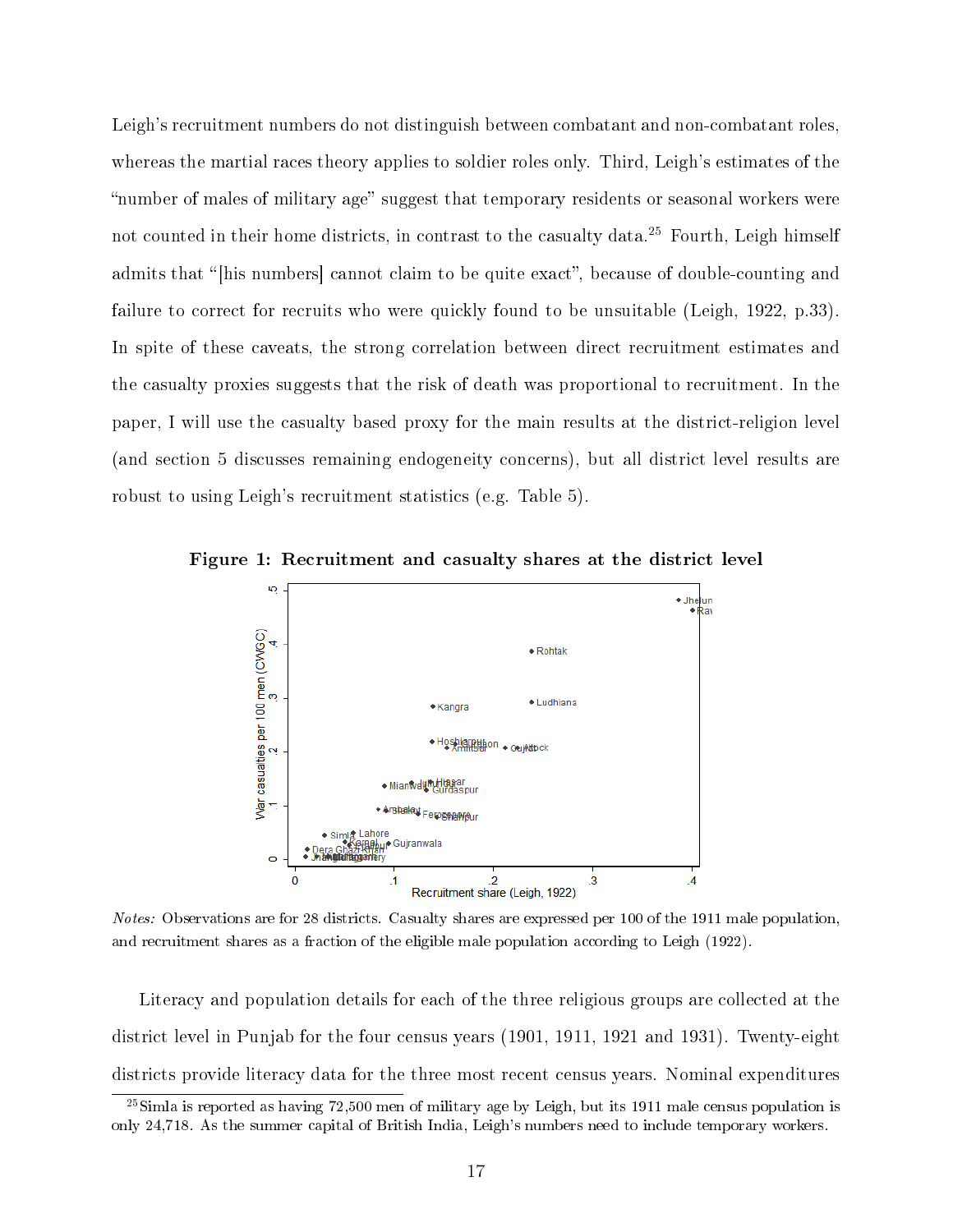Leigh's recruitment numbers do not distinguish between combatant and non-combatant roles, whereas the martial races theory applies to soldier roles only. Third, Leigh's estimates of the "number of males of military age" suggest that temporary residents or seasonal workers were not counted in their home districts, in contrast to the casualty data.[25] Fourth, Leigh himself admits that "[his numbers] cannot claim to be quite exact", because of double-counting and failure to correct for recruits who were quickly found to be unsuitable (Leigh, 1922, p.33). In spite of these caveats, the strong correlation between direct recruitment estimates and the casualty proxies suggests that the risk of death was proportional to recruitment. In the paper, I will use the casualty based proxy for the main results at the district-religion level (and section 5 discusses remaining endogeneity concerns), but all district level results are robust to using Leigh's recruitment statistics (e.g. Table 5).

**Figure 1: Recruitment and casualty shares at the district level**

*Notes:* Observations are for 28 districts. Casualty shares are expressed per 100 of the 1911 male population, and recruitment shares as a fraction of the eligible male population according to Leigh (1922).

Literacy and population details for each of the three religious groups are collected at the district level in Punjab for the four census years (1901, 1911, 1921 and 1931). Twenty-eight districts provide literacy data for the three most recent census years. Nominal expenditures

[25] Simla is reported as having 72,500 men of military age by Leigh, but its 1911 male census population is only 24,718. As the summer capital of British India, Leigh's numbers need to include temporary workers.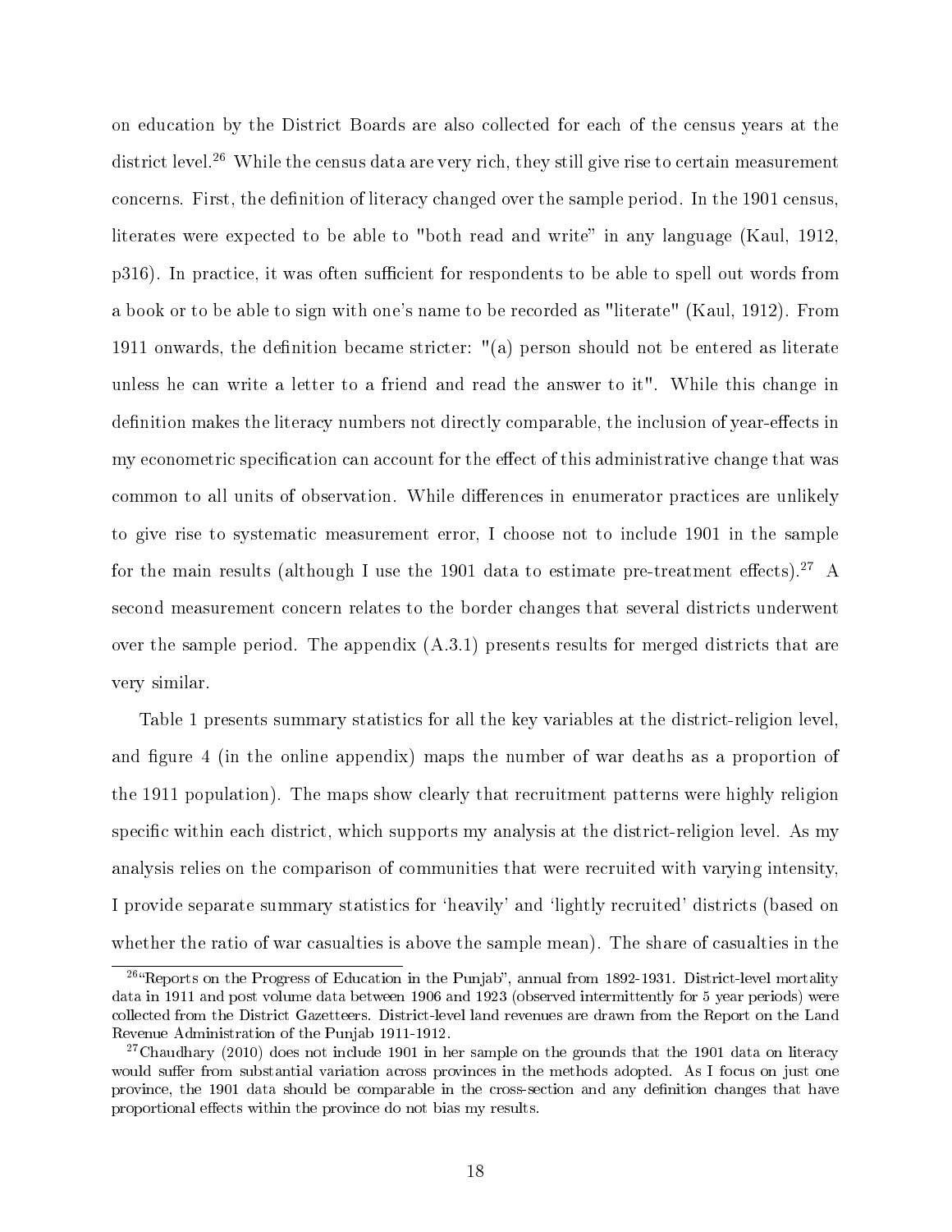on education by the District Boards are also collected for each of the census years at the district level.[26] While the census data are very rich, they still give rise to certain measurement concerns. First, the definition of literacy changed over the sample period. In the 1901 census, literates were expected to be able to "both read and write" in any language (Kaul, 1912, p316). In practice, it was often sufficient for respondents to be able to spell out words from a book or to be able to sign with one's name to be recorded as "literate" (Kaul, 1912). From 1911 onwards, the definition became stricter: "(a) person should not be entered as literate unless he can write a letter to a friend and read the answer to it". While this change in definition makes the literacy numbers not directly comparable, the inclusion of year-effects in my econometric specification can account for the effect of this administrative change that was common to all units of observation. While differences in enumerator practices are unlikely to give rise to systematic measurement error, I choose not to include 1901 in the sample for the main results (although I use the 1901 data to estimate pre-treatment effects).[27] A second measurement concern relates to the border changes that several districts underwent over the sample period. The appendix (A.3.1) presents results for merged districts that are very similar.

Table 1 presents summary statistics for all the key variables at the district-religion level, and figure 4 (in the online appendix) maps the number of war deaths as a proportion of the 1911 population). The maps show clearly that recruitment patterns were highly religion specific within each district, which supports my analysis at the district-religion level. As my analysis relies on the comparison of communities that were recruited with varying intensity, I provide separate summary statistics for 'heavily' and 'lightly recruited' districts (based on whether the ratio of war casualties is above the sample mean). The share of casualties in the

[26] "Reports on the Progress of Education in the Punjab", annual from 1892-1931. District-level mortality data in 1911 and post volume data between 1906 and 1923 (observed intermittently for 5 year periods) were collected from the District Gazetteers. District-level land revenues are drawn from the Report on the Land Revenue Administration of the Punjab 1911-1912.

[27] Chaudhary (2010) does not include 1901 in her sample on the grounds that the 1901 data on literacy would suffer from substantial variation across provinces in the methods adopted. As I focus on just one province, the 1901 data should be comparable in the cross-section and any definition changes that have proportional effects within the province do not bias my results.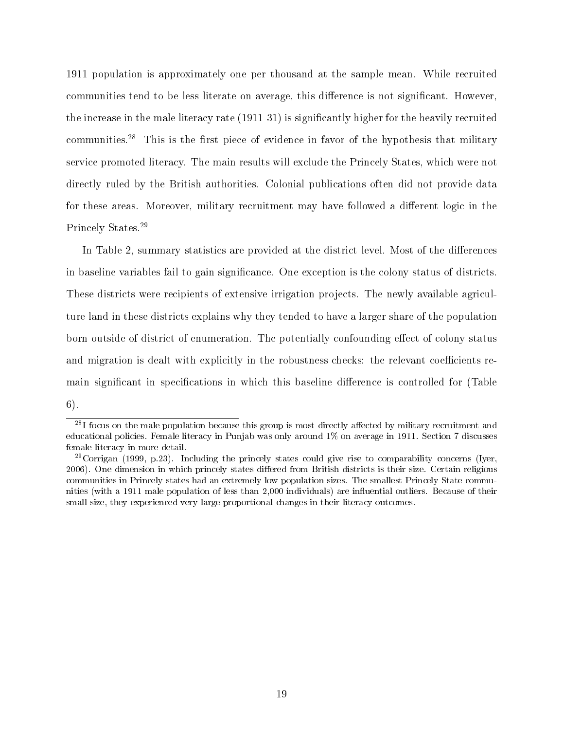1911 population is approximately one per thousand at the sample mean. While recruited communities tend to be less literate on average, this difference is not significant. However, the increase in the male literacy rate (1911-31) is significantly higher for the heavily recruited communities.[28] This is the first piece of evidence in favor of the hypothesis that military service promoted literacy. The main results will exclude the Princely States, which were not directly ruled by the British authorities. Colonial publications often did not provide data for these areas. Moreover, military recruitment may have followed a different logic in the Princely States.[29]

In Table 2, summary statistics are provided at the district level. Most of the differences in baseline variables fail to gain significance. One exception is the colony status of districts. These districts were recipients of extensive irrigation projects. The newly available agriculture land in these districts explains why they tended to have a larger share of the population born outside of district of enumeration. The potentially confounding effect of colony status and migration is dealt with explicitly in the robustness checks: the relevant coefficients remain significant in specifications in which this baseline difference is controlled for (Table 6).

[28] I focus on the male population because this group is most directly affected by military recruitment and educational policies. Female literacy in Punjab was only around 1% on average in 1911. Section 7 discusses female literacy in more detail.

[29] Corrigan (1999, p.23). Including the princely states could give rise to comparability concerns (Iyer, 2006). One dimension in which princely states differed from British districts is their size. Certain religious communities in Princely states had an extremely low population sizes. The smallest Princely State communities (with a 1911 male population of less than 2,000 individuals) are influential outliers. Because of their small size, they experienced very large proportional changes in their literacy outcomes.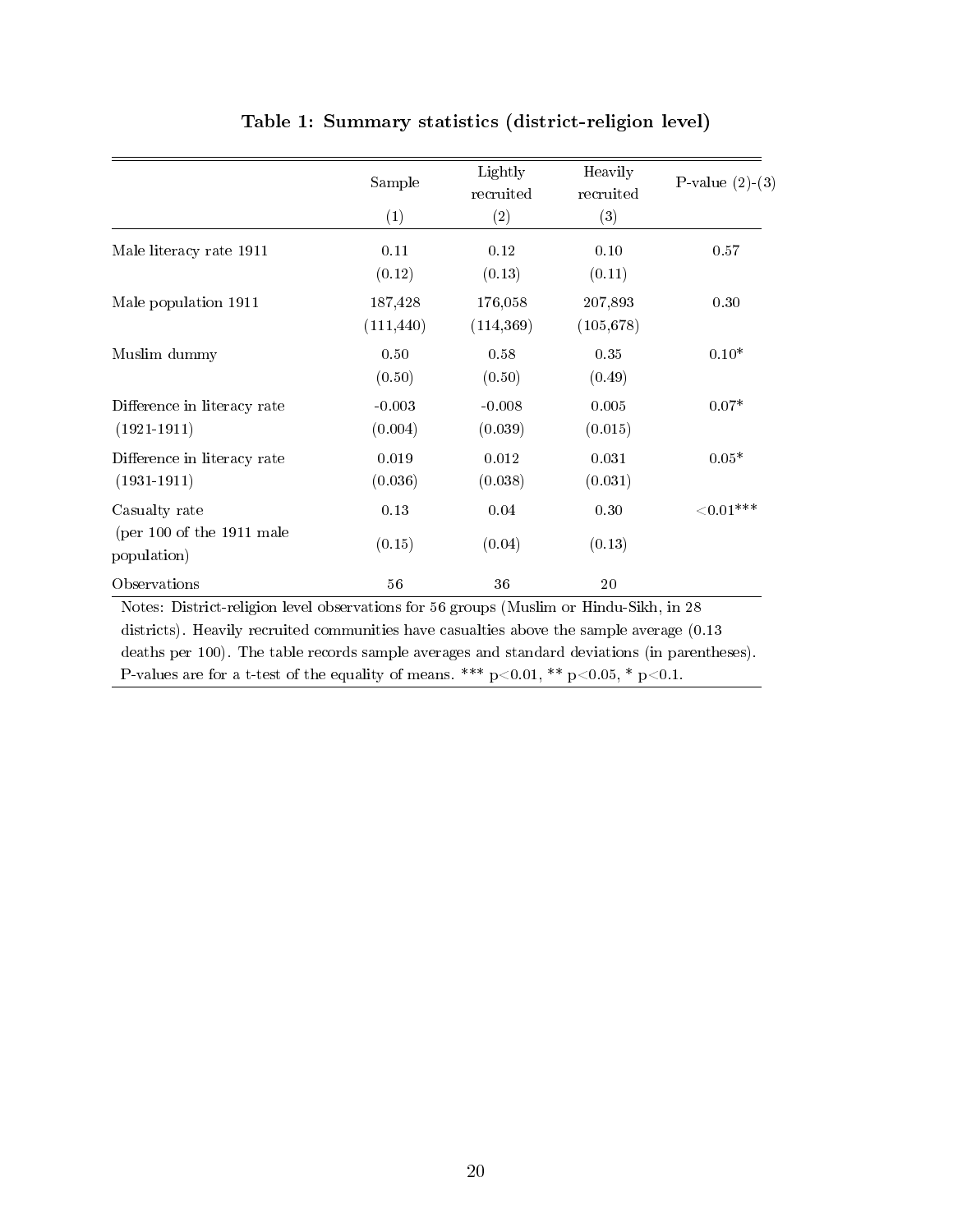**Table 1: Summary statistics (district-religion level)**

| | Sample (1) | Lightly recruited (2) | Heavily recruited (3) | P-value (2)-(3) |
|---|---|---|---|---|
| Male literacy rate 1911 | 0.11 | 0.12 | 0.10 | 0.57 |
| | (0.12) | (0.13) | (0.11) | |
| Male population 1911 | 187,428 | 176,058 | 207,893 | 0.30 |
| | (111,440) | (114,369) | (105,678) | |
| Muslim dummy | 0.50 | 0.58 | 0.35 | 0.10* |
| | (0.50) | (0.50) | (0.49) | |
| Difference in literacy rate (1921-1911) | -0.003 | -0.008 | 0.005 | 0.07* |
| | (0.004) | (0.039) | (0.015) | |
| Difference in literacy rate (1931-1911) | 0.019 | 0.012 | 0.031 | 0.05* |
| | (0.036) | (0.038) | (0.031) | |
| Casualty rate (per 100 of the 1911 male population) | 0.13 | 0.04 | 0.30 | <0.01*** |
| | (0.15) | (0.04) | (0.13) | |
| Observations | 56 | 36 | 20 | |

Notes: District-religion level observations for 56 groups (Muslim or Hindu-Sikh, in 28 districts). Heavily recruited communities have casualties above the sample average (0.13 deaths per 100). The table records sample averages and standard deviations (in parentheses). P-values are for a t-test of the equality of means. *** p<0.01, ** p<0.05, * p<0.1.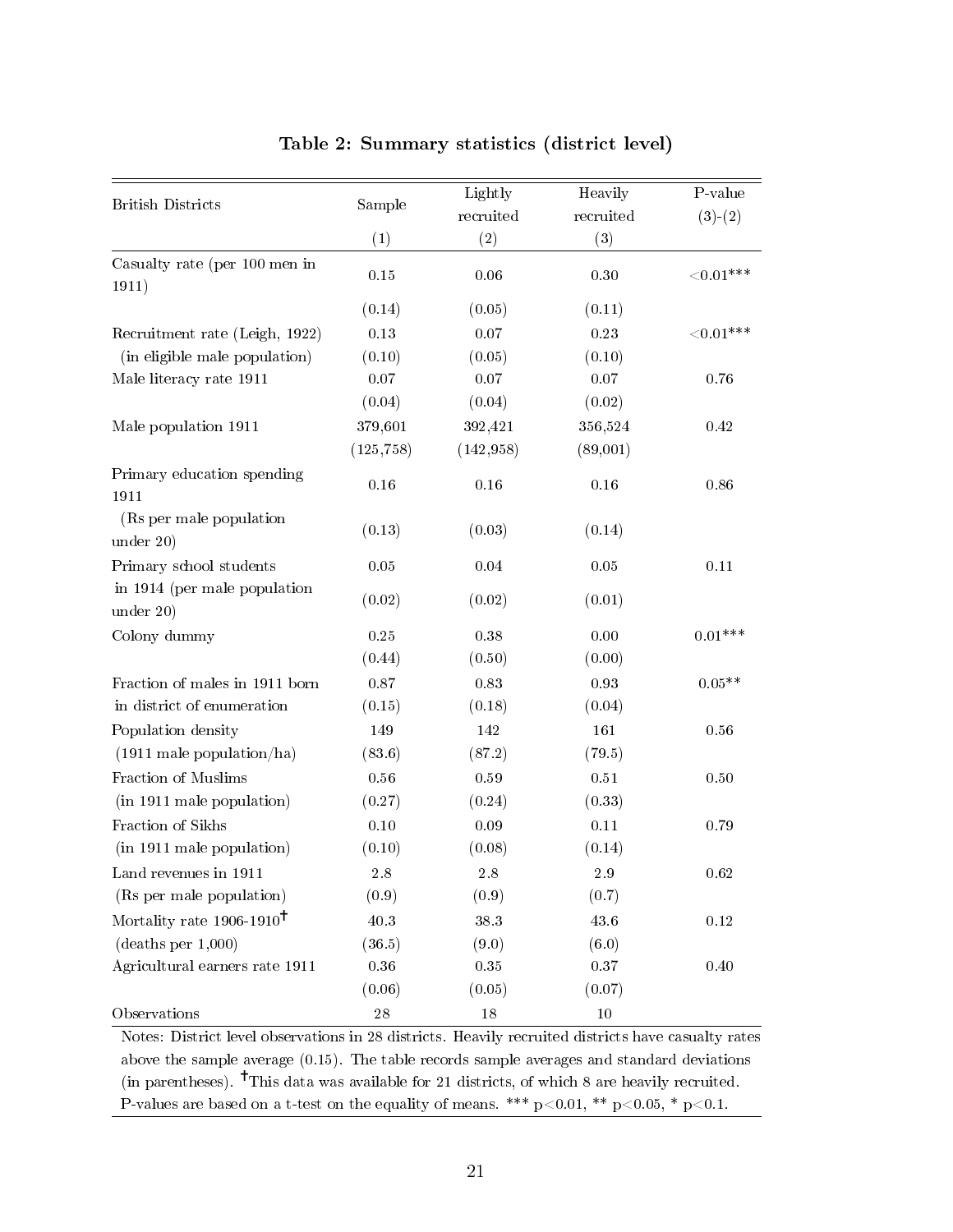**Table 2: Summary statistics (district level)**

| British Districts | Sample | Lightly recruited | Heavily recruited | P-value (3)-(2) |
|---|---|---|---|---|
| | (1) | (2) | (3) | |
| Casualty rate (per 100 men in 1911) | 0.15 | 0.06 | 0.30 | <0.01*** |
| | (0.14) | (0.05) | (0.11) | |
| Recruitment rate (Leigh, 1922) | 0.13 | 0.07 | 0.23 | <0.01*** |
| (in eligible male population) | (0.10) | (0.05) | (0.10) | |
| Male literacy rate 1911 | 0.07 | 0.07 | 0.07 | 0.76 |
| | (0.04) | (0.04) | (0.02) | |
| Male population 1911 | 379,601 | 392,421 | 356,524 | 0.42 |
| | (125,758) | (142,958) | (89,001) | |
| Primary education spending 1911 | 0.16 | 0.16 | 0.16 | 0.86 |
| (Rs per male population under 20) | (0.13) | (0.03) | (0.14) | |
| Primary school students | 0.05 | 0.04 | 0.05 | 0.11 |
| in 1914 (per male population under 20) | (0.02) | (0.02) | (0.01) | |
| Colony dummy | 0.25 | 0.38 | 0.00 | 0.01*** |
| | (0.44) | (0.50) | (0.00) | |
| Fraction of males in 1911 born | 0.87 | 0.83 | 0.93 | 0.05** |
| in district of enumeration | (0.15) | (0.18) | (0.04) | |
| Population density | 149 | 142 | 161 | 0.56 |
| (1911 male population/ha) | (83.6) | (87.2) | (79.5) | |
| Fraction of Muslims | 0.56 | 0.59 | 0.51 | 0.50 |
| (in 1911 male population) | (0.27) | (0.24) | (0.33) | |
| Fraction of Sikhs | 0.10 | 0.09 | 0.11 | 0.79 |
| (in 1911 male population) | (0.10) | (0.08) | (0.14) | |
| Land revenues in 1911 | 2.8 | 2.8 | 2.9 | 0.62 |
| (Rs per male population) | (0.9) | (0.9) | (0.7) | |
| Mortality rate 1906-1910† | 40.3 | 38.3 | 43.6 | 0.12 |
| (deaths per 1,000) | (36.5) | (9.0) | (6.0) | |
| Agricultural earners rate 1911 | 0.36 | 0.35 | 0.37 | 0.40 |
| | (0.06) | (0.05) | (0.07) | |
| Observations | 28 | 18 | 10 | |

Notes: District level observations in 28 districts. Heavily recruited districts have casualty rates above the sample average (0.15). The table records sample averages and standard deviations (in parentheses). †This data was available for 21 districts, of which 8 are heavily recruited. P-values are based on a t-test on the equality of means. *** p<0.01, ** p<0.05, * p<0.1.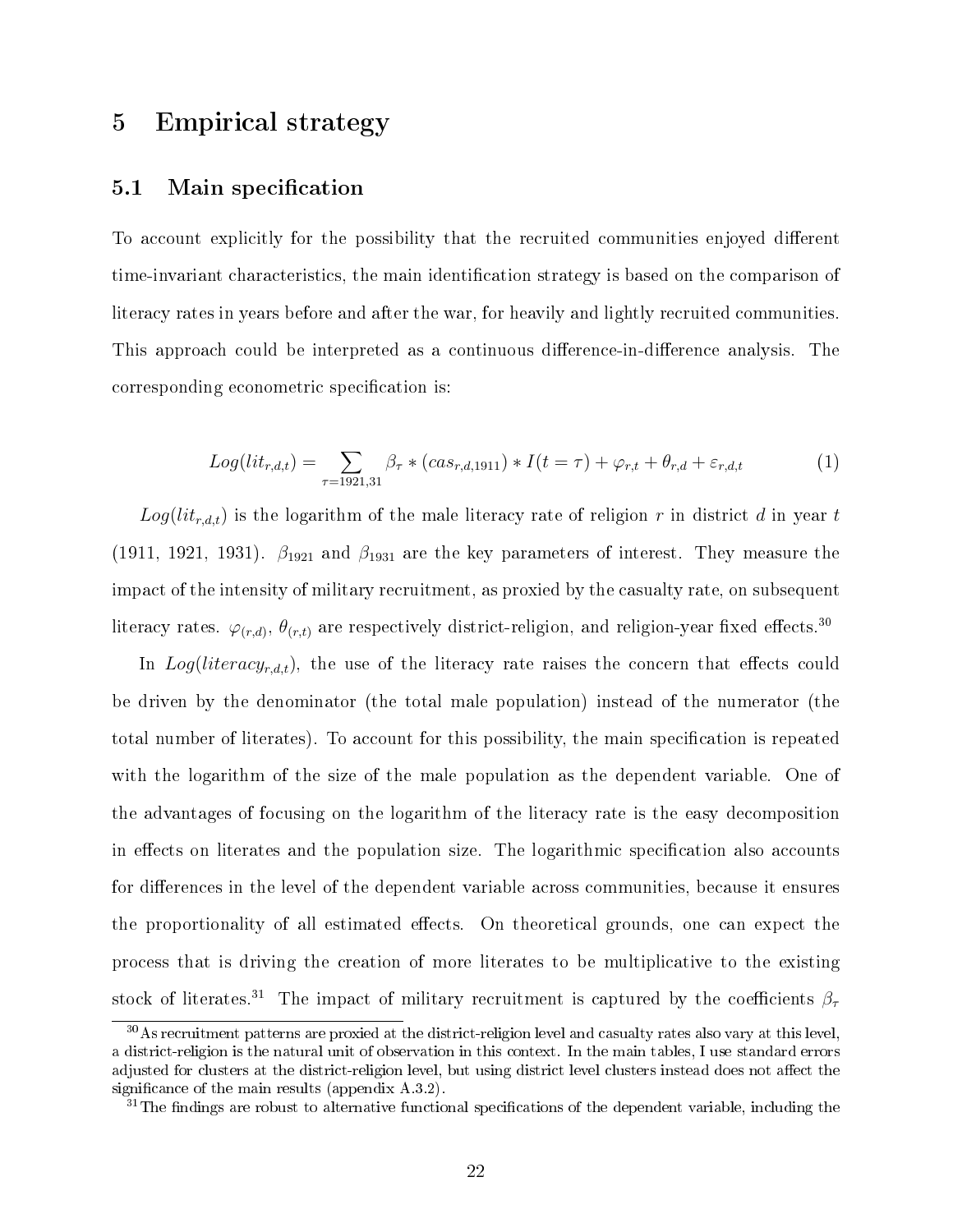# 5 Empirical strategy

## 5.1 Main specification

To account explicitly for the possibility that the recruited communities enjoyed different time-invariant characteristics, the main identification strategy is based on the comparison of literacy rates in years before and after the war, for heavily and lightly recruited communities. This approach could be interpreted as a continuous difference-in-difference analysis. The corresponding econometric specification is:

$$Log(lit_{r,d,t}) = \sum_{\tau=1921,31} \beta_\tau * (cas_{r,d,1911}) * I(t=\tau) + \varphi_{r,t} + \theta_{r,d} + \varepsilon_{r,d,t} \tag{1}$$

$Log(lit_{r,d,t})$ is the logarithm of the male literacy rate of religion $r$ in district $d$ in year $t$ (1911, 1921, 1931). $\beta_{1921}$ and $\beta_{1931}$ are the key parameters of interest. They measure the impact of the intensity of military recruitment, as proxied by the casualty rate, on subsequent literacy rates. $\varphi_{(r,d)}$, $\theta_{(r,t)}$ are respectively district-religion, and religion-year fixed effects.[30]

In $Log(literacy_{r,d,t})$, the use of the literacy rate raises the concern that effects could be driven by the denominator (the total male population) instead of the numerator (the total number of literates). To account for this possibility, the main specification is repeated with the logarithm of the size of the male population as the dependent variable. One of the advantages of focusing on the logarithm of the literacy rate is the easy decomposition in effects on literates and the population size. The logarithmic specification also accounts for differences in the level of the dependent variable across communities, because it ensures the proportionality of all estimated effects. On theoretical grounds, one can expect the process that is driving the creation of more literates to be multiplicative to the existing stock of literates.[31] The impact of military recruitment is captured by the coefficients $\beta_\tau$

---

[30] As recruitment patterns are proxied at the district-religion level and casualty rates also vary at this level, a district-religion is the natural unit of observation in this context. In the main tables, I use standard errors adjusted for clusters at the district-religion level, but using district level clusters instead does not affect the significance of the main results (appendix A.3.2).

[31] The findings are robust to alternative functional specifications of the dependent variable, including the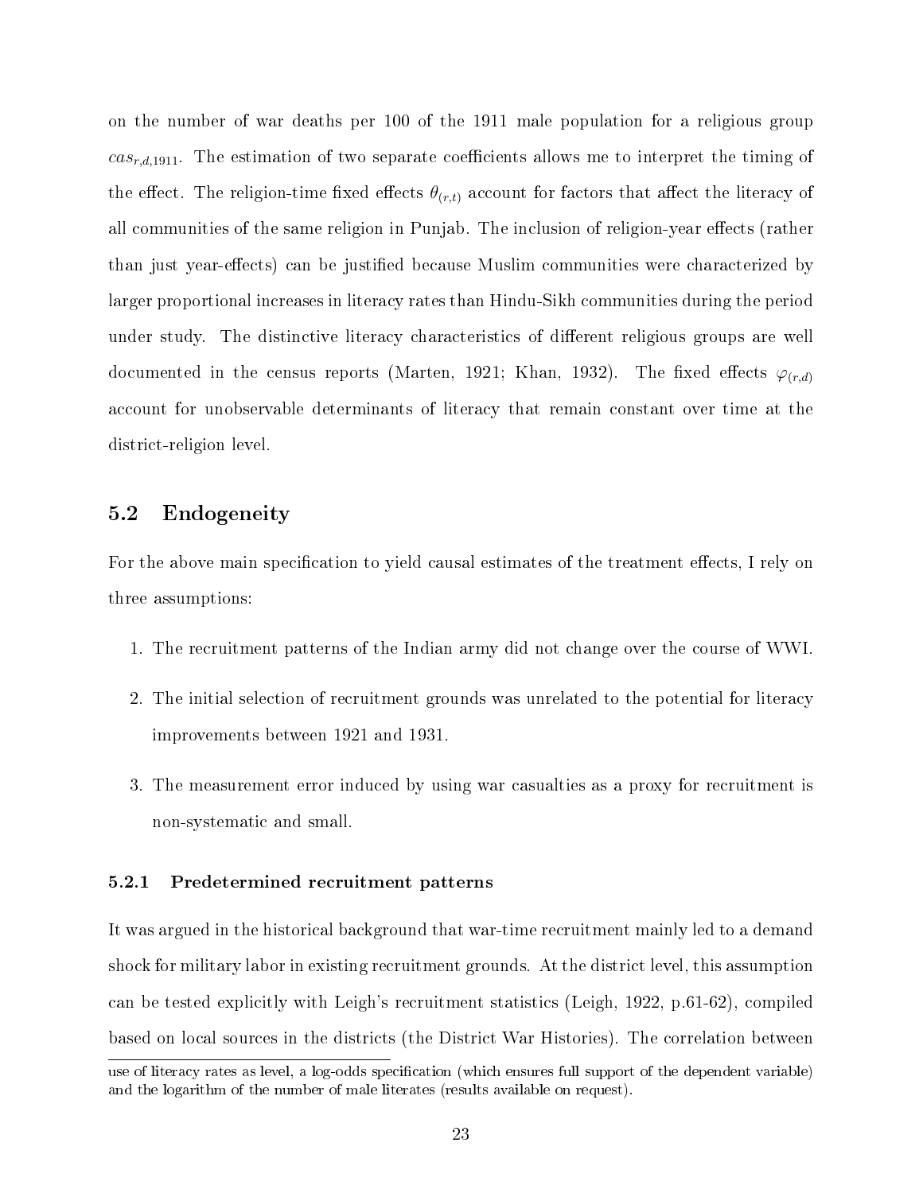on the number of war deaths per 100 of the 1911 male population for a religious group $cas_{r,d,1911}$. The estimation of two separate coefficients allows me to interpret the timing of the effect. The religion-time fixed effects $\theta_{(r,t)}$ account for factors that affect the literacy of all communities of the same religion in Punjab. The inclusion of religion-year effects (rather than just year-effects) can be justified because Muslim communities were characterized by larger proportional increases in literacy rates than Hindu-Sikh communities during the period under study. The distinctive literacy characteristics of different religious groups are well documented in the census reports (Marten, 1921; Khan, 1932). The fixed effects $\varphi_{(r,d)}$ account for unobservable determinants of literacy that remain constant over time at the district-religion level.

## 5.2 Endogeneity

For the above main specification to yield causal estimates of the treatment effects, I rely on three assumptions:

1. The recruitment patterns of the Indian army did not change over the course of WWI.
2. The initial selection of recruitment grounds was unrelated to the potential for literacy improvements between 1921 and 1931.
3. The measurement error induced by using war casualties as a proxy for recruitment is non-systematic and small.

### 5.2.1 Predetermined recruitment patterns

It was argued in the historical background that war-time recruitment mainly led to a demand shock for military labor in existing recruitment grounds. At the district level, this assumption can be tested explicitly with Leigh's recruitment statistics (Leigh, 1922, p.61-62), compiled based on local sources in the districts (the District War Histories). The correlation between

use of literacy rates as level, a log-odds specification (which ensures full support of the dependent variable) and the logarithm of the number of male literates (results available on request).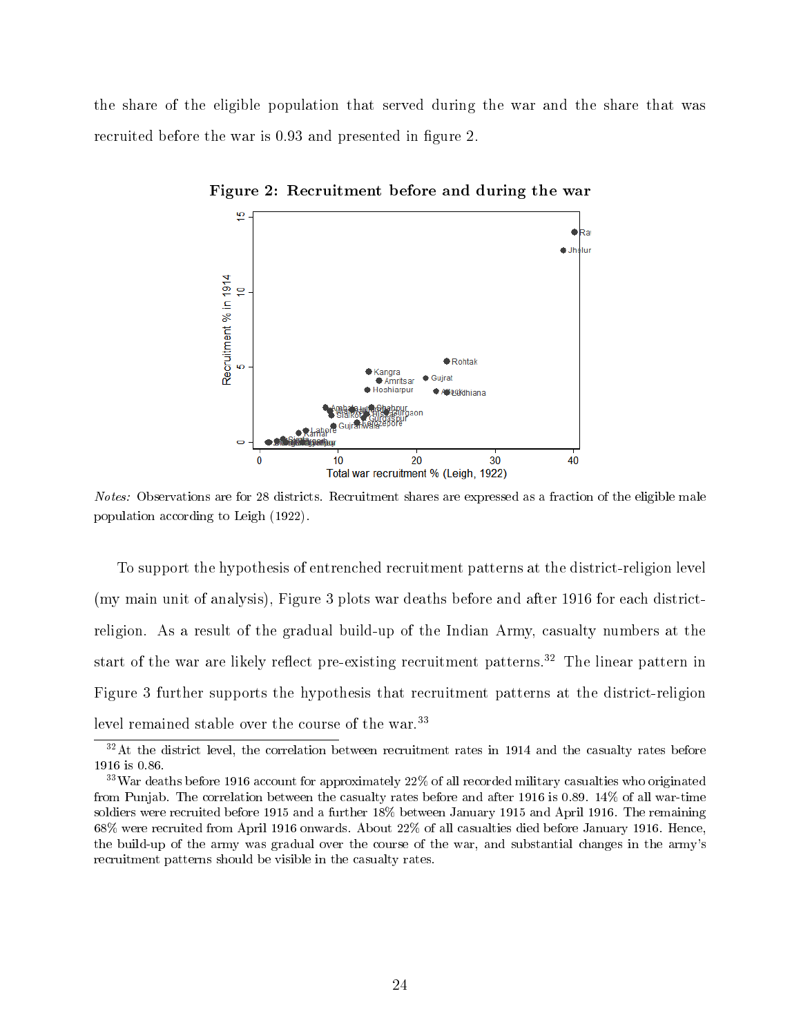the share of the eligible population that served during the war and the share that was recruited before the war is 0.93 and presented in figure 2.

**Figure 2: Recruitment before and during the war**

*Notes:* Observations are for 28 districts. Recruitment shares are expressed as a fraction of the eligible male population according to Leigh (1922).

To support the hypothesis of entrenched recruitment patterns at the district-religion level (my main unit of analysis), Figure 3 plots war deaths before and after 1916 for each district-religion. As a result of the gradual build-up of the Indian Army, casualty numbers at the start of the war are likely reflect pre-existing recruitment patterns.[32] The linear pattern in Figure 3 further supports the hypothesis that recruitment patterns at the district-religion level remained stable over the course of the war.[33]

---

[32] At the district level, the correlation between recruitment rates in 1914 and the casualty rates before 1916 is 0.86.

[33] War deaths before 1916 account for approximately 22% of all recorded military casualties who originated from Punjab. The correlation between the casualty rates before and after 1916 is 0.89. 14% of all war-time soldiers were recruited before 1915 and a further 18% between January 1915 and April 1916. The remaining 68% were recruited from April 1916 onwards. About 22% of all casualties died before January 1916. Hence, the build-up of the army was gradual over the course of the war, and substantial changes in the army's recruitment patterns should be visible in the casualty rates.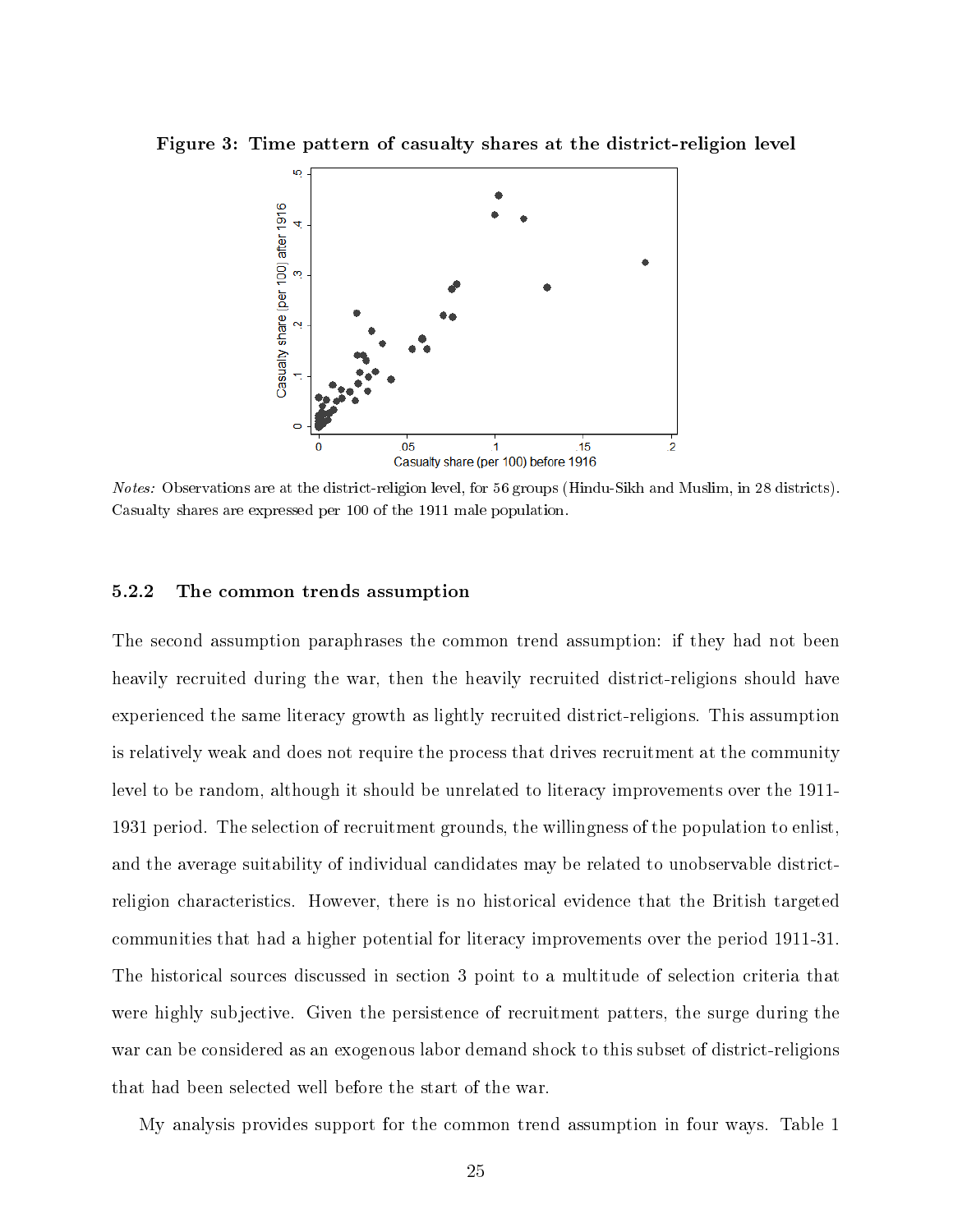**Figure 3: Time pattern of casualty shares at the district-religion level**

*Notes:* Observations are at the district-religion level, for 56 groups (Hindu-Sikh and Muslim, in 28 districts). Casualty shares are expressed per 100 of the 1911 male population.

#### 5.2.2 The common trends assumption

The second assumption paraphrases the common trend assumption: if they had not been heavily recruited during the war, then the heavily recruited district-religions should have experienced the same literacy growth as lightly recruited district-religions. This assumption is relatively weak and does not require the process that drives recruitment at the community level to be random, although it should be unrelated to literacy improvements over the 1911-1931 period. The selection of recruitment grounds, the willingness of the population to enlist, and the average suitability of individual candidates may be related to unobservable district-religion characteristics. However, there is no historical evidence that the British targeted communities that had a higher potential for literacy improvements over the period 1911-31. The historical sources discussed in section 3 point to a multitude of selection criteria that were highly subjective. Given the persistence of recruitment patters, the surge during the war can be considered as an exogenous labor demand shock to this subset of district-religions that had been selected well before the start of the war.

My analysis provides support for the common trend assumption in four ways. Table 1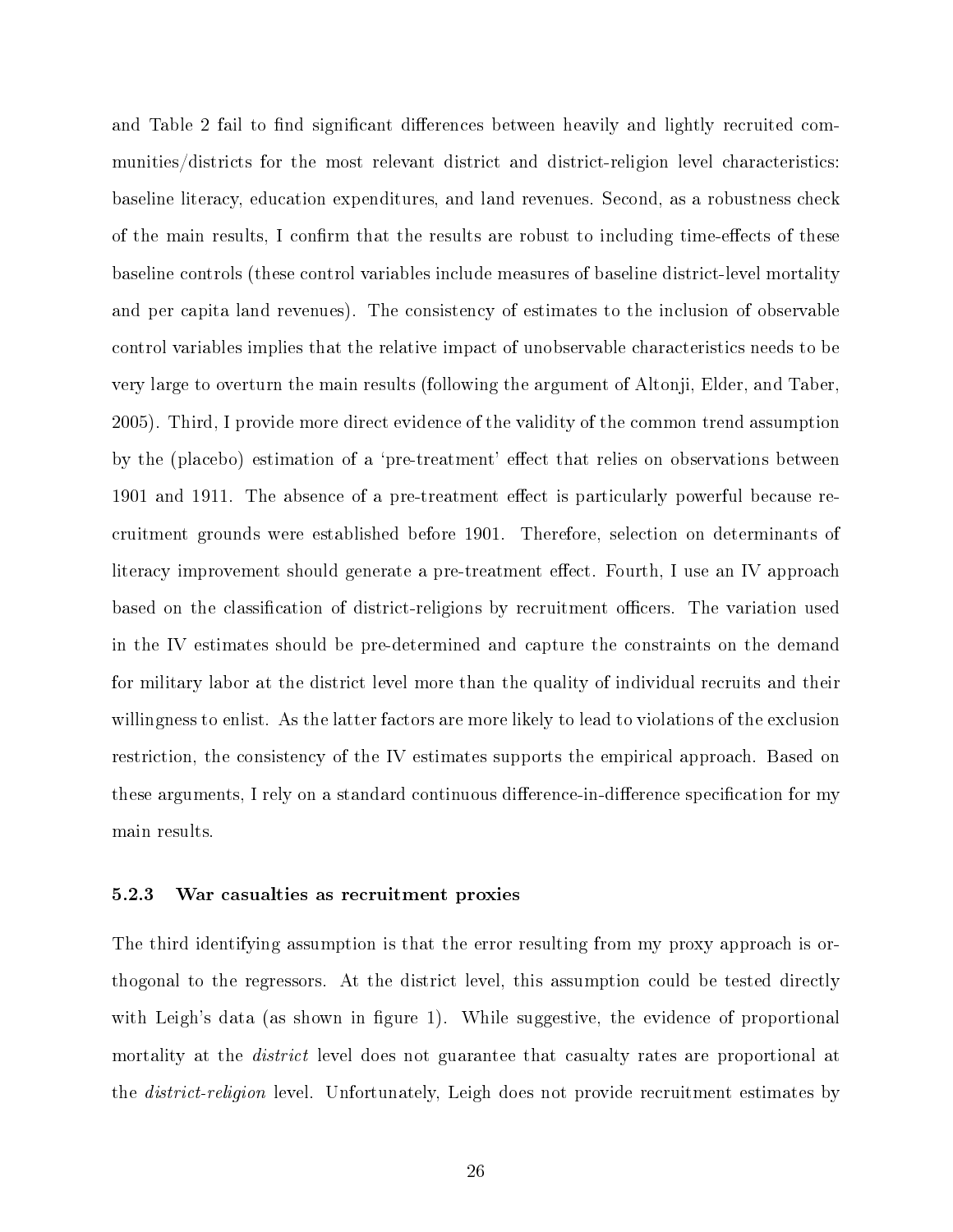and Table 2 fail to find significant differences between heavily and lightly recruited communities/districts for the most relevant district and district-religion level characteristics: baseline literacy, education expenditures, and land revenues. Second, as a robustness check of the main results, I confirm that the results are robust to including time-effects of these baseline controls (these control variables include measures of baseline district-level mortality and per capita land revenues). The consistency of estimates to the inclusion of observable control variables implies that the relative impact of unobservable characteristics needs to be very large to overturn the main results (following the argument of Altonji, Elder, and Taber, 2005). Third, I provide more direct evidence of the validity of the common trend assumption by the (placebo) estimation of a 'pre-treatment' effect that relies on observations between 1901 and 1911. The absence of a pre-treatment effect is particularly powerful because recruitment grounds were established before 1901. Therefore, selection on determinants of literacy improvement should generate a pre-treatment effect. Fourth, I use an IV approach based on the classification of district-religions by recruitment officers. The variation used in the IV estimates should be pre-determined and capture the constraints on the demand for military labor at the district level more than the quality of individual recruits and their willingness to enlist. As the latter factors are more likely to lead to violations of the exclusion restriction, the consistency of the IV estimates supports the empirical approach. Based on these arguments, I rely on a standard continuous difference-in-difference specification for my main results.

#### 5.2.3 War casualties as recruitment proxies

The third identifying assumption is that the error resulting from my proxy approach is orthogonal to the regressors. At the district level, this assumption could be tested directly with Leigh's data (as shown in figure 1). While suggestive, the evidence of proportional mortality at the *district* level does not guarantee that casualty rates are proportional at the *district-religion* level. Unfortunately, Leigh does not provide recruitment estimates by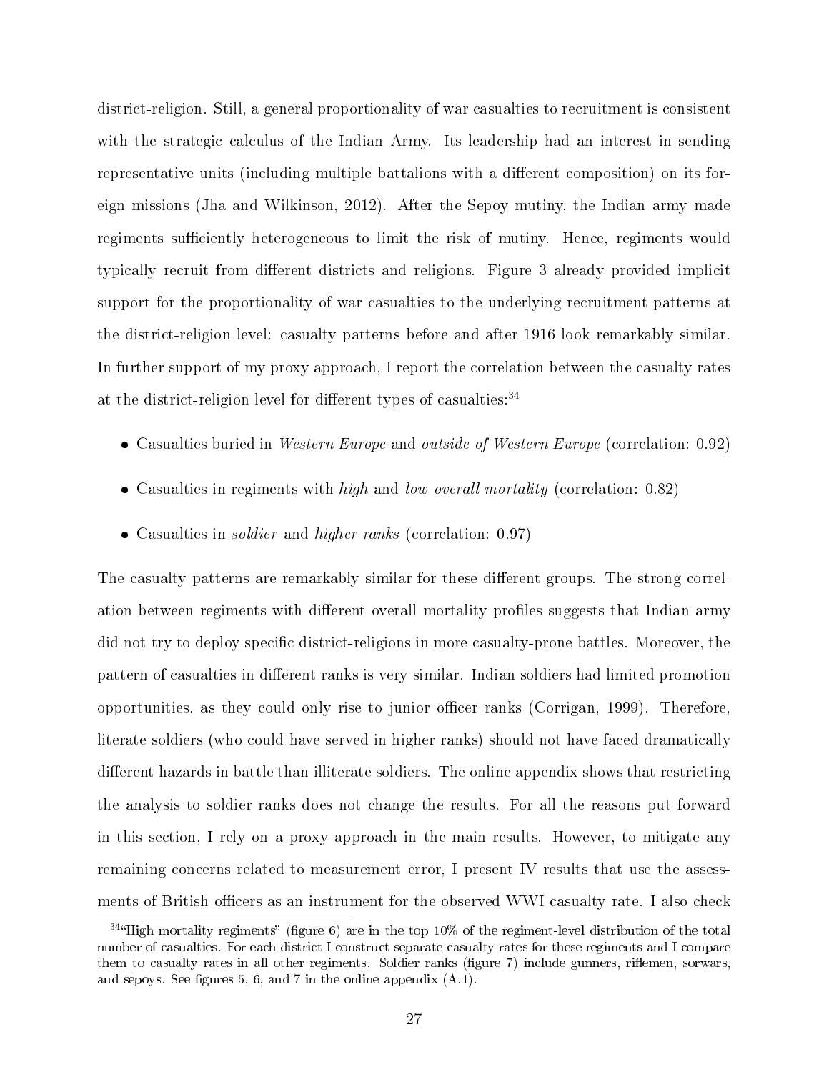district-religion. Still, a general proportionality of war casualties to recruitment is consistent with the strategic calculus of the Indian Army. Its leadership had an interest in sending representative units (including multiple battalions with a different composition) on its foreign missions (Jha and Wilkinson, 2012). After the Sepoy mutiny, the Indian army made regiments sufficiently heterogeneous to limit the risk of mutiny. Hence, regiments would typically recruit from different districts and religions. Figure 3 already provided implicit support for the proportionality of war casualties to the underlying recruitment patterns at the district-religion level: casualty patterns before and after 1916 look remarkably similar. In further support of my proxy approach, I report the correlation between the casualty rates at the district-religion level for different types of casualties:[34]

- Casualties buried in *Western Europe* and *outside of Western Europe* (correlation: 0.92)
- Casualties in regiments with *high* and *low overall mortality* (correlation: 0.82)
- Casualties in *soldier* and *higher ranks* (correlation: 0.97)

The casualty patterns are remarkably similar for these different groups. The strong correlation between regiments with different overall mortality profiles suggests that Indian army did not try to deploy specific district-religions in more casualty-prone battles. Moreover, the pattern of casualties in different ranks is very similar. Indian soldiers had limited promotion opportunities, as they could only rise to junior officer ranks (Corrigan, 1999). Therefore, literate soldiers (who could have served in higher ranks) should not have faced dramatically different hazards in battle than illiterate soldiers. The online appendix shows that restricting the analysis to soldier ranks does not change the results. For all the reasons put forward in this section, I rely on a proxy approach in the main results. However, to mitigate any remaining concerns related to measurement error, I present IV results that use the assessments of British officers as an instrument for the observed WWI casualty rate. I also check

[34] "High mortality regiments" (figure 6) are in the top 10% of the regiment-level distribution of the total number of casualties. For each district I construct separate casualty rates for these regiments and I compare them to casualty rates in all other regiments. Soldier ranks (figure 7) include gunners, riflemen, sorwars, and sepoys. See figures 5, 6, and 7 in the online appendix (A.1).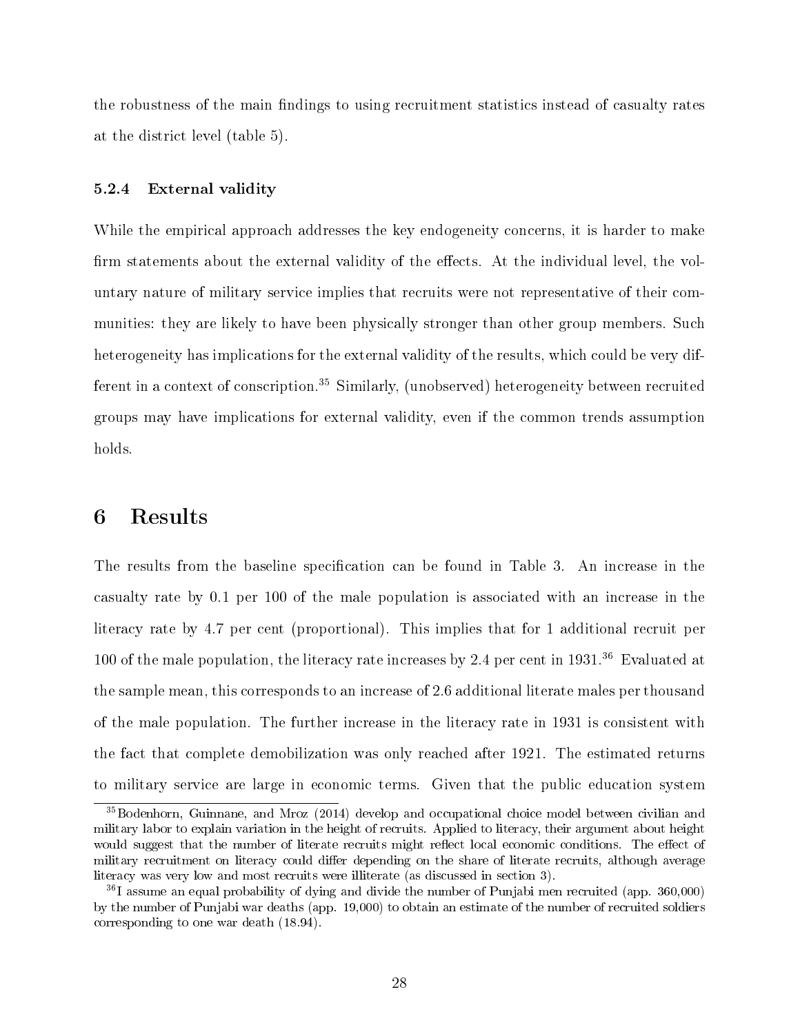the robustness of the main findings to using recruitment statistics instead of casualty rates at the district level (table 5).

#### 5.2.4 External validity

While the empirical approach addresses the key endogeneity concerns, it is harder to make firm statements about the external validity of the effects. At the individual level, the voluntary nature of military service implies that recruits were not representative of their communities: they are likely to have been physically stronger than other group members. Such heterogeneity has implications for the external validity of the results, which could be very different in a context of conscription.[35] Similarly, (unobserved) heterogeneity between recruited groups may have implications for external validity, even if the common trends assumption holds.

## 6 Results

The results from the baseline specification can be found in Table 3. An increase in the casualty rate by 0.1 per 100 of the male population is associated with an increase in the literacy rate by 4.7 per cent (proportional). This implies that for 1 additional recruit per 100 of the male population, the literacy rate increases by 2.4 per cent in 1931.[36] Evaluated at the sample mean, this corresponds to an increase of 2.6 additional literate males per thousand of the male population. The further increase in the literacy rate in 1931 is consistent with the fact that complete demobilization was only reached after 1921. The estimated returns to military service are large in economic terms. Given that the public education system

[35] Bodenhorn, Guinnane, and Mroz (2014) develop and occupational choice model between civilian and military labor to explain variation in the height of recruits. Applied to literacy, their argument about height would suggest that the number of literate recruits might reflect local economic conditions. The effect of military recruitment on literacy could differ depending on the share of literate recruits, although average literacy was very low and most recruits were illiterate (as discussed in section 3).

[36] I assume an equal probability of dying and divide the number of Punjabi men recruited (app. 360,000) by the number of Punjabi war deaths (app. 19,000) to obtain an estimate of the number of recruited soldiers corresponding to one war death (18.94).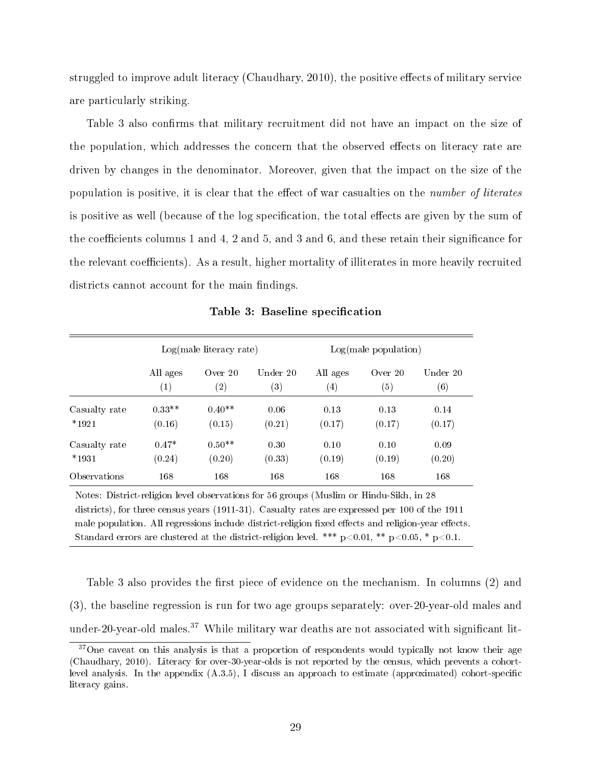struggled to improve adult literacy (Chaudhary, 2010), the positive effects of military service are particularly striking.

Table 3 also confirms that military recruitment did not have an impact on the size of the population, which addresses the concern that the observed effects on literacy rate are driven by changes in the denominator. Moreover, given that the impact on the size of the population is positive, it is clear that the effect of war casualties on the *number of literates* is positive as well (because of the log specification, the total effects are given by the sum of the coefficients columns 1 and 4, 2 and 5, and 3 and 6, and these retain their significance for the relevant coefficients). As a result, higher mortality of illiterates in more heavily recruited districts cannot account for the main findings.

**Table 3: Baseline specification**

| | Log(male literacy rate) | | | Log(male population) | | |
|---|---|---|---|---|---|---|
| | All ages (1) | Over 20 (2) | Under 20 (3) | All ages (4) | Over 20 (5) | Under 20 (6) |
| Casualty rate *1921 | 0.33** | 0.40** | 0.06 | 0.13 | 0.13 | 0.14 |
| | (0.16) | (0.15) | (0.21) | (0.17) | (0.17) | (0.17) |
| Casualty rate *1931 | 0.47* | 0.50** | 0.30 | 0.10 | 0.10 | 0.09 |
| | (0.24) | (0.20) | (0.33) | (0.19) | (0.19) | (0.20) |
| Observations | 168 | 168 | 168 | 168 | 168 | 168 |

Notes: District-religion level observations for 56 groups (Muslim or Hindu-Sikh, in 28 districts), for three census years (1911-31). Casualty rates are expressed per 100 of the 1911 male population. All regressions include district-religion fixed effects and religion-year effects. Standard errors are clustered at the district-religion level. *** p<0.01, ** p<0.05, * p<0.1.

Table 3 also provides the first piece of evidence on the mechanism. In columns (2) and (3), the baseline regression is run for two age groups separately: over-20-year-old males and under-20-year-old males.[37] While military war deaths are not associated with significant lit-

[37] One caveat on this analysis is that a proportion of respondents would typically not know their age (Chaudhary, 2010). Literacy for over-30-year-olds is not reported by the census, which prevents a cohort-level analysis. In the appendix (A.3.5), I discuss an approach to estimate (approximated) cohort-specific literacy gains.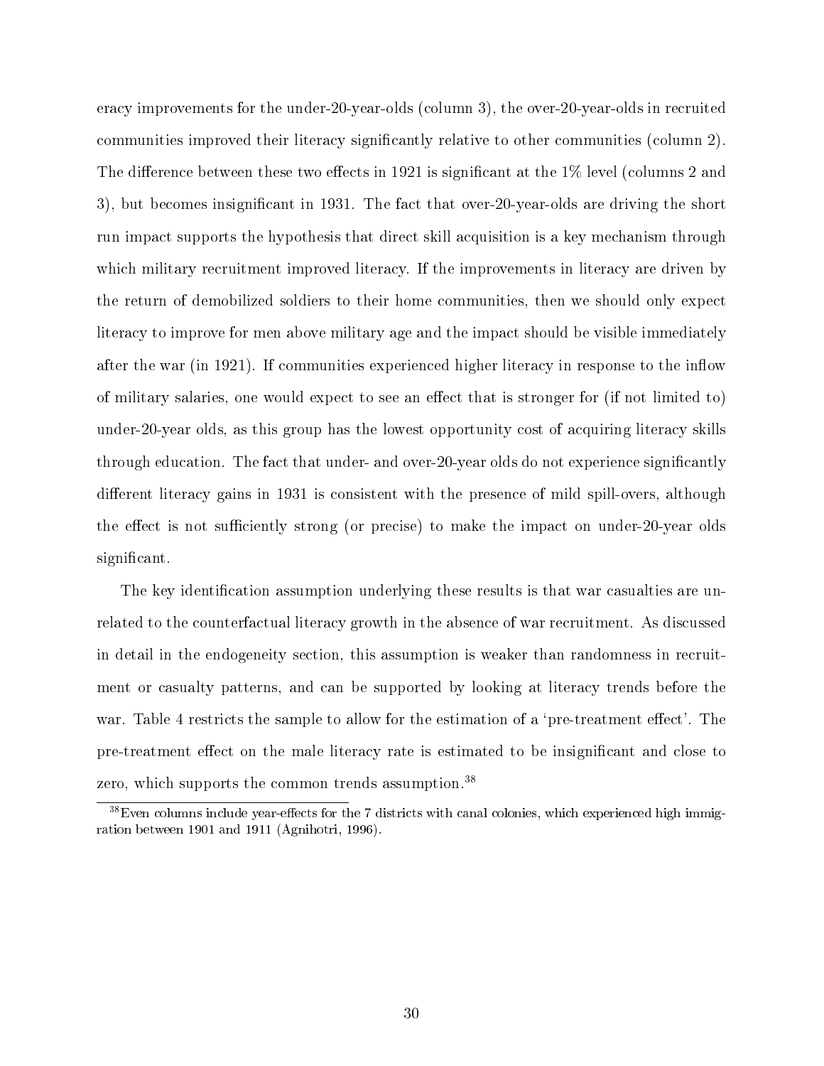eracy improvements for the under-20-year-olds (column 3), the over-20-year-olds in recruited communities improved their literacy significantly relative to other communities (column 2). The difference between these two effects in 1921 is significant at the 1% level (columns 2 and 3), but becomes insignificant in 1931. The fact that over-20-year-olds are driving the short run impact supports the hypothesis that direct skill acquisition is a key mechanism through which military recruitment improved literacy. If the improvements in literacy are driven by the return of demobilized soldiers to their home communities, then we should only expect literacy to improve for men above military age and the impact should be visible immediately after the war (in 1921). If communities experienced higher literacy in response to the inflow of military salaries, one would expect to see an effect that is stronger for (if not limited to) under-20-year olds, as this group has the lowest opportunity cost of acquiring literacy skills through education. The fact that under- and over-20-year olds do not experience significantly different literacy gains in 1931 is consistent with the presence of mild spill-overs, although the effect is not sufficiently strong (or precise) to make the impact on under-20-year olds significant.

The key identification assumption underlying these results is that war casualties are unrelated to the counterfactual literacy growth in the absence of war recruitment. As discussed in detail in the endogeneity section, this assumption is weaker than randomness in recruitment or casualty patterns, and can be supported by looking at literacy trends before the war. Table 4 restricts the sample to allow for the estimation of a 'pre-treatment effect'. The pre-treatment effect on the male literacy rate is estimated to be insignificant and close to zero, which supports the common trends assumption.[38]

[38] Even columns include year-effects for the 7 districts with canal colonies, which experienced high immigration between 1901 and 1911 (Agnihotri, 1996).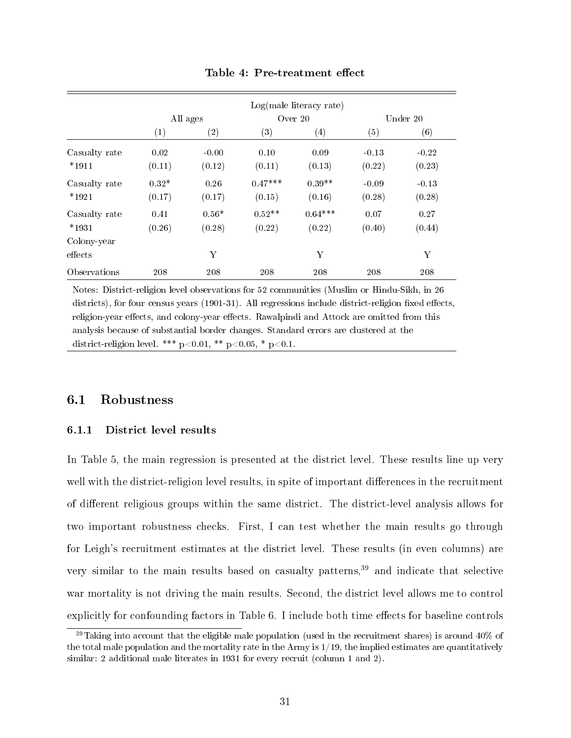**Table 4: Pre-treatment effect**

| | Log(male literacy rate) | | | | | |
|---|---|---|---|---|---|---|
| | All ages | | Over 20 | | Under 20 | |
| | (1) | (2) | (3) | (4) | (5) | (6) |
| Casualty rate *1911 | 0.02 | -0.00 | 0.10 | 0.09 | -0.13 | -0.22 |
| | (0.11) | (0.12) | (0.11) | (0.13) | (0.22) | (0.23) |
| Casualty rate *1921 | 0.32* | 0.26 | 0.47*** | 0.39** | -0.09 | -0.13 |
| | (0.17) | (0.17) | (0.15) | (0.16) | (0.28) | (0.28) |
| Casualty rate *1931 | 0.41 | 0.56* | 0.52** | 0.64*** | 0.07 | 0.27 |
| | (0.26) | (0.28) | (0.22) | (0.22) | (0.40) | (0.44) |
| Colony-year effects | | Y | | Y | | Y |
| Observations | 208 | 208 | 208 | 208 | 208 | 208 |

Notes: District-religion level observations for 52 communities (Muslim or Hindu-Sikh, in 26 districts), for four census years (1901-31). All regressions include district-religion fixed effects, religion-year effects, and colony-year effects. Rawalpindi and Attock are omitted from this analysis because of substantial border changes. Standard errors are clustered at the district-religion level. *** p<0.01, ** p<0.05, * p<0.1.

## 6.1 Robustness

### 6.1.1 District level results

In Table 5, the main regression is presented at the district level. These results line up very well with the district-religion level results, in spite of important differences in the recruitment of different religious groups within the same district. The district-level analysis allows for two important robustness checks. First, I can test whether the main results go through for Leigh's recruitment estimates at the district level. These results (in even columns) are very similar to the main results based on casualty patterns,[39] and indicate that selective war mortality is not driving the main results. Second, the district level allows me to control explicitly for confounding factors in Table 6. I include both time effects for baseline controls

[39] Taking into account that the eligible male population (used in the recruitment shares) is around 40% of the total male population and the mortality rate in the Army is 1/19, the implied estimates are quantitatively similar: 2 additional male literates in 1931 for every recruit (column 1 and 2).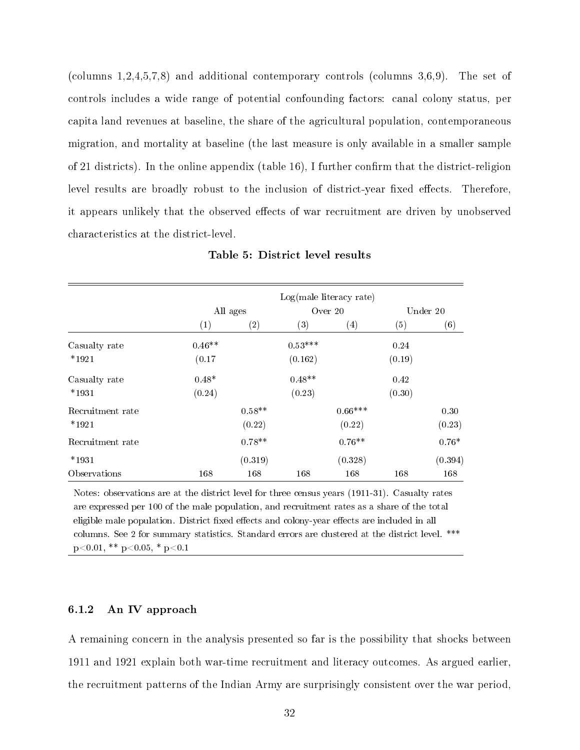(columns 1,2,4,5,7,8) and additional contemporary controls (columns 3,6,9). The set of controls includes a wide range of potential confounding factors: canal colony status, per capita land revenues at baseline, the share of the agricultural population, contemporaneous migration, and mortality at baseline (the last measure is only available in a smaller sample of 21 districts). In the online appendix (table 16), I further confirm that the district-religion level results are broadly robust to the inclusion of district-year fixed effects. Therefore, it appears unlikely that the observed effects of war recruitment are driven by unobserved characteristics at the district-level.

**Table 5: District level results**

| | Log(male literacy rate) | | | | | |
|---|---|---|---|---|---|---|
| | All ages | | Over 20 | | Under 20 | |
| | (1) | (2) | (3) | (4) | (5) | (6) |
| Casualty rate | 0.46** | | 0.53*** | | 0.24 | |
| *1921 | (0.17 | | (0.162) | | (0.19) | |
| Casualty rate | 0.48* | | 0.48** | | 0.42 | |
| *1931 | (0.24) | | (0.23) | | (0.30) | |
| Recruitment rate | | 0.58** | | 0.66*** | | 0.30 |
| *1921 | | (0.22) | | (0.22) | | (0.23) |
| Recruitment rate | | 0.78** | | 0.76** | | 0.76* |
| *1931 | | (0.319) | | (0.328) | | (0.394) |
| Observations | 168 | 168 | 168 | 168 | 168 | 168 |

Notes: observations are at the district level for three census years (1911-31). Casualty rates are expressed per 100 of the male population, and recruitment rates as a share of the total eligible male population. District fixed effects and colony-year effects are included in all columns. See 2 for summary statistics. Standard errors are clustered at the district level. *** p<0.01, ** p<0.05, * p<0.1

### 6.1.2 An IV approach

A remaining concern in the analysis presented so far is the possibility that shocks between 1911 and 1921 explain both war-time recruitment and literacy outcomes. As argued earlier, the recruitment patterns of the Indian Army are surprisingly consistent over the war period,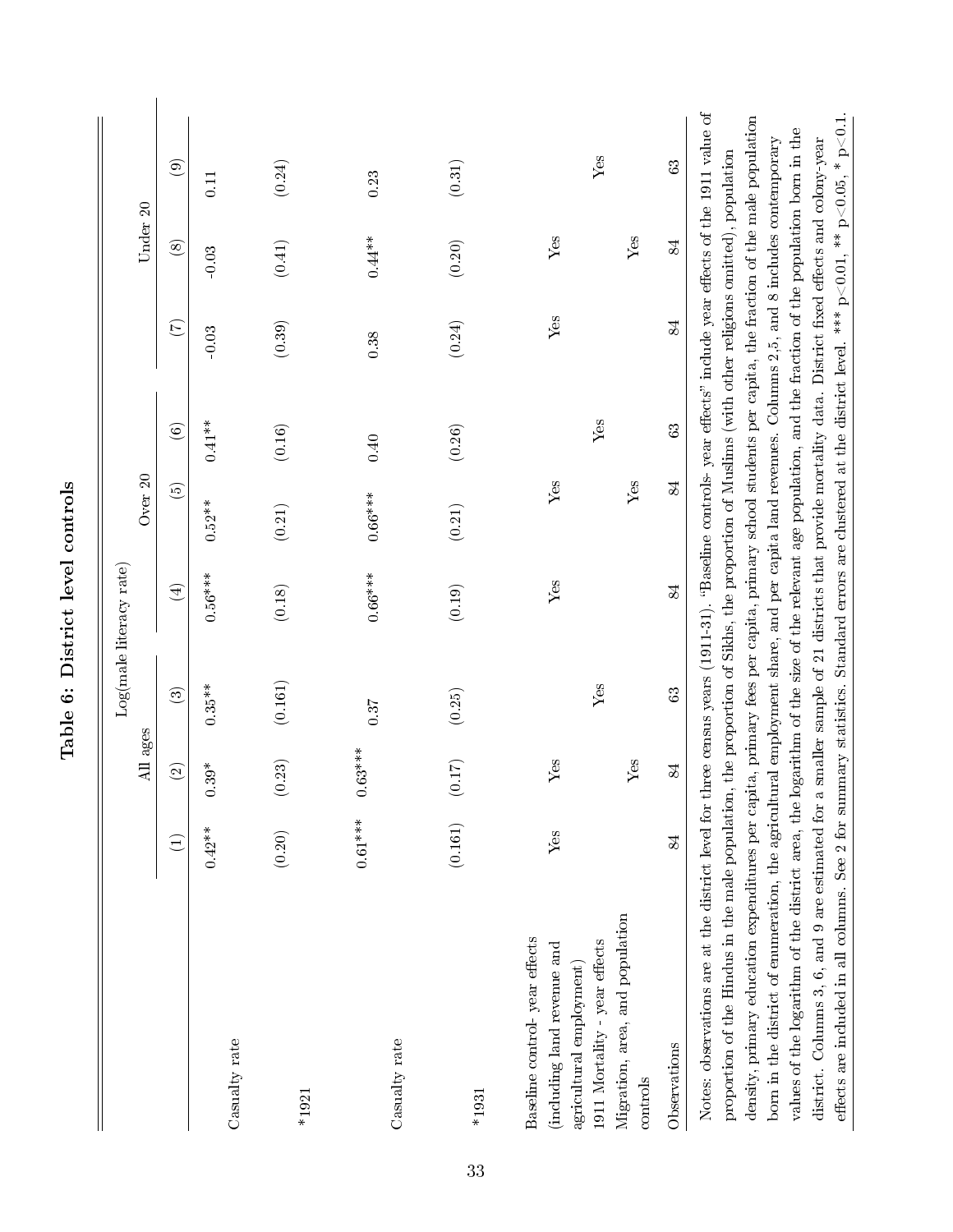# Table 6: District level controls

| | Log(male literacy rate) | | | | | | | | |
|---|---|---|---|---|---|---|---|---|---|
| | All ages | | | Over 20 | | | Under 20 | | |
| | (1) | (2) | (3) | (4) | (5) | (6) | (7) | (8) | (9) |
| Casualty rate | 0.42** | 0.39* | 0.35** | 0.56*** | 0.52** | 0.41** | -0.03 | -0.03 | 0.11 |
| *1921 | (0.20) | (0.23) | (0.161) | (0.18) | (0.21) | (0.16) | (0.39) | (0.41) | (0.24) |
| Casualty rate | 0.61*** | 0.63*** | 0.37 | 0.66*** | 0.66*** | 0.40 | 0.38 | 0.44** | 0.23 |
| *1931 | (0.161) | (0.17) | (0.25) | (0.19) | (0.21) | (0.26) | (0.24) | (0.20) | (0.31) |
| Baseline control- year effects (including land revenue and agricultural employment) | Yes | Yes | | Yes | Yes | | Yes | Yes | |
| 1911 Mortality - year effects | | | Yes | | | Yes | | | Yes |
| Migration, area, and population controls | | Yes | | | Yes | | | Yes | |
| Observations | 84 | 84 | 63 | 84 | 84 | 63 | 84 | 84 | 63 |

Notes: observations are at the district level for three census years (1911-31). "Baseline controls- year effects" include year effects of the 1911 value of proportion of the Hindus in the male population, the proportion of Sikhs, the proportion of Muslims (with other religions omitted), population density, primary education expenditures per capita, primary fees per capita, primary school students per capita, the fraction of the male population born in the district of enumeration, the agricultural employment share, and per capita land revenues. Columns 2,5, and 8 includes contemporary values of the logarithm of the district area, the logarithm of the size of the relevant age population, and the fraction of the population born in the district. Columns 3, 6, and 9 are estimated for a smaller sample of 21 districts that provide mortality data. District fixed effects and colony-year effects are included in all columns. See 2 for summary statistics. Standard errors are clustered at the district level. *** p<0.01, ** p<0.05, * p<0.1.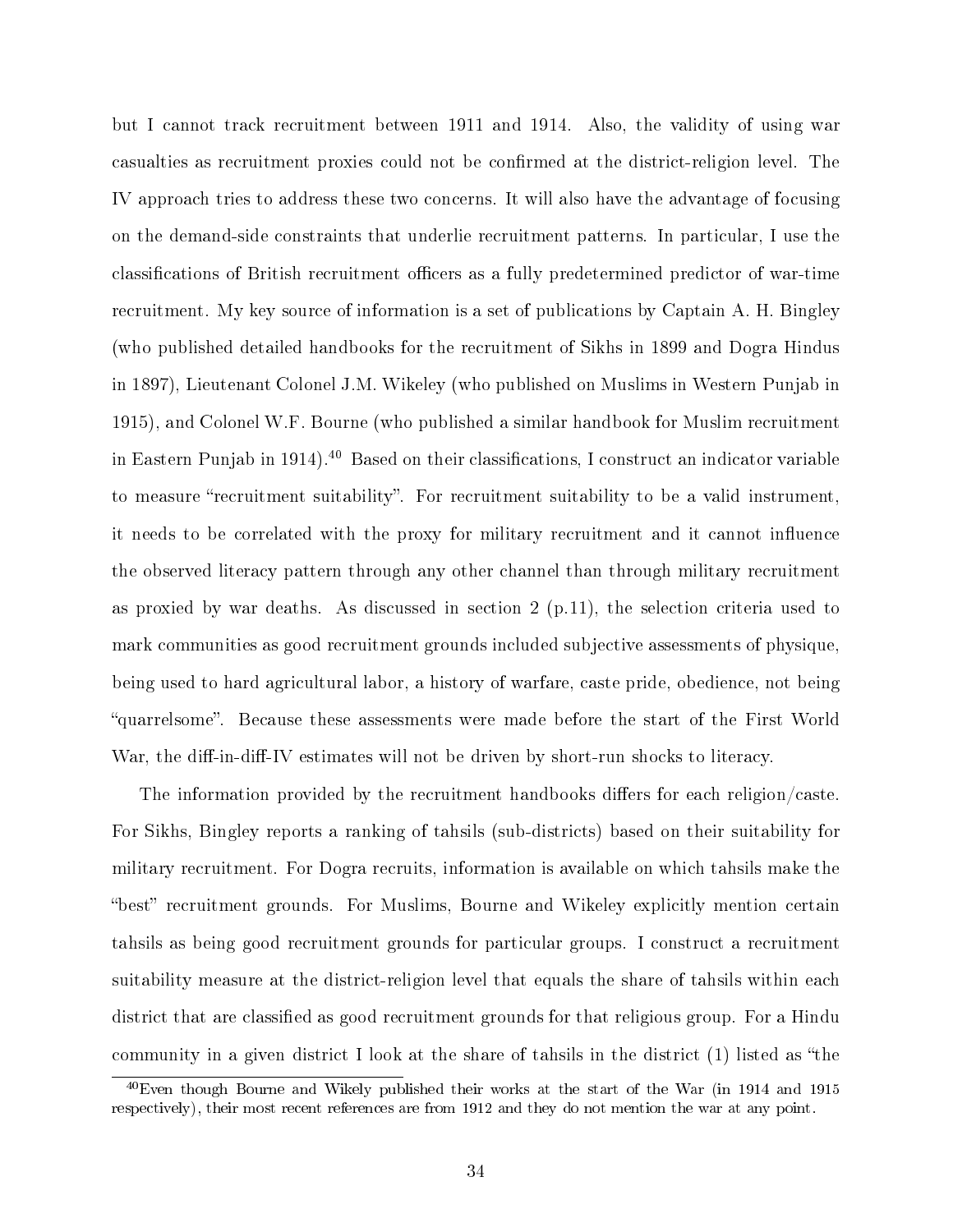but I cannot track recruitment between 1911 and 1914. Also, the validity of using war casualties as recruitment proxies could not be confirmed at the district-religion level. The IV approach tries to address these two concerns. It will also have the advantage of focusing on the demand-side constraints that underlie recruitment patterns. In particular, I use the classifications of British recruitment officers as a fully predetermined predictor of war-time recruitment. My key source of information is a set of publications by Captain A. H. Bingley (who published detailed handbooks for the recruitment of Sikhs in 1899 and Dogra Hindus in 1897), Lieutenant Colonel J.M. Wikeley (who published on Muslims in Western Punjab in 1915), and Colonel W.F. Bourne (who published a similar handbook for Muslim recruitment in Eastern Punjab in 1914).[40] Based on their classifications, I construct an indicator variable to measure "recruitment suitability". For recruitment suitability to be a valid instrument, it needs to be correlated with the proxy for military recruitment and it cannot influence the observed literacy pattern through any other channel than through military recruitment as proxied by war deaths. As discussed in section 2 (p.11), the selection criteria used to mark communities as good recruitment grounds included subjective assessments of physique, being used to hard agricultural labor, a history of warfare, caste pride, obedience, not being "quarrelsome". Because these assessments were made before the start of the First World War, the diff-in-diff-IV estimates will not be driven by short-run shocks to literacy.

The information provided by the recruitment handbooks differs for each religion/caste. For Sikhs, Bingley reports a ranking of tahsils (sub-districts) based on their suitability for military recruitment. For Dogra recruits, information is available on which tahsils make the "best" recruitment grounds. For Muslims, Bourne and Wikeley explicitly mention certain tahsils as being good recruitment grounds for particular groups. I construct a recruitment suitability measure at the district-religion level that equals the share of tahsils within each district that are classified as good recruitment grounds for that religious group. For a Hindu community in a given district I look at the share of tahsils in the district (1) listed as "the

[40]Even though Bourne and Wikely published their works at the start of the War (in 1914 and 1915 respectively), their most recent references are from 1912 and they do not mention the war at any point.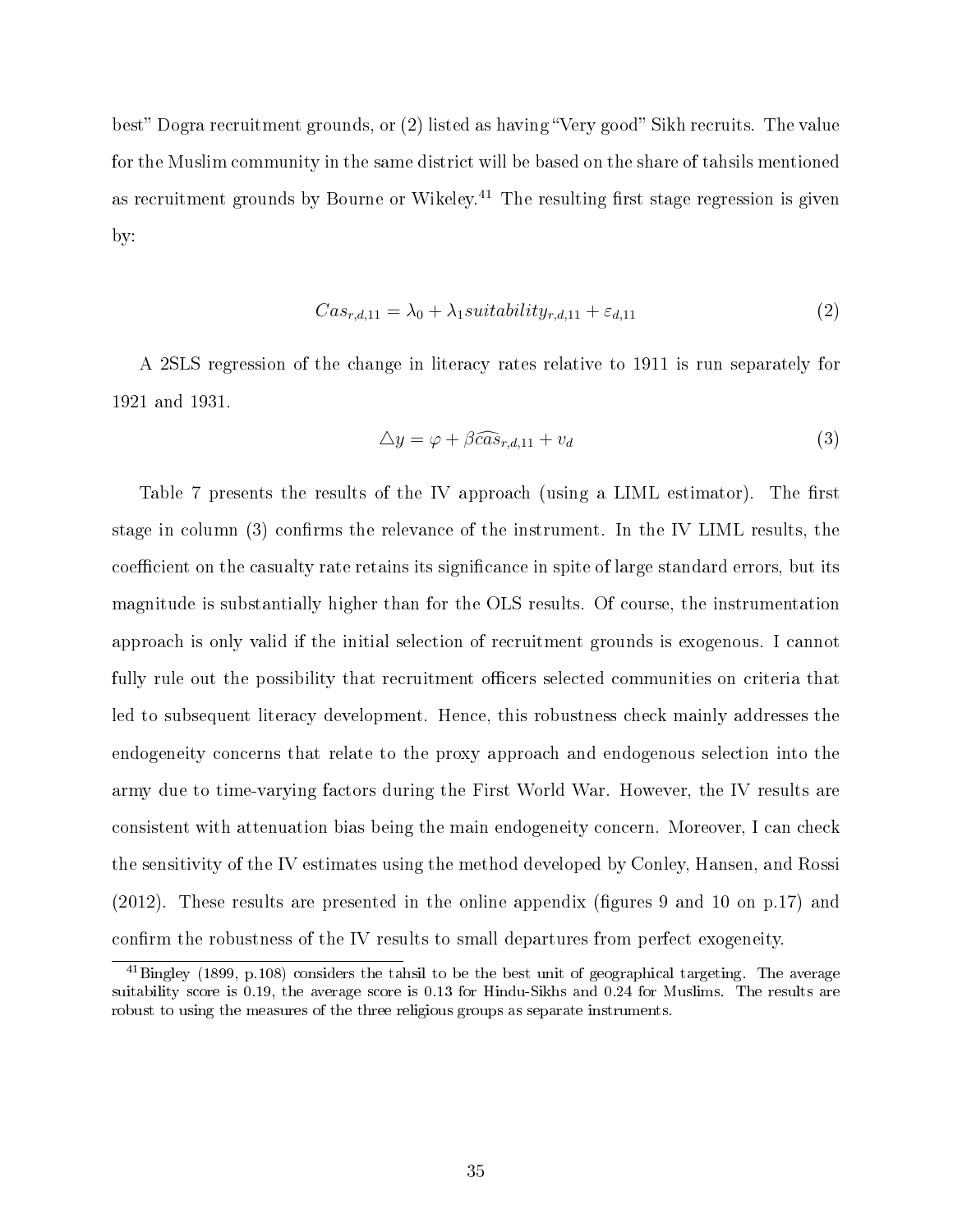best" Dogra recruitment grounds, or (2) listed as having "Very good" Sikh recruits. The value for the Muslim community in the same district will be based on the share of tahsils mentioned as recruitment grounds by Bourne or Wikeley.[41] The resulting first stage regression is given by:

$$Cas_{r,d,11} = \lambda_0 + \lambda_1 suitability_{r,d,11} + \varepsilon_{d,11} \tag{2}$$

A 2SLS regression of the change in literacy rates relative to 1911 is run separately for 1921 and 1931.

$$\triangle y = \varphi + \beta \widehat{cas}_{r,d,11} + v_d \tag{3}$$

Table 7 presents the results of the IV approach (using a LIML estimator). The first stage in column (3) confirms the relevance of the instrument. In the IV LIML results, the coefficient on the casualty rate retains its significance in spite of large standard errors, but its magnitude is substantially higher than for the OLS results. Of course, the instrumentation approach is only valid if the initial selection of recruitment grounds is exogenous. I cannot fully rule out the possibility that recruitment officers selected communities on criteria that led to subsequent literacy development. Hence, this robustness check mainly addresses the endogeneity concerns that relate to the proxy approach and endogenous selection into the army due to time-varying factors during the First World War. However, the IV results are consistent with attenuation bias being the main endogeneity concern. Moreover, I can check the sensitivity of the IV estimates using the method developed by Conley, Hansen, and Rossi (2012). These results are presented in the online appendix (figures 9 and 10 on p.17) and confirm the robustness of the IV results to small departures from perfect exogeneity.

[41] Bingley (1899, p.108) considers the tahsil to be the best unit of geographical targeting. The average suitability score is 0.19, the average score is 0.13 for Hindu-Sikhs and 0.24 for Muslims. The results are robust to using the measures of the three religious groups as separate instruments.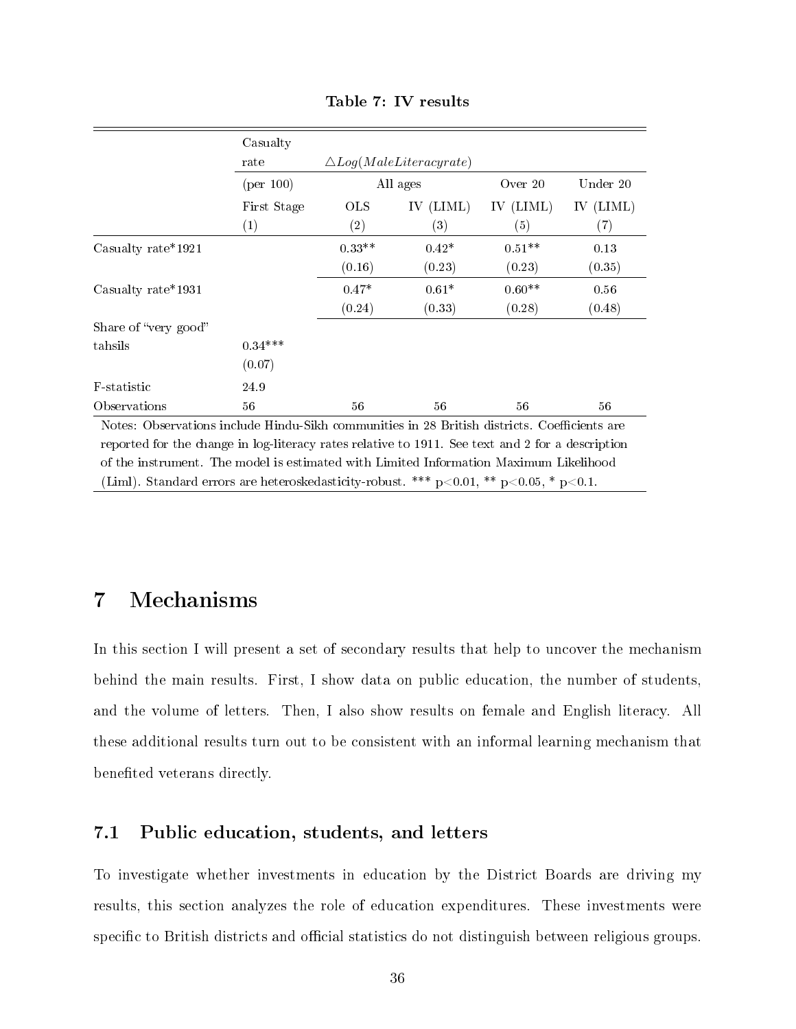**Table 7: IV results**

| | Casualty rate | $\triangle Log(MaleLiteracyrate)$ | | | |
|---|---|---|---|---|---|
| | (per 100) | All ages | | Over 20 | Under 20 |
| | First Stage | OLS | IV (LIML) | IV (LIML) | IV (LIML) |
| | (1) | (2) | (3) | (5) | (7) |
| Casualty rate*1921 | | 0.33** | 0.42* | 0.51** | 0.13 |
| | | (0.16) | (0.23) | (0.23) | (0.35) |
| Casualty rate*1931 | | 0.47* | 0.61* | 0.60** | 0.56 |
| | | (0.24) | (0.33) | (0.28) | (0.48) |
| Share of "very good" tahsils | 0.34*** | | | | |
| | (0.07) | | | | |
| F-statistic | 24.9 | | | | |
| Observations | 56 | 56 | 56 | 56 | 56 |

Notes: Observations include Hindu-Sikh communities in 28 British districts. Coefficients are reported for the change in log-literacy rates relative to 1911. See text and 2 for a description of the instrument. The model is estimated with Limited Information Maximum Likelihood (Liml). Standard errors are heteroskedasticity-robust. *** $p<0.01$, ** $p<0.05$, * $p<0.1$.

# 7 Mechanisms

In this section I will present a set of secondary results that help to uncover the mechanism behind the main results. First, I show data on public education, the number of students, and the volume of letters. Then, I also show results on female and English literacy. All these additional results turn out to be consistent with an informal learning mechanism that benefited veterans directly.

## 7.1 Public education, students, and letters

To investigate whether investments in education by the District Boards are driving my results, this section analyzes the role of education expenditures. These investments were specific to British districts and official statistics do not distinguish between religious groups.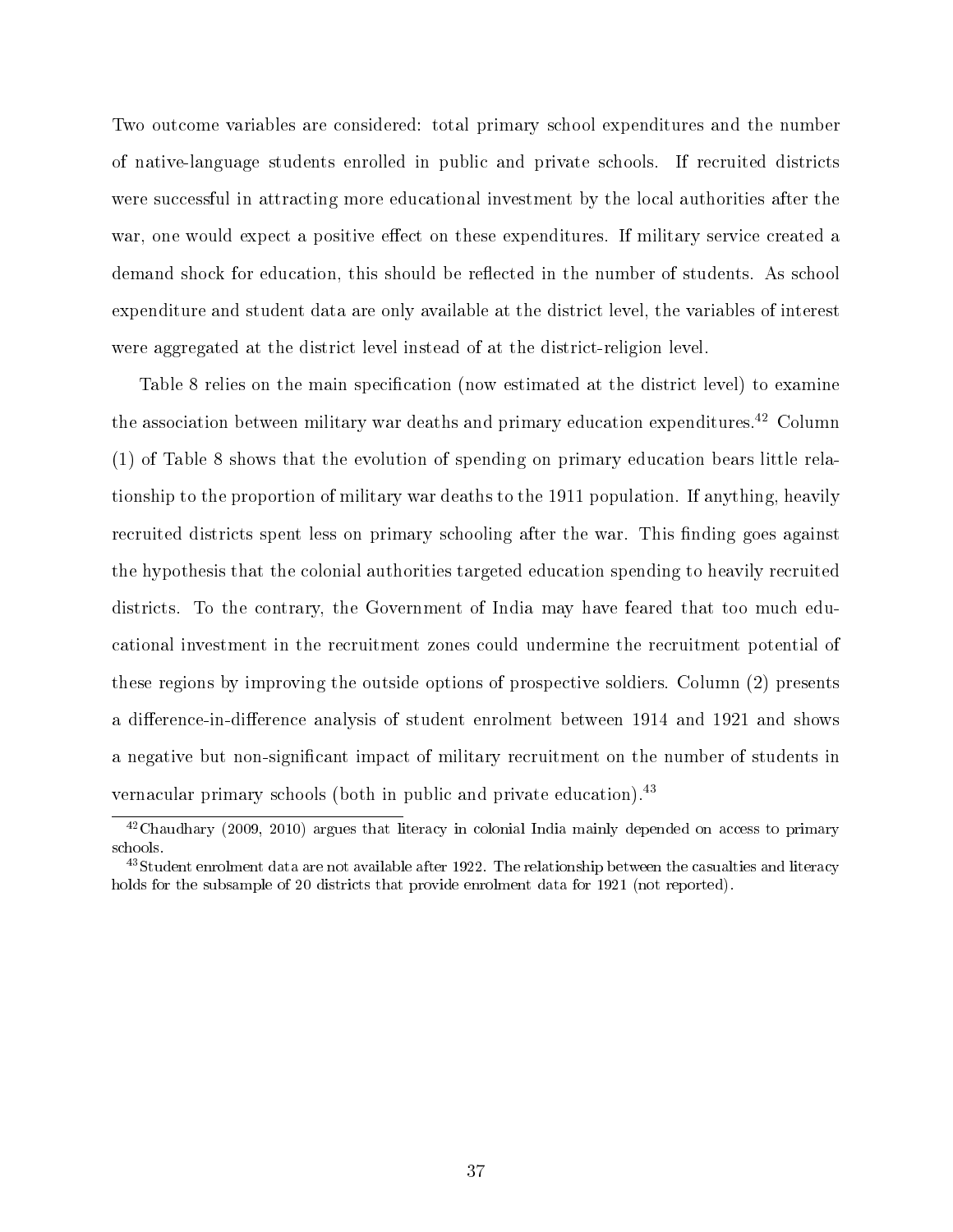Two outcome variables are considered: total primary school expenditures and the number of native-language students enrolled in public and private schools. If recruited districts were successful in attracting more educational investment by the local authorities after the war, one would expect a positive effect on these expenditures. If military service created a demand shock for education, this should be reflected in the number of students. As school expenditure and student data are only available at the district level, the variables of interest were aggregated at the district level instead of at the district-religion level.

Table 8 relies on the main specification (now estimated at the district level) to examine the association between military war deaths and primary education expenditures.[42] Column (1) of Table 8 shows that the evolution of spending on primary education bears little relationship to the proportion of military war deaths to the 1911 population. If anything, heavily recruited districts spent less on primary schooling after the war. This finding goes against the hypothesis that the colonial authorities targeted education spending to heavily recruited districts. To the contrary, the Government of India may have feared that too much educational investment in the recruitment zones could undermine the recruitment potential of these regions by improving the outside options of prospective soldiers. Column (2) presents a difference-in-difference analysis of student enrolment between 1914 and 1921 and shows a negative but non-significant impact of military recruitment on the number of students in vernacular primary schools (both in public and private education).[43]

[42] Chaudhary (2009, 2010) argues that literacy in colonial India mainly depended on access to primary schools.

[43] Student enrolment data are not available after 1922. The relationship between the casualties and literacy holds for the subsample of 20 districts that provide enrolment data for 1921 (not reported).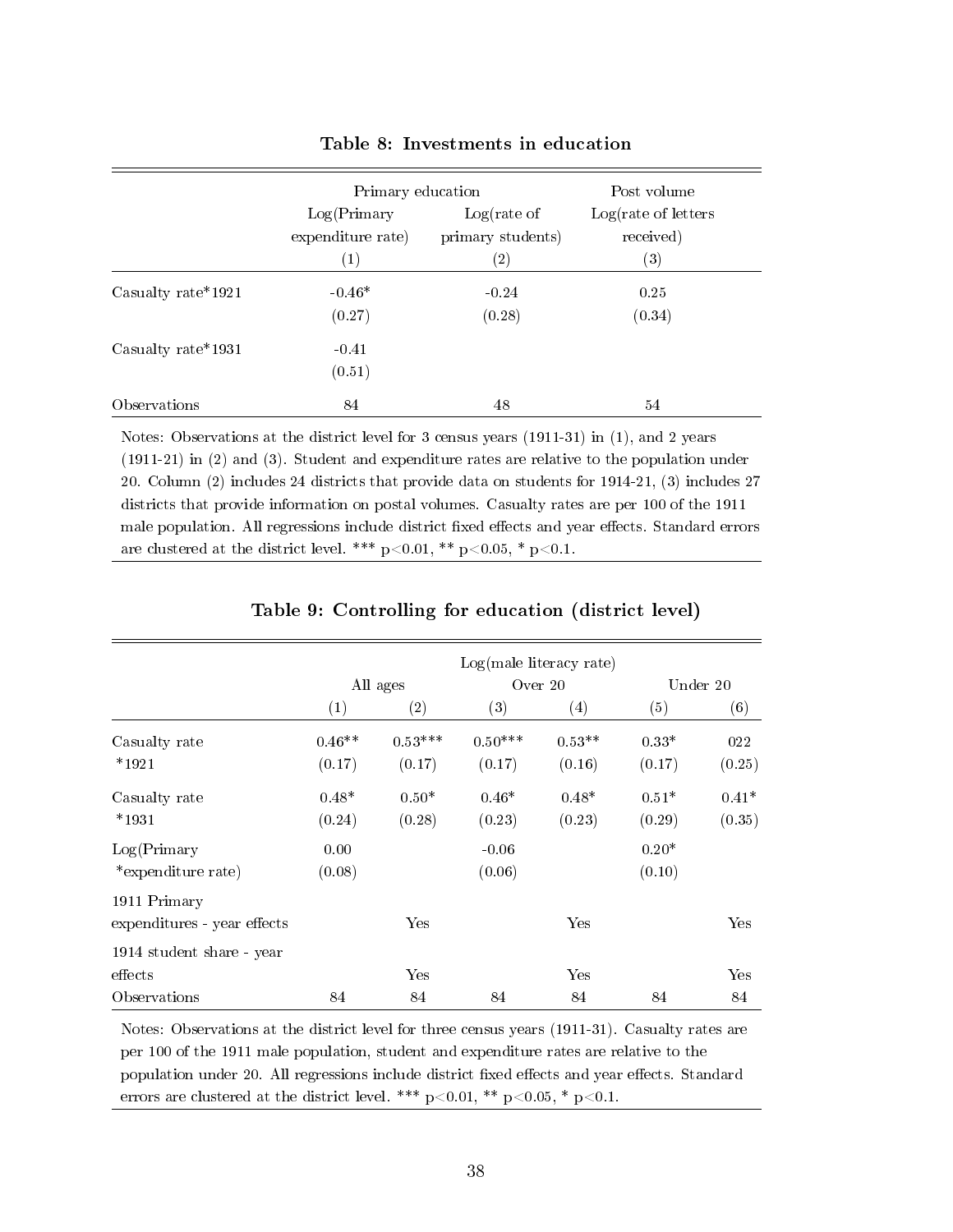**Table 8: Investments in education**

| | Primary education | | Post volume |
|---|---|---|---|
| | Log(Primary expenditure rate) | Log(rate of primary students) | Log(rate of letters received) |
| | (1) | (2) | (3) |
| Casualty rate*1921 | -0.46* | -0.24 | 0.25 |
| | (0.27) | (0.28) | (0.34) |
| Casualty rate*1931 | -0.41 | | |
| | (0.51) | | |
| Observations | 84 | 48 | 54 |

Notes: Observations at the district level for 3 census years (1911-31) in (1), and 2 years (1911-21) in (2) and (3). Student and expenditure rates are relative to the population under 20. Column (2) includes 24 districts that provide data on students for 1914-21, (3) includes 27 districts that provide information on postal volumes. Casualty rates are per 100 of the 1911 male population. All regressions include district fixed effects and year effects. Standard errors are clustered at the district level. *** p<0.01, ** p<0.05, * p<0.1.

**Table 9: Controlling for education (district level)**

| | Log(male literacy rate) | | | | | |
|---|---|---|---|---|---|---|
| | All ages | | Over 20 | | Under 20 | |
| | (1) | (2) | (3) | (4) | (5) | (6) |
| Casualty rate *1921 | 0.46** | 0.53*** | 0.50*** | 0.53** | 0.33* | 022 |
| | (0.17) | (0.17) | (0.17) | (0.16) | (0.17) | (0.25) |
| Casualty rate *1931 | 0.48* | 0.50* | 0.46* | 0.48* | 0.51* | 0.41* |
| | (0.24) | (0.28) | (0.23) | (0.23) | (0.29) | (0.35) |
| Log(Primary *expenditure rate) | 0.00 | | -0.06 | | 0.20* | |
| | (0.08) | | (0.06) | | (0.10) | |
| 1911 Primary expenditures - year effects | | Yes | | Yes | | Yes |
| 1914 student share - year effects | | Yes | | Yes | | Yes |
| Observations | 84 | 84 | 84 | 84 | 84 | 84 |

Notes: Observations at the district level for three census years (1911-31). Casualty rates are per 100 of the 1911 male population, student and expenditure rates are relative to the population under 20. All regressions include district fixed effects and year effects. Standard errors are clustered at the district level. *** p<0.01, ** p<0.05, * p<0.1.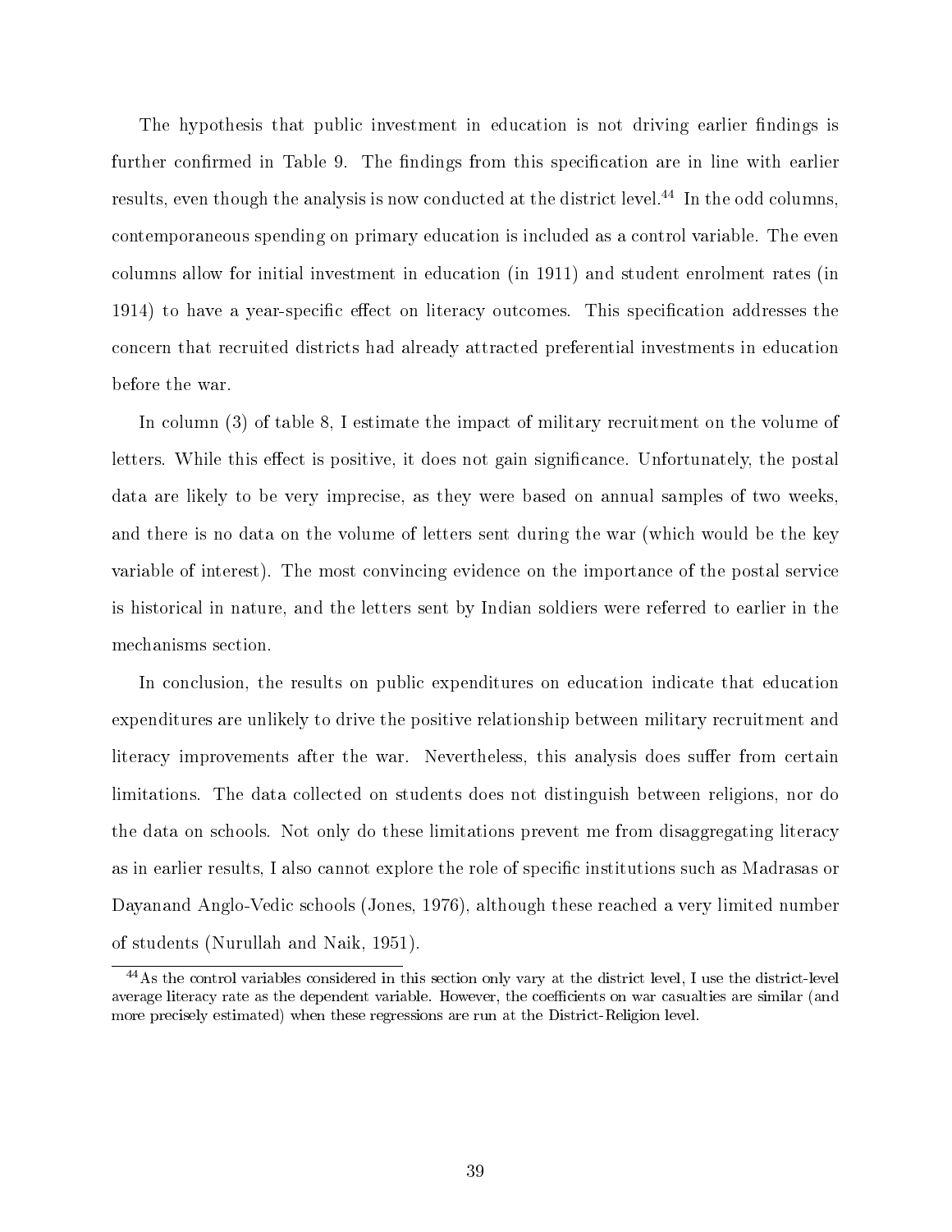The hypothesis that public investment in education is not driving earlier findings is further confirmed in Table 9. The findings from this specification are in line with earlier results, even though the analysis is now conducted at the district level.[44] In the odd columns, contemporaneous spending on primary education is included as a control variable. The even columns allow for initial investment in education (in 1911) and student enrolment rates (in 1914) to have a year-specific effect on literacy outcomes. This specification addresses the concern that recruited districts had already attracted preferential investments in education before the war.

In column (3) of table 8, I estimate the impact of military recruitment on the volume of letters. While this effect is positive, it does not gain significance. Unfortunately, the postal data are likely to be very imprecise, as they were based on annual samples of two weeks, and there is no data on the volume of letters sent during the war (which would be the key variable of interest). The most convincing evidence on the importance of the postal service is historical in nature, and the letters sent by Indian soldiers were referred to earlier in the mechanisms section.

In conclusion, the results on public expenditures on education indicate that education expenditures are unlikely to drive the positive relationship between military recruitment and literacy improvements after the war. Nevertheless, this analysis does suffer from certain limitations. The data collected on students does not distinguish between religions, nor do the data on schools. Not only do these limitations prevent me from disaggregating literacy as in earlier results, I also cannot explore the role of specific institutions such as Madrasas or Dayanand Anglo-Vedic schools (Jones, 1976), although these reached a very limited number of students (Nurullah and Naik, 1951).

[44] As the control variables considered in this section only vary at the district level, I use the district-level average literacy rate as the dependent variable. However, the coefficients on war casualties are similar (and more precisely estimated) when these regressions are run at the District-Religion level.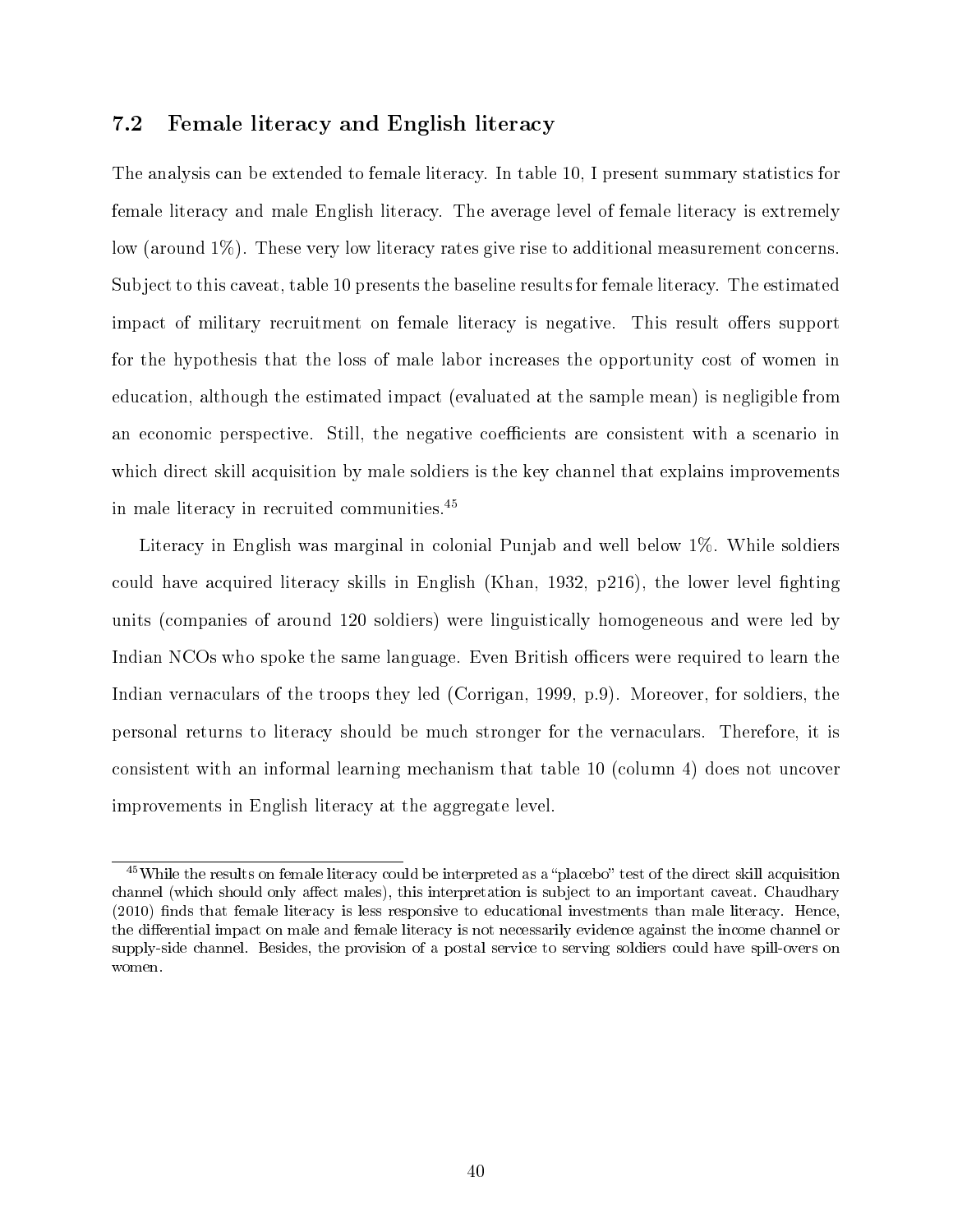## 7.2 Female literacy and English literacy

The analysis can be extended to female literacy. In table 10, I present summary statistics for female literacy and male English literacy. The average level of female literacy is extremely low (around 1%). These very low literacy rates give rise to additional measurement concerns. Subject to this caveat, table 10 presents the baseline results for female literacy. The estimated impact of military recruitment on female literacy is negative. This result offers support for the hypothesis that the loss of male labor increases the opportunity cost of women in education, although the estimated impact (evaluated at the sample mean) is negligible from an economic perspective. Still, the negative coefficients are consistent with a scenario in which direct skill acquisition by male soldiers is the key channel that explains improvements in male literacy in recruited communities.[45]

Literacy in English was marginal in colonial Punjab and well below 1%. While soldiers could have acquired literacy skills in English (Khan, 1932, p216), the lower level fighting units (companies of around 120 soldiers) were linguistically homogeneous and were led by Indian NCOs who spoke the same language. Even British officers were required to learn the Indian vernaculars of the troops they led (Corrigan, 1999, p.9). Moreover, for soldiers, the personal returns to literacy should be much stronger for the vernaculars. Therefore, it is consistent with an informal learning mechanism that table 10 (column 4) does not uncover improvements in English literacy at the aggregate level.

[45] While the results on female literacy could be interpreted as a "placebo" test of the direct skill acquisition channel (which should only affect males), this interpretation is subject to an important caveat. Chaudhary (2010) finds that female literacy is less responsive to educational investments than male literacy. Hence, the differential impact on male and female literacy is not necessarily evidence against the income channel or supply-side channel. Besides, the provision of a postal service to serving soldiers could have spill-overs on women.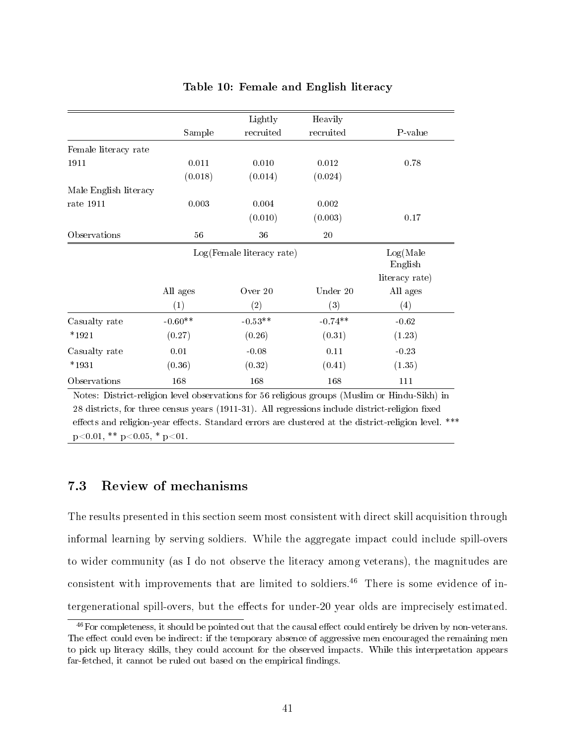**Table 10: Female and English literacy**

| | Sample | Lightly recruited | Heavily recruited | P-value |
|---|---|---|---|---|
| Female literacy rate | | | | |
| 1911 | 0.011 | 0.010 | 0.012 | 0.78 |
| | (0.018) | (0.014) | (0.024) | |
| Male English literacy | | | | |
| rate 1911 | 0.003 | 0.004 | 0.002 | |
| | | (0.010) | (0.003) | 0.17 |
| Observations | 56 | 36 | 20 | |

| | Log(Female literacy rate) | | | Log(Male English literacy rate) |
|---|---|---|---|---|
| | All ages | Over 20 | Under 20 | All ages |
| | (1) | (2) | (3) | (4) |
| Casualty rate *1921 | -0.60** | -0.53** | -0.74** | -0.62 |
| | (0.27) | (0.26) | (0.31) | (1.23) |
| Casualty rate *1931 | 0.01 | -0.08 | 0.11 | -0.23 |
| | (0.36) | (0.32) | (0.41) | (1.35) |
| Observations | 168 | 168 | 168 | 111 |

Notes: District-religion level observations for 56 religious groups (Muslim or Hindu-Sikh) in 28 districts, for three census years (1911-31). All regressions include district-religion fixed effects and religion-year effects. Standard errors are clustered at the district-religion level. *** p<0.01, ** p<0.05, * p<01.

## 7.3 Review of mechanisms

The results presented in this section seem most consistent with direct skill acquisition through informal learning by serving soldiers. While the aggregate impact could include spill-overs to wider community (as I do not observe the literacy among veterans), the magnitudes are consistent with improvements that are limited to soldiers.[46] There is some evidence of intergenerational spill-overs, but the effects for under-20 year olds are imprecisely estimated.

[46] For completeness, it should be pointed out that the causal effect could entirely be driven by non-veterans. The effect could even be indirect: if the temporary absence of aggressive men encouraged the remaining men to pick up literacy skills, they could account for the observed impacts. While this interpretation appears far-fetched, it cannot be ruled out based on the empirical findings.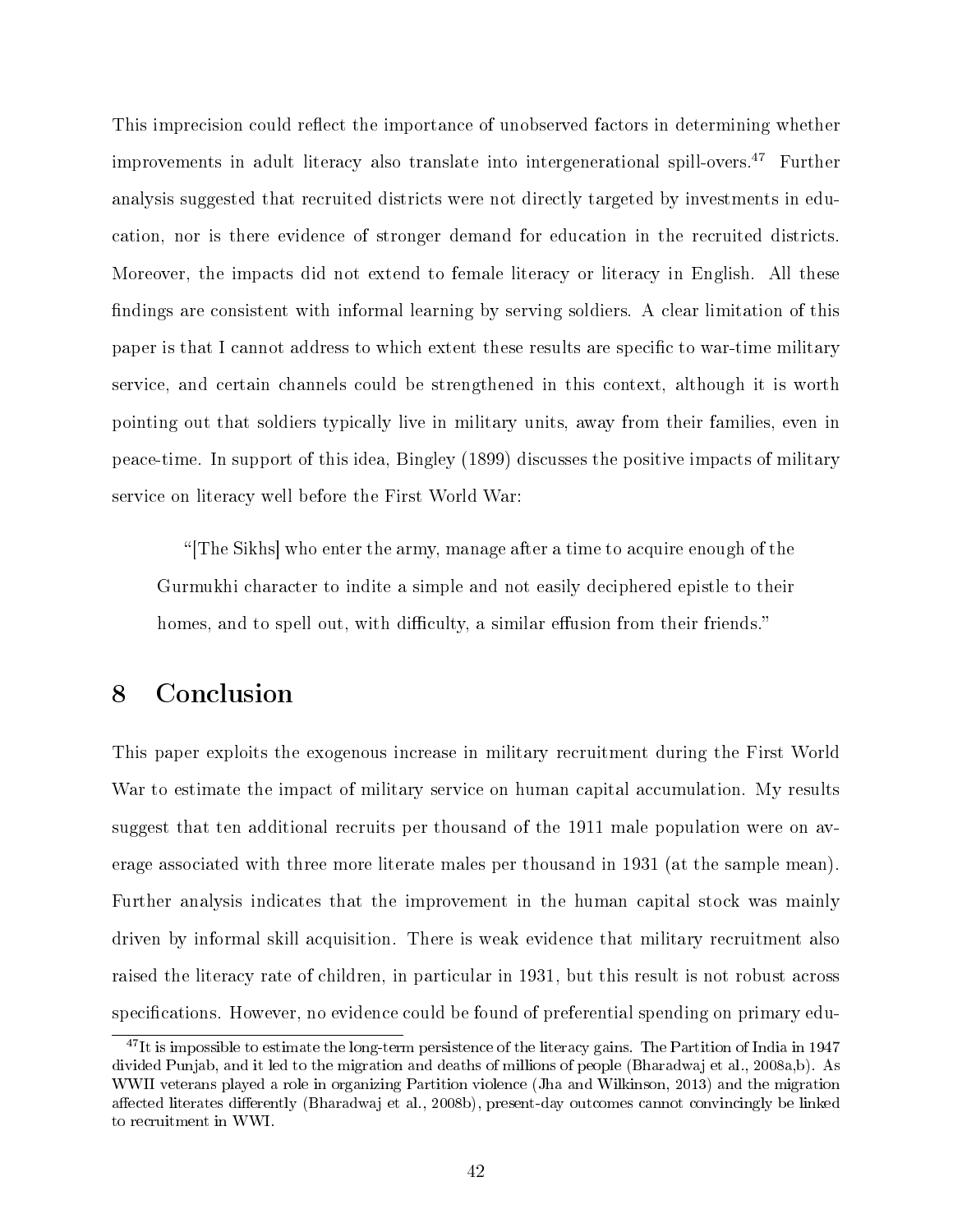This imprecision could reflect the importance of unobserved factors in determining whether improvements in adult literacy also translate into intergenerational spill-overs.[47] Further analysis suggested that recruited districts were not directly targeted by investments in education, nor is there evidence of stronger demand for education in the recruited districts. Moreover, the impacts did not extend to female literacy or literacy in English. All these findings are consistent with informal learning by serving soldiers. A clear limitation of this paper is that I cannot address to which extent these results are specific to war-time military service, and certain channels could be strengthened in this context, although it is worth pointing out that soldiers typically live in military units, away from their families, even in peace-time. In support of this idea, Bingley (1899) discusses the positive impacts of military service on literacy well before the First World War:

> "[The Sikhs] who enter the army, manage after a time to acquire enough of the Gurmukhi character to indite a simple and not easily deciphered epistle to their homes, and to spell out, with difficulty, a similar effusion from their friends."

# 8 Conclusion

This paper exploits the exogenous increase in military recruitment during the First World War to estimate the impact of military service on human capital accumulation. My results suggest that ten additional recruits per thousand of the 1911 male population were on average associated with three more literate males per thousand in 1931 (at the sample mean). Further analysis indicates that the improvement in the human capital stock was mainly driven by informal skill acquisition. There is weak evidence that military recruitment also raised the literacy rate of children, in particular in 1931, but this result is not robust across specifications. However, no evidence could be found of preferential spending on primary edu-

[47] It is impossible to estimate the long-term persistence of the literacy gains. The Partition of India in 1947 divided Punjab, and it led to the migration and deaths of millions of people (Bharadwaj et al., 2008a,b). As WWII veterans played a role in organizing Partition violence (Jha and Wilkinson, 2013) and the migration affected literates differently (Bharadwaj et al., 2008b), present-day outcomes cannot convincingly be linked to recruitment in WWI.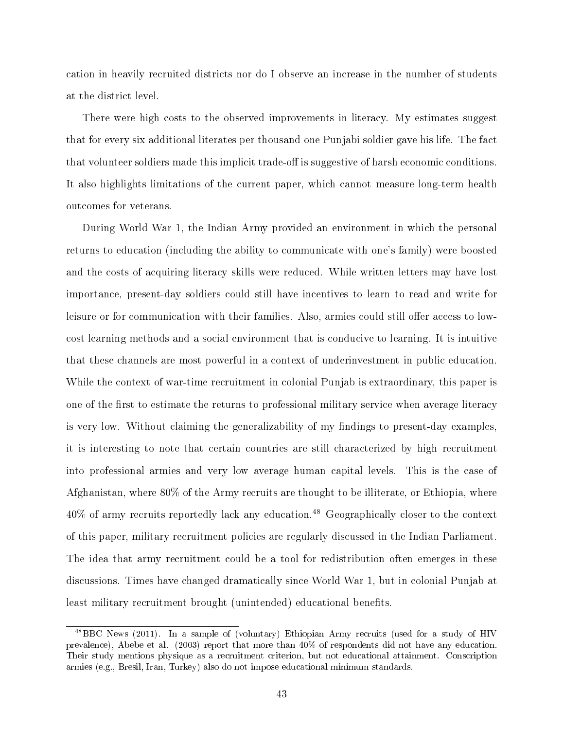cation in heavily recruited districts nor do I observe an increase in the number of students at the district level.

There were high costs to the observed improvements in literacy. My estimates suggest that for every six additional literates per thousand one Punjabi soldier gave his life. The fact that volunteer soldiers made this implicit trade-off is suggestive of harsh economic conditions. It also highlights limitations of the current paper, which cannot measure long-term health outcomes for veterans.

During World War 1, the Indian Army provided an environment in which the personal returns to education (including the ability to communicate with one's family) were boosted and the costs of acquiring literacy skills were reduced. While written letters may have lost importance, present-day soldiers could still have incentives to learn to read and write for leisure or for communication with their families. Also, armies could still offer access to low-cost learning methods and a social environment that is conducive to learning. It is intuitive that these channels are most powerful in a context of underinvestment in public education. While the context of war-time recruitment in colonial Punjab is extraordinary, this paper is one of the first to estimate the returns to professional military service when average literacy is very low. Without claiming the generalizability of my findings to present-day examples, it is interesting to note that certain countries are still characterized by high recruitment into professional armies and very low average human capital levels. This is the case of Afghanistan, where 80% of the Army recruits are thought to be illiterate, or Ethiopia, where 40% of army recruits reportedly lack any education.[48] Geographically closer to the context of this paper, military recruitment policies are regularly discussed in the Indian Parliament. The idea that army recruitment could be a tool for redistribution often emerges in these discussions. Times have changed dramatically since World War 1, but in colonial Punjab at least military recruitment brought (unintended) educational benefits.

---

[48] BBC News (2011). In a sample of (voluntary) Ethiopian Army recruits (used for a study of HIV prevalence), Abebe et al. (2003) report that more than 40% of respondents did not have any education. Their study mentions physique as a recruitment criterion, but not educational attainment. Conscription armies (e.g., Bresil, Iran, Turkey) also do not impose educational minimum standards.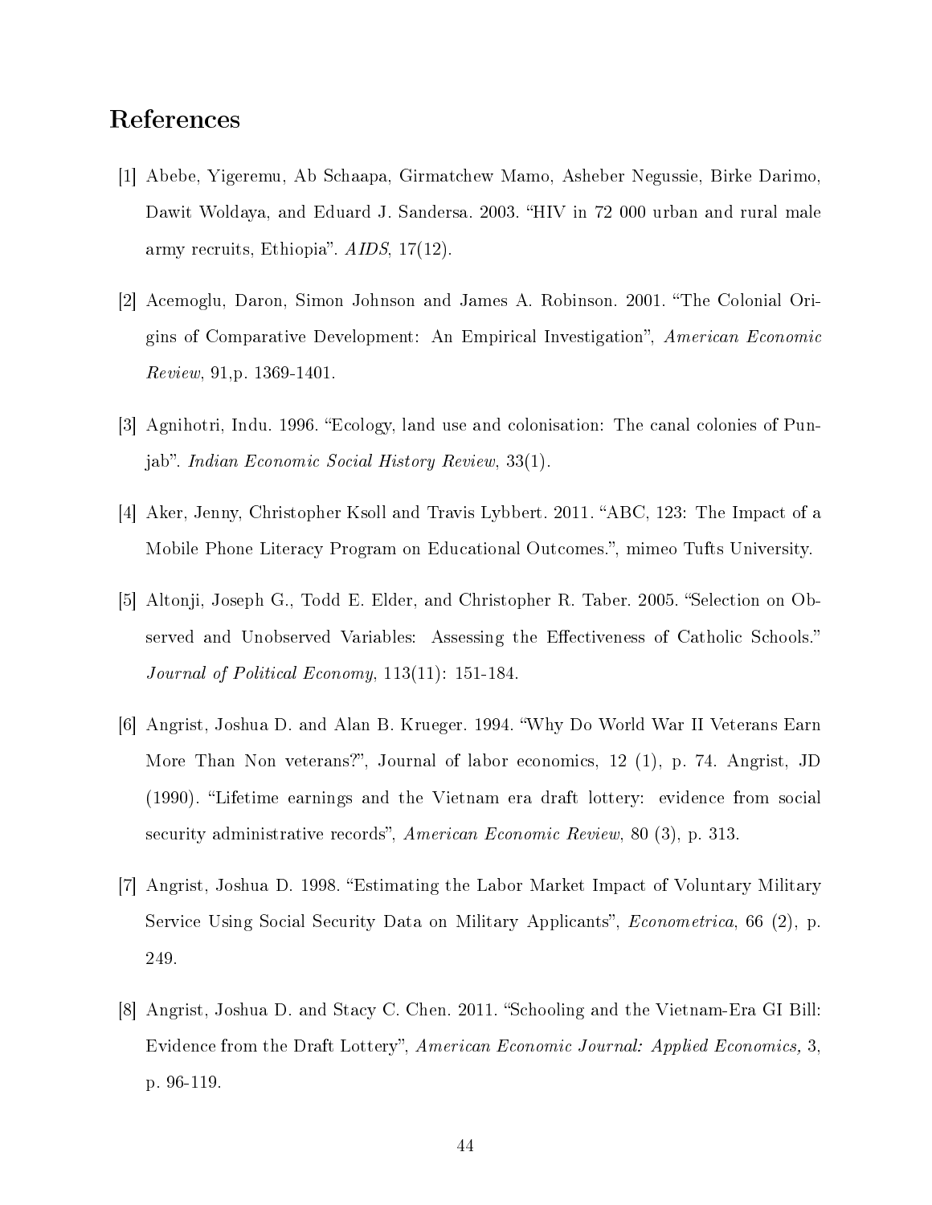# References

[1] Abebe, Yigeremu, Ab Schaapa, Girmatchew Mamo, Asheber Negussie, Birke Darimo, Dawit Woldaya, and Eduard J. Sandersa. 2003. "HIV in 72 000 urban and rural male army recruits, Ethiopia". *AIDS*, 17(12).

[2] Acemoglu, Daron, Simon Johnson and James A. Robinson. 2001. "The Colonial Origins of Comparative Development: An Empirical Investigation", *American Economic Review*, 91,p. 1369-1401.

[3] Agnihotri, Indu. 1996. "Ecology, land use and colonisation: The canal colonies of Punjab". *Indian Economic Social History Review*, 33(1).

[4] Aker, Jenny, Christopher Ksoll and Travis Lybbert. 2011. "ABC, 123: The Impact of a Mobile Phone Literacy Program on Educational Outcomes.", mimeo Tufts University.

[5] Altonji, Joseph G., Todd E. Elder, and Christopher R. Taber. 2005. "Selection on Observed and Unobserved Variables: Assessing the Effectiveness of Catholic Schools." *Journal of Political Economy*, 113(11): 151-184.

[6] Angrist, Joshua D. and Alan B. Krueger. 1994. "Why Do World War II Veterans Earn More Than Non veterans?", Journal of labor economics, 12 (1), p. 74. Angrist, JD (1990). "Lifetime earnings and the Vietnam era draft lottery: evidence from social security administrative records", *American Economic Review*, 80 (3), p. 313.

[7] Angrist, Joshua D. 1998. "Estimating the Labor Market Impact of Voluntary Military Service Using Social Security Data on Military Applicants", *Econometrica*, 66 (2), p. 249.

[8] Angrist, Joshua D. and Stacy C. Chen. 2011. "Schooling and the Vietnam-Era GI Bill: Evidence from the Draft Lottery", *American Economic Journal: Applied Economics,* 3, p. 96-119.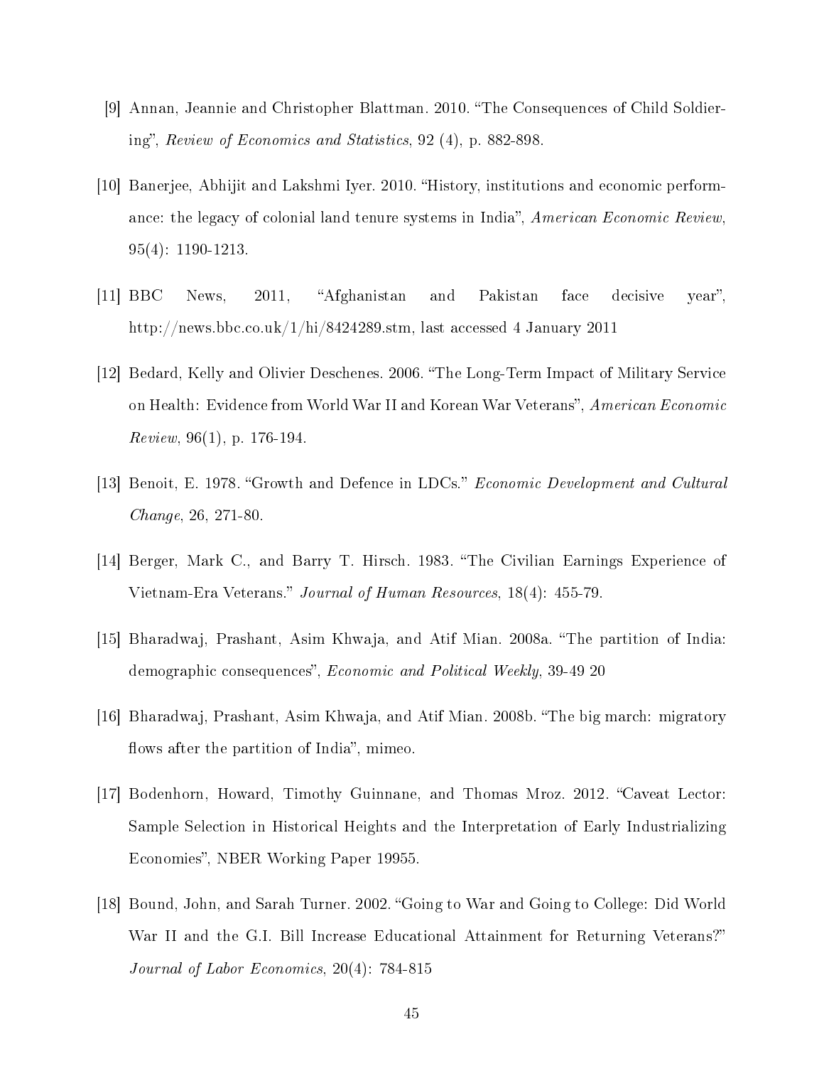[9] Annan, Jeannie and Christopher Blattman. 2010. "The Consequences of Child Soldiering", *Review of Economics and Statistics*, 92 (4), p. 882-898.

[10] Banerjee, Abhijit and Lakshmi Iyer. 2010. "History, institutions and economic performance: the legacy of colonial land tenure systems in India", *American Economic Review*, 95(4): 1190-1213.

[11] BBC News, 2011, "Afghanistan and Pakistan face decisive year", http://news.bbc.co.uk/1/hi/8424289.stm, last accessed 4 January 2011

[12] Bedard, Kelly and Olivier Deschenes. 2006. "The Long-Term Impact of Military Service on Health: Evidence from World War II and Korean War Veterans", *American Economic Review*, 96(1), p. 176-194.

[13] Benoit, E. 1978. "Growth and Defence in LDCs." *Economic Development and Cultural Change*, 26, 271-80.

[14] Berger, Mark C., and Barry T. Hirsch. 1983. "The Civilian Earnings Experience of Vietnam-Era Veterans." *Journal of Human Resources*, 18(4): 455-79.

[15] Bharadwaj, Prashant, Asim Khwaja, and Atif Mian. 2008a. "The partition of India: demographic consequences", *Economic and Political Weekly*, 39-49 20

[16] Bharadwaj, Prashant, Asim Khwaja, and Atif Mian. 2008b. "The big march: migratory flows after the partition of India", mimeo.

[17] Bodenhorn, Howard, Timothy Guinnane, and Thomas Mroz. 2012. "Caveat Lector: Sample Selection in Historical Heights and the Interpretation of Early Industrializing Economies", NBER Working Paper 19955.

[18] Bound, John, and Sarah Turner. 2002. "Going to War and Going to College: Did World War II and the G.I. Bill Increase Educational Attainment for Returning Veterans?" *Journal of Labor Economics*, 20(4): 784-815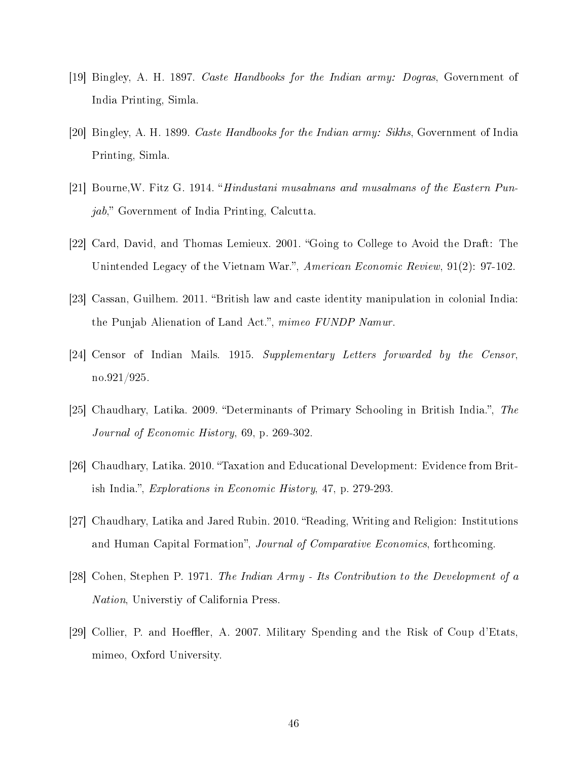[19] Bingley, A. H. 1897. *Caste Handbooks for the Indian army: Dogras*, Government of India Printing, Simla.

[20] Bingley, A. H. 1899. *Caste Handbooks for the Indian army: Sikhs*, Government of India Printing, Simla.

[21] Bourne,W. Fitz G. 1914. "*Hindustani musalmans and musalmans of the Eastern Punjab*," Government of India Printing, Calcutta.

[22] Card, David, and Thomas Lemieux. 2001. "Going to College to Avoid the Draft: The Unintended Legacy of the Vietnam War.", *American Economic Review*, 91(2): 97-102.

[23] Cassan, Guilhem. 2011. "British law and caste identity manipulation in colonial India: the Punjab Alienation of Land Act.", *mimeo FUNDP Namur*.

[24] Censor of Indian Mails. 1915. *Supplementary Letters forwarded by the Censor*, no.921/925.

[25] Chaudhary, Latika. 2009. "Determinants of Primary Schooling in British India.", *The Journal of Economic History*, 69, p. 269-302.

[26] Chaudhary, Latika. 2010. "Taxation and Educational Development: Evidence from British India.", *Explorations in Economic History*, 47, p. 279-293.

[27] Chaudhary, Latika and Jared Rubin. 2010. "Reading, Writing and Religion: Institutions and Human Capital Formation", *Journal of Comparative Economics*, forthcoming.

[28] Cohen, Stephen P. 1971. *The Indian Army - Its Contribution to the Development of a Nation*, Universtiy of California Press.

[29] Collier, P. and Hoeffler, A. 2007. Military Spending and the Risk of Coup d'Etats, mimeo, Oxford University.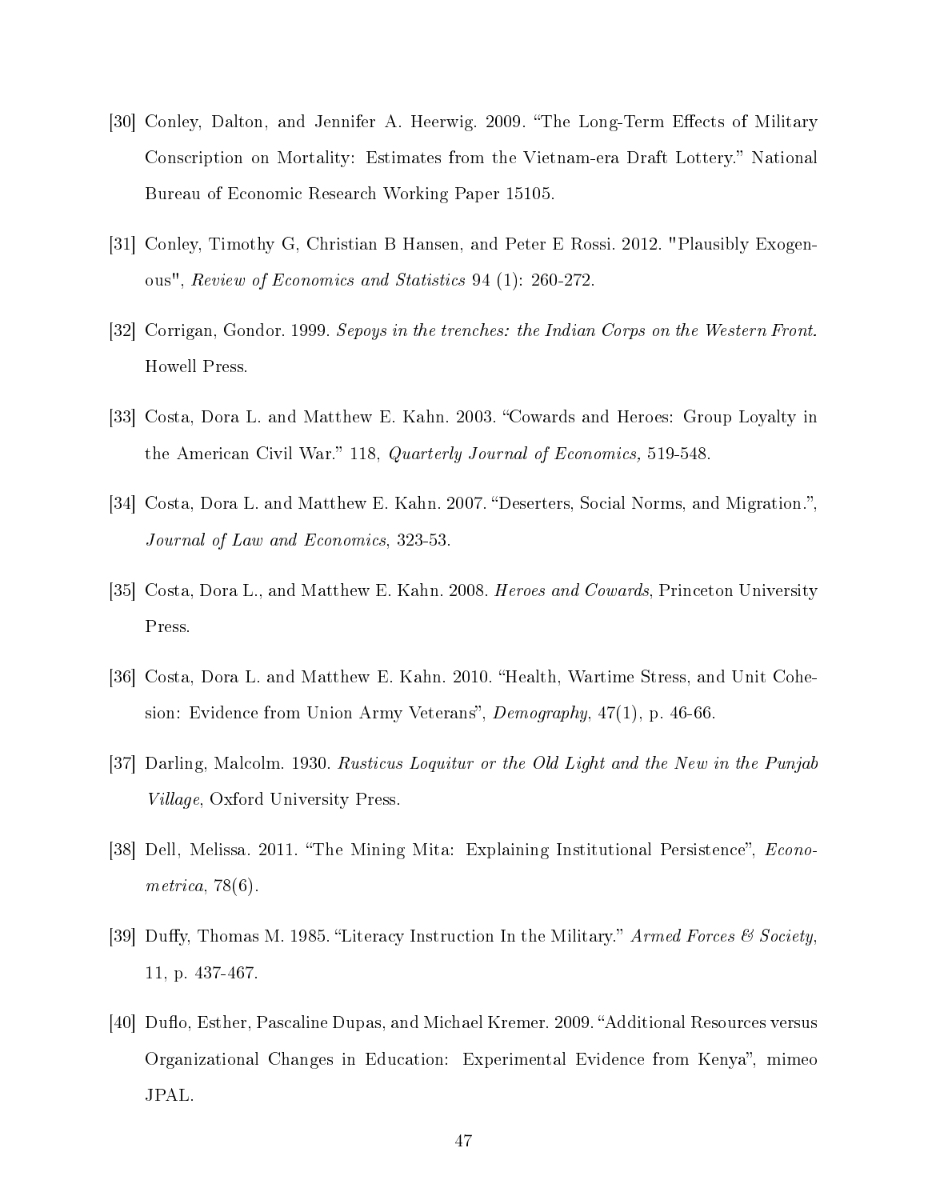[30] Conley, Dalton, and Jennifer A. Heerwig. 2009. "The Long-Term Effects of Military Conscription on Mortality: Estimates from the Vietnam-era Draft Lottery." National Bureau of Economic Research Working Paper 15105.

[31] Conley, Timothy G, Christian B Hansen, and Peter E Rossi. 2012. "Plausibly Exogenous", *Review of Economics and Statistics* 94 (1): 260-272.

[32] Corrigan, Gondor. 1999. *Sepoys in the trenches: the Indian Corps on the Western Front.* Howell Press.

[33] Costa, Dora L. and Matthew E. Kahn. 2003. "Cowards and Heroes: Group Loyalty in the American Civil War." 118, *Quarterly Journal of Economics,* 519-548.

[34] Costa, Dora L. and Matthew E. Kahn. 2007. "Deserters, Social Norms, and Migration.", *Journal of Law and Economics*, 323-53.

[35] Costa, Dora L., and Matthew E. Kahn. 2008. *Heroes and Cowards*, Princeton University Press.

[36] Costa, Dora L. and Matthew E. Kahn. 2010. "Health, Wartime Stress, and Unit Cohesion: Evidence from Union Army Veterans", *Demography*, 47(1), p. 46-66.

[37] Darling, Malcolm. 1930. *Rusticus Loquitur or the Old Light and the New in the Punjab Village*, Oxford University Press.

[38] Dell, Melissa. 2011. "The Mining Mita: Explaining Institutional Persistence", *Econometrica*, 78(6).

[39] Duffy, Thomas M. 1985. "Literacy Instruction In the Military." *Armed Forces & Society*, 11, p. 437-467.

[40] Duflo, Esther, Pascaline Dupas, and Michael Kremer. 2009. "Additional Resources versus Organizational Changes in Education: Experimental Evidence from Kenya", mimeo JPAL.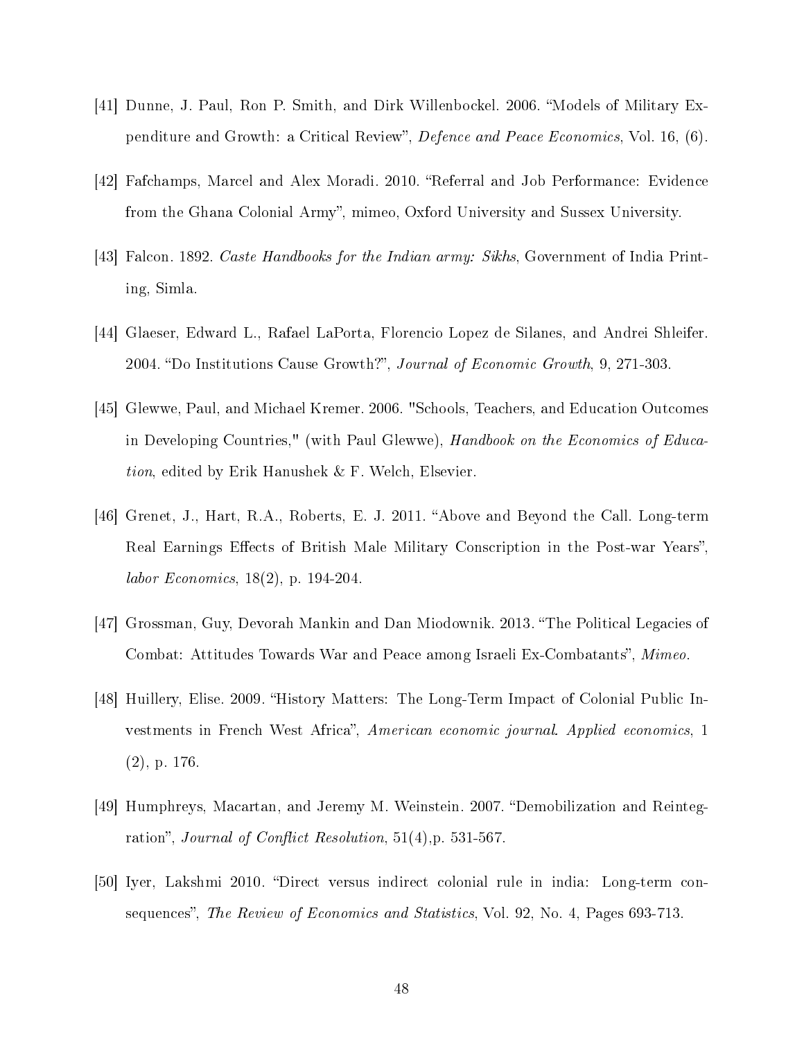[41] Dunne, J. Paul, Ron P. Smith, and Dirk Willenbockel. 2006. "Models of Military Expenditure and Growth: a Critical Review", *Defence and Peace Economics*, Vol. 16, (6).

[42] Fafchamps, Marcel and Alex Moradi. 2010. "Referral and Job Performance: Evidence from the Ghana Colonial Army", mimeo, Oxford University and Sussex University.

[43] Falcon. 1892. *Caste Handbooks for the Indian army: Sikhs*, Government of India Printing, Simla.

[44] Glaeser, Edward L., Rafael LaPorta, Florencio Lopez de Silanes, and Andrei Shleifer. 2004. "Do Institutions Cause Growth?", *Journal of Economic Growth*, 9, 271-303.

[45] Glewwe, Paul, and Michael Kremer. 2006. "Schools, Teachers, and Education Outcomes in Developing Countries," (with Paul Glewwe), *Handbook on the Economics of Education*, edited by Erik Hanushek & F. Welch, Elsevier.

[46] Grenet, J., Hart, R.A., Roberts, E. J. 2011. "Above and Beyond the Call. Long-term Real Earnings Effects of British Male Military Conscription in the Post-war Years", *labor Economics*, 18(2), p. 194-204.

[47] Grossman, Guy, Devorah Mankin and Dan Miodownik. 2013. "The Political Legacies of Combat: Attitudes Towards War and Peace among Israeli Ex-Combatants", *Mimeo*.

[48] Huillery, Elise. 2009. "History Matters: The Long-Term Impact of Colonial Public Investments in French West Africa", *American economic journal. Applied economics*, 1 (2), p. 176.

[49] Humphreys, Macartan, and Jeremy M. Weinstein. 2007. "Demobilization and Reintegration", *Journal of Conflict Resolution*, 51(4),p. 531-567.

[50] Iyer, Lakshmi 2010. "Direct versus indirect colonial rule in india: Long-term consequences", *The Review of Economics and Statistics*, Vol. 92, No. 4, Pages 693-713.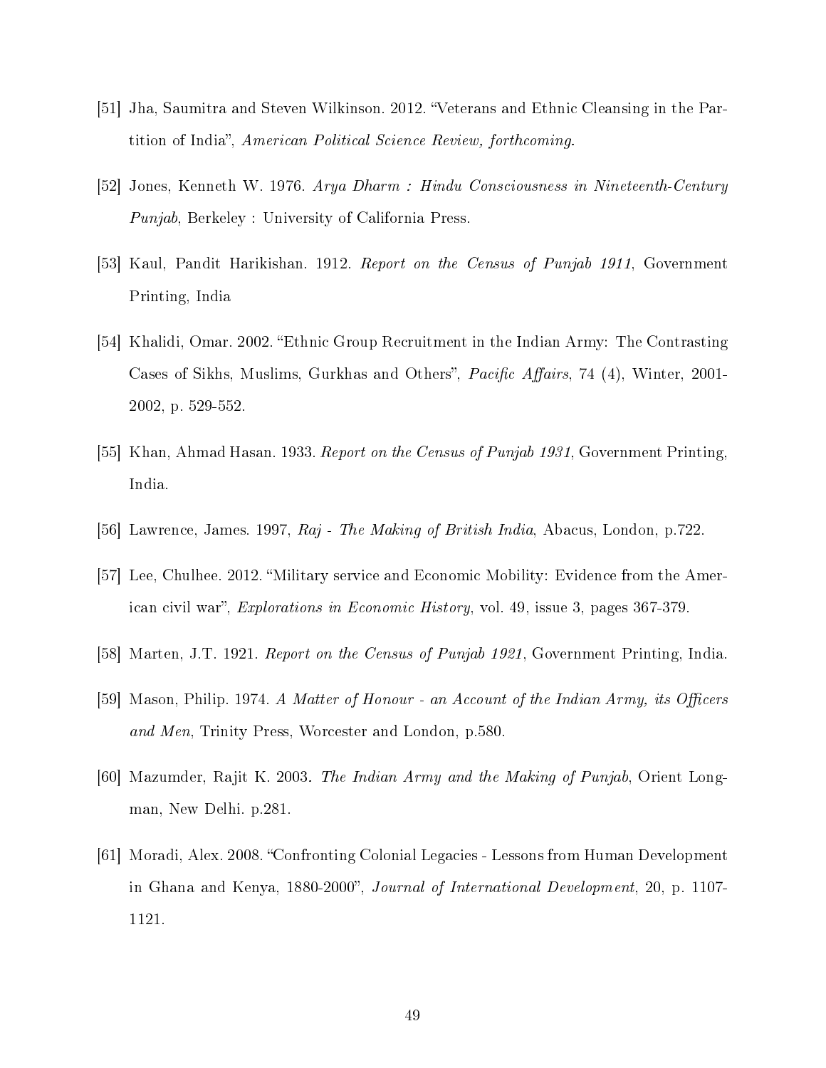[51] Jha, Saumitra and Steven Wilkinson. 2012. "Veterans and Ethnic Cleansing in the Partition of India", *American Political Science Review, forthcoming.*

[52] Jones, Kenneth W. 1976. *Arya Dharm : Hindu Consciousness in Nineteenth-Century Punjab*, Berkeley : University of California Press.

[53] Kaul, Pandit Harikishan. 1912. *Report on the Census of Punjab 1911*, Government Printing, India

[54] Khalidi, Omar. 2002. "Ethnic Group Recruitment in the Indian Army: The Contrasting Cases of Sikhs, Muslims, Gurkhas and Others", *Pacific Affairs*, 74 (4), Winter, 2001-2002, p. 529-552.

[55] Khan, Ahmad Hasan. 1933. *Report on the Census of Punjab 1931*, Government Printing, India.

[56] Lawrence, James. 1997, *Raj - The Making of British India*, Abacus, London, p.722.

[57] Lee, Chulhee. 2012. "Military service and Economic Mobility: Evidence from the American civil war", *Explorations in Economic History*, vol. 49, issue 3, pages 367-379.

[58] Marten, J.T. 1921. *Report on the Census of Punjab 1921*, Government Printing, India.

[59] Mason, Philip. 1974. *A Matter of Honour - an Account of the Indian Army, its Officers and Men*, Trinity Press, Worcester and London, p.580.

[60] Mazumder, Rajit K. 2003. *The Indian Army and the Making of Punjab*, Orient Longman, New Delhi. p.281.

[61] Moradi, Alex. 2008. "Confronting Colonial Legacies - Lessons from Human Development in Ghana and Kenya, 1880-2000", *Journal of International Development*, 20, p. 1107-1121.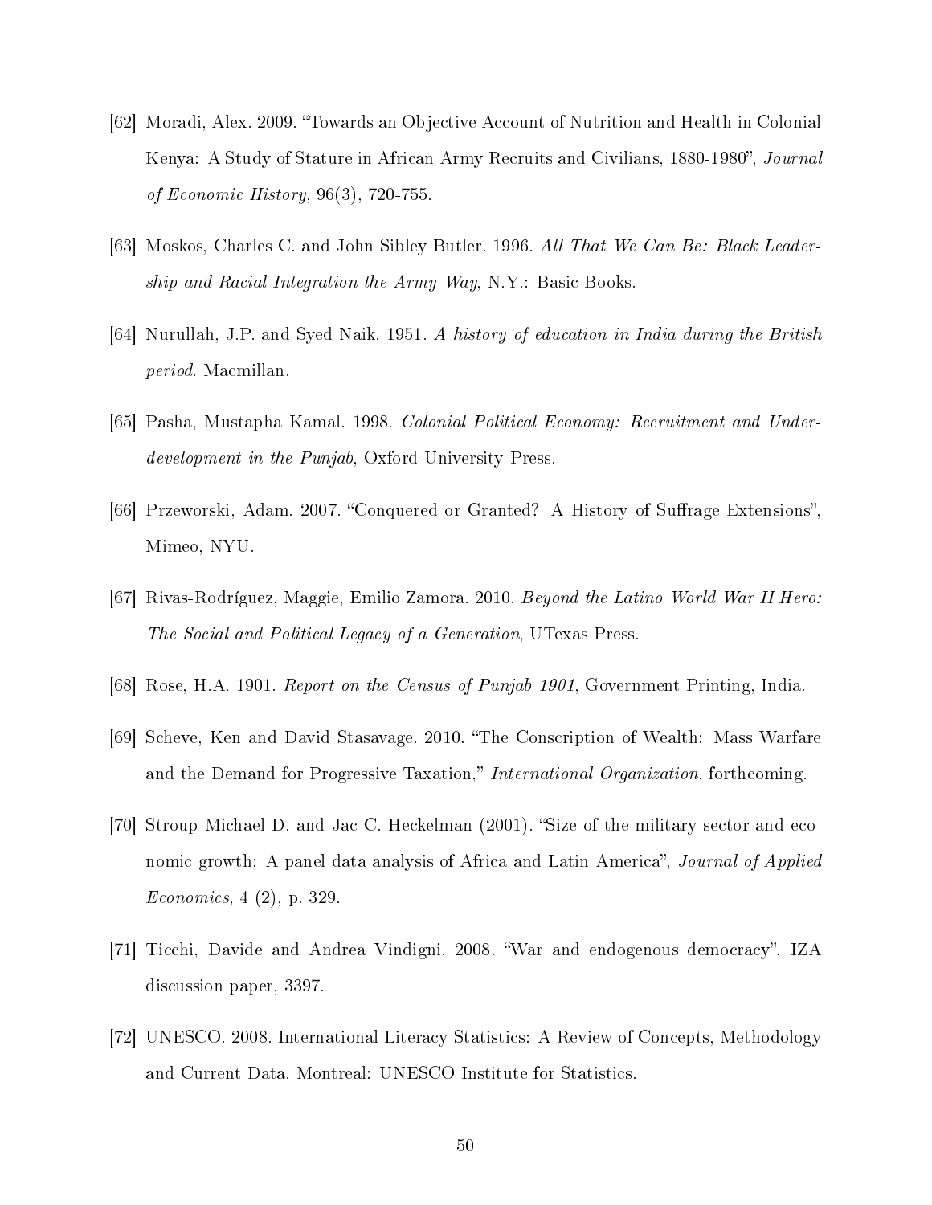[62] Moradi, Alex. 2009. "Towards an Objective Account of Nutrition and Health in Colonial Kenya: A Study of Stature in African Army Recruits and Civilians, 1880-1980", *Journal of Economic History*, 96(3), 720-755.

[63] Moskos, Charles C. and John Sibley Butler. 1996. *All That We Can Be: Black Leadership and Racial Integration the Army Way*, N.Y.: Basic Books.

[64] Nurullah, J.P. and Syed Naik. 1951. *A history of education in India during the British period*. Macmillan.

[65] Pasha, Mustapha Kamal. 1998. *Colonial Political Economy: Recruitment and Underdevelopment in the Punjab*, Oxford University Press.

[66] Przeworski, Adam. 2007. "Conquered or Granted? A History of Suffrage Extensions", Mimeo, NYU.

[67] Rivas-Rodríguez, Maggie, Emilio Zamora. 2010. *Beyond the Latino World War II Hero: The Social and Political Legacy of a Generation*, UTexas Press.

[68] Rose, H.A. 1901. *Report on the Census of Punjab 1901*, Government Printing, India.

[69] Scheve, Ken and David Stasavage. 2010. "The Conscription of Wealth: Mass Warfare and the Demand for Progressive Taxation," *International Organization*, forthcoming.

[70] Stroup Michael D. and Jac C. Heckelman (2001). "Size of the military sector and economic growth: A panel data analysis of Africa and Latin America", *Journal of Applied Economics*, 4 (2), p. 329.

[71] Ticchi, Davide and Andrea Vindigni. 2008. "War and endogenous democracy", IZA discussion paper, 3397.

[72] UNESCO. 2008. International Literacy Statistics: A Review of Concepts, Methodology and Current Data. Montreal: UNESCO Institute for Statistics.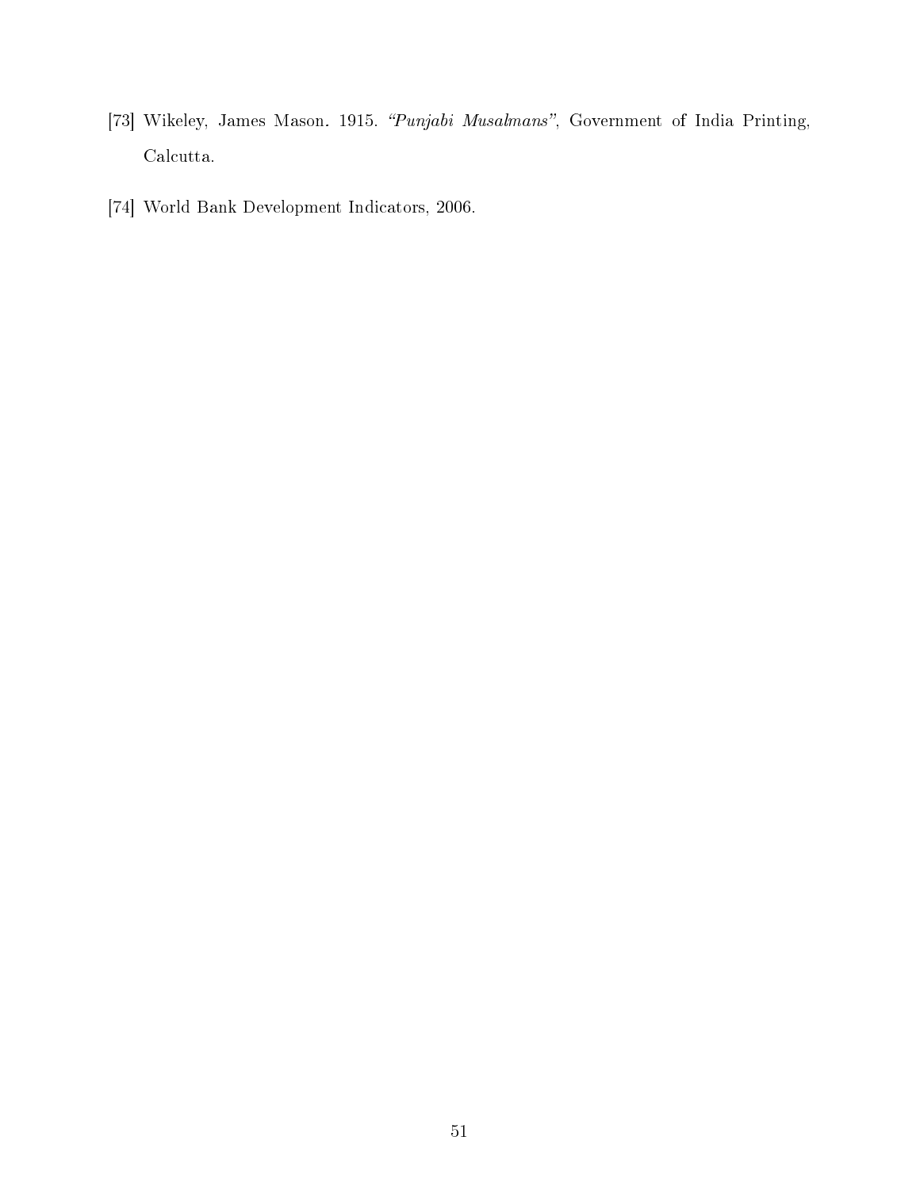[73] Wikeley, James Mason. 1915. *"Punjabi Musalmans"*, Government of India Printing, Calcutta.

[74] World Bank Development Indicators, 2006.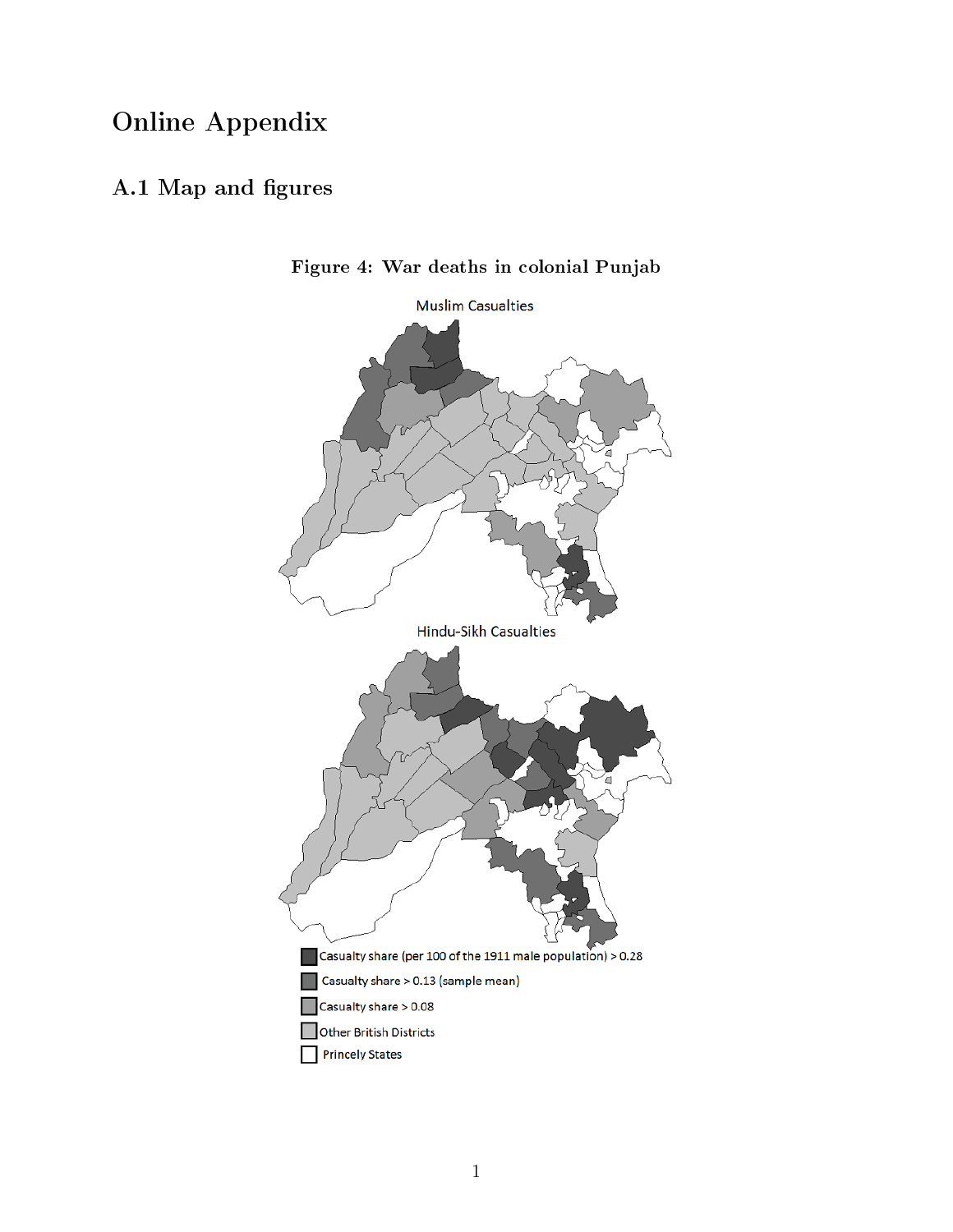# Online Appendix

## A.1 Map and figures

**Figure 4: War deaths in colonial Punjab**

Muslim Casualties

Hindu-Sikh Casualties

Casualty share (per 100 of the 1911 male population) > 0.28

Casualty share > 0.13 (sample mean)

Casualty share > 0.08

Other British Districts

Princely States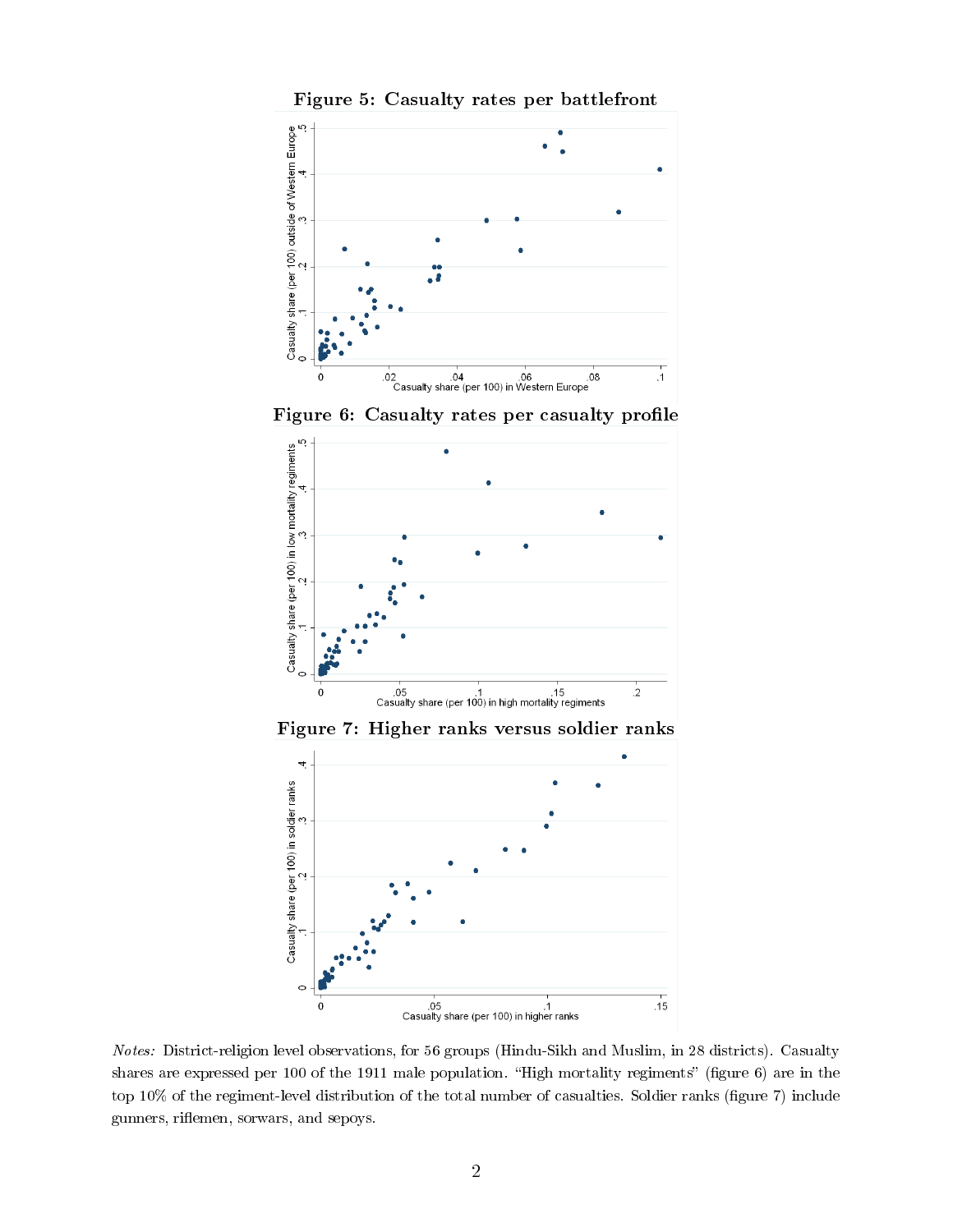**Figure 5: Casualty rates per battlefront**

**Figure 6: Casualty rates per casualty profile**

**Figure 7: Higher ranks versus soldier ranks**

*Notes:* District-religion level observations, for 56 groups (Hindu-Sikh and Muslim, in 28 districts). Casualty shares are expressed per 100 of the 1911 male population. "High mortality regiments" (figure 6) are in the top 10% of the regiment-level distribution of the total number of casualties. Soldier ranks (figure 7) include gunners, riflemen, sorwars, and sepoys.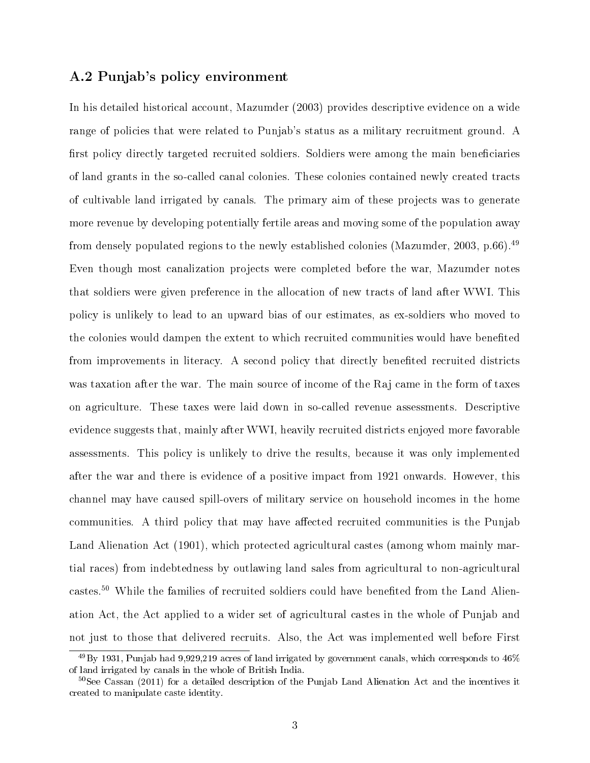## A.2 Punjab's policy environment

In his detailed historical account, Mazumder (2003) provides descriptive evidence on a wide range of policies that were related to Punjab's status as a military recruitment ground. A first policy directly targeted recruited soldiers. Soldiers were among the main beneficiaries of land grants in the so-called canal colonies. These colonies contained newly created tracts of cultivable land irrigated by canals. The primary aim of these projects was to generate more revenue by developing potentially fertile areas and moving some of the population away from densely populated regions to the newly established colonies (Mazumder, 2003, p.66).[49] Even though most canalization projects were completed before the war, Mazumder notes that soldiers were given preference in the allocation of new tracts of land after WWI. This policy is unlikely to lead to an upward bias of our estimates, as ex-soldiers who moved to the colonies would dampen the extent to which recruited communities would have benefited from improvements in literacy. A second policy that directly benefited recruited districts was taxation after the war. The main source of income of the Raj came in the form of taxes on agriculture. These taxes were laid down in so-called revenue assessments. Descriptive evidence suggests that, mainly after WWI, heavily recruited districts enjoyed more favorable assessments. This policy is unlikely to drive the results, because it was only implemented after the war and there is evidence of a positive impact from 1921 onwards. However, this channel may have caused spill-overs of military service on household incomes in the home communities. A third policy that may have affected recruited communities is the Punjab Land Alienation Act (1901), which protected agricultural castes (among whom mainly martial races) from indebtedness by outlawing land sales from agricultural to non-agricultural castes.[50] While the families of recruited soldiers could have benefited from the Land Alienation Act, the Act applied to a wider set of agricultural castes in the whole of Punjab and not just to those that delivered recruits. Also, the Act was implemented well before First

[49] By 1931, Punjab had 9,929,219 acres of land irrigated by government canals, which corresponds to 46% of land irrigated by canals in the whole of British India.

[50] See Cassan (2011) for a detailed description of the Punjab Land Alienation Act and the incentives it created to manipulate caste identity.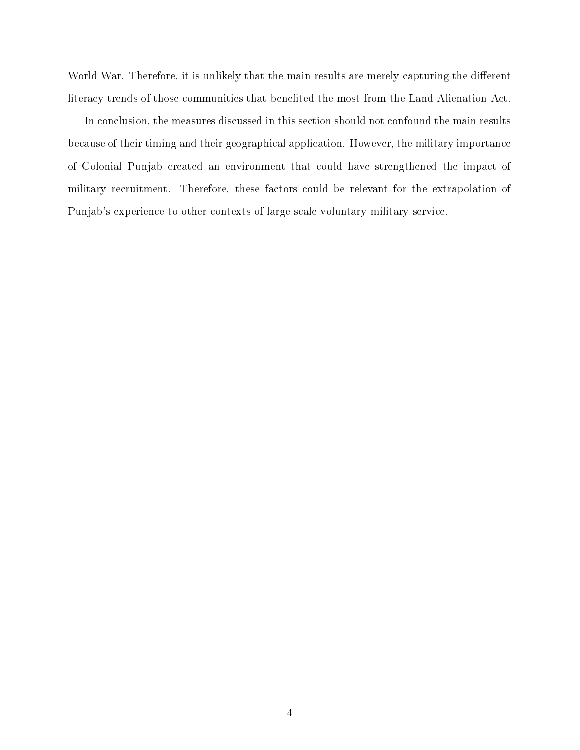World War. Therefore, it is unlikely that the main results are merely capturing the different literacy trends of those communities that benefited the most from the Land Alienation Act.

In conclusion, the measures discussed in this section should not confound the main results because of their timing and their geographical application. However, the military importance of Colonial Punjab created an environment that could have strengthened the impact of military recruitment. Therefore, these factors could be relevant for the extrapolation of Punjab's experience to other contexts of large scale voluntary military service.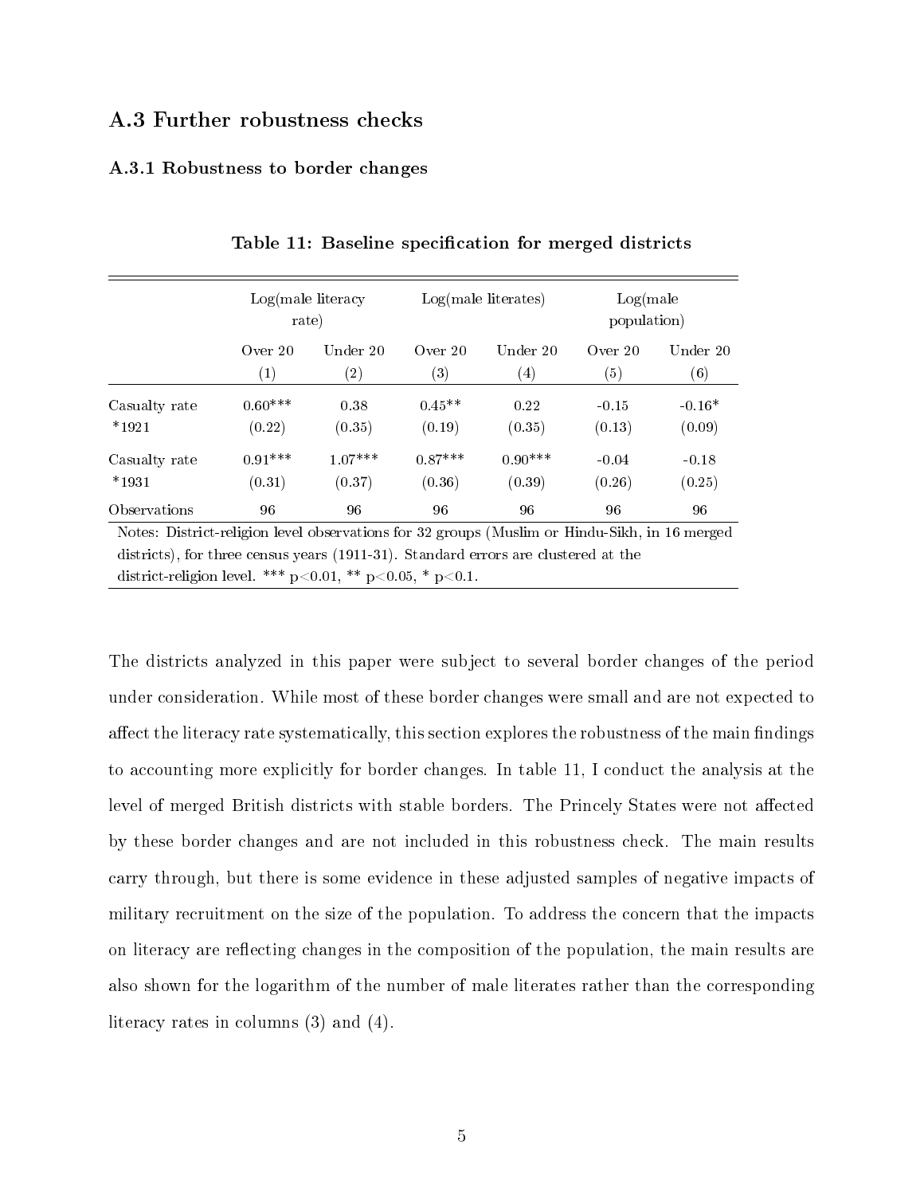## A.3 Further robustness checks

### A.3.1 Robustness to border changes

**Table 11: Baseline specification for merged districts**

| | Log(male literacy rate) | | Log(male literates) | | Log(male population) | |
|---|---|---|---|---|---|---|
| | Over 20 | Under 20 | Over 20 | Under 20 | Over 20 | Under 20 |
| | (1) | (2) | (3) | (4) | (5) | (6) |
| Casualty rate *1921 | 0.60*** | 0.38 | 0.45** | 0.22 | -0.15 | -0.16* |
| | (0.22) | (0.35) | (0.19) | (0.35) | (0.13) | (0.09) |
| Casualty rate *1931 | 0.91*** | 1.07*** | 0.87*** | 0.90*** | -0.04 | -0.18 |
| | (0.31) | (0.37) | (0.36) | (0.39) | (0.26) | (0.25) |
| Observations | 96 | 96 | 96 | 96 | 96 | 96 |

Notes: District-religion level observations for 32 groups (Muslim or Hindu-Sikh, in 16 merged districts), for three census years (1911-31). Standard errors are clustered at the district-religion level. *** p<0.01, ** p<0.05, * p<0.1.

The districts analyzed in this paper were subject to several border changes of the period under consideration. While most of these border changes were small and are not expected to affect the literacy rate systematically, this section explores the robustness of the main findings to accounting more explicitly for border changes. In table 11, I conduct the analysis at the level of merged British districts with stable borders. The Princely States were not affected by these border changes and are not included in this robustness check. The main results carry through, but there is some evidence in these adjusted samples of negative impacts of military recruitment on the size of the population. To address the concern that the impacts on literacy are reflecting changes in the composition of the population, the main results are also shown for the logarithm of the number of male literates rather than the corresponding literacy rates in columns (3) and (4).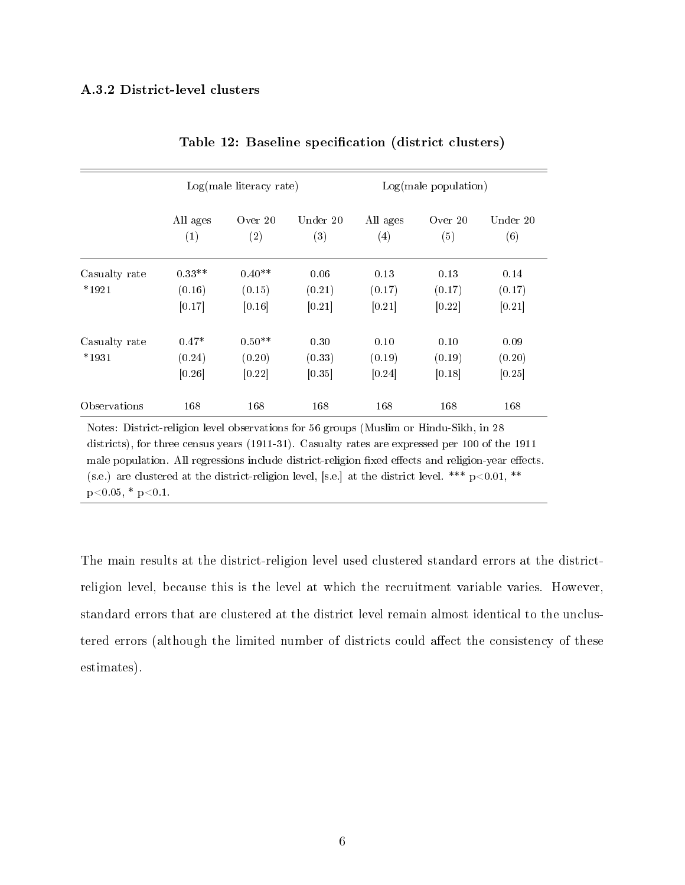### A.3.2 District-level clusters

**Table 12: Baseline specification (district clusters)**

| | Log(male literacy rate) | | | Log(male population) | | |
|---|---|---|---|---|---|---|
| | All ages | Over 20 | Under 20 | All ages | Over 20 | Under 20 |
| | (1) | (2) | (3) | (4) | (5) | (6) |
| Casualty rate | 0.33** | 0.40** | 0.06 | 0.13 | 0.13 | 0.14 |
| *1921 | (0.16) | (0.15) | (0.21) | (0.17) | (0.17) | (0.17) |
| | [0.17] | [0.16] | [0.21] | [0.21] | [0.22] | [0.21] |
| Casualty rate | 0.47* | 0.50** | 0.30 | 0.10 | 0.10 | 0.09 |
| *1931 | (0.24) | (0.20) | (0.33) | (0.19) | (0.19) | (0.20) |
| | [0.26] | [0.22] | [0.35] | [0.24] | [0.18] | [0.25] |
| Observations | 168 | 168 | 168 | 168 | 168 | 168 |

Notes: District-religion level observations for 56 groups (Muslim or Hindu-Sikh, in 28 districts), for three census years (1911-31). Casualty rates are expressed per 100 of the 1911 male population. All regressions include district-religion fixed effects and religion-year effects. (s.e.) are clustered at the district-religion level, [s.e.] at the district level. *** p<0.01, ** p<0.05, * p<0.1.

The main results at the district-religion level used clustered standard errors at the district-religion level, because this is the level at which the recruitment variable varies. However, standard errors that are clustered at the district level remain almost identical to the unclustered errors (although the limited number of districts could affect the consistency of these estimates).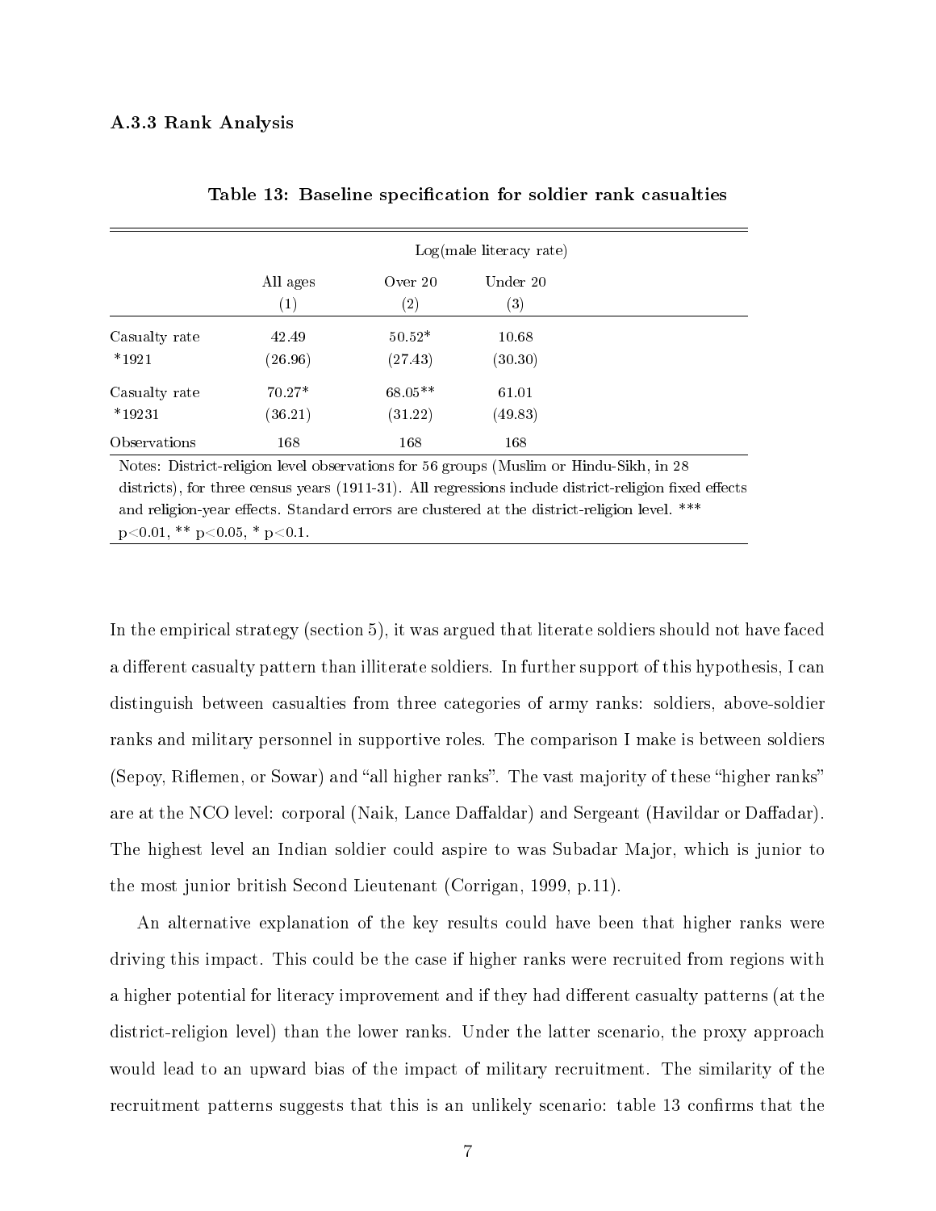### A.3.3 Rank Analysis

**Table 13: Baseline specification for soldier rank casualties**

| | Log(male literacy rate) | | |
|---|---|---|---|
| | All ages | Over 20 | Under 20 |
| | (1) | (2) | (3) |
| Casualty rate *1921 | 42.49 | 50.52* | 10.68 |
| | (26.96) | (27.43) | (30.30) |
| Casualty rate *19231 | 70.27* | 68.05** | 61.01 |
| | (36.21) | (31.22) | (49.83) |
| Observations | 168 | 168 | 168 |

Notes: District-religion level observations for 56 groups (Muslim or Hindu-Sikh, in 28 districts), for three census years (1911-31). All regressions include district-religion fixed effects and religion-year effects. Standard errors are clustered at the district-religion level. *** p<0.01, ** p<0.05, * p<0.1.

In the empirical strategy (section 5), it was argued that literate soldiers should not have faced a different casualty pattern than illiterate soldiers. In further support of this hypothesis, I can distinguish between casualties from three categories of army ranks: soldiers, above-soldier ranks and military personnel in supportive roles. The comparison I make is between soldiers (Sepoy, Riflemen, or Sowar) and "all higher ranks". The vast majority of these "higher ranks" are at the NCO level: corporal (Naik, Lance Daffaldar) and Sergeant (Havildar or Daffadar). The highest level an Indian soldier could aspire to was Subadar Major, which is junior to the most junior british Second Lieutenant (Corrigan, 1999, p.11).

An alternative explanation of the key results could have been that higher ranks were driving this impact. This could be the case if higher ranks were recruited from regions with a higher potential for literacy improvement and if they had different casualty patterns (at the district-religion level) than the lower ranks. Under the latter scenario, the proxy approach would lead to an upward bias of the impact of military recruitment. The similarity of the recruitment patterns suggests that this is an unlikely scenario: table 13 confirms that the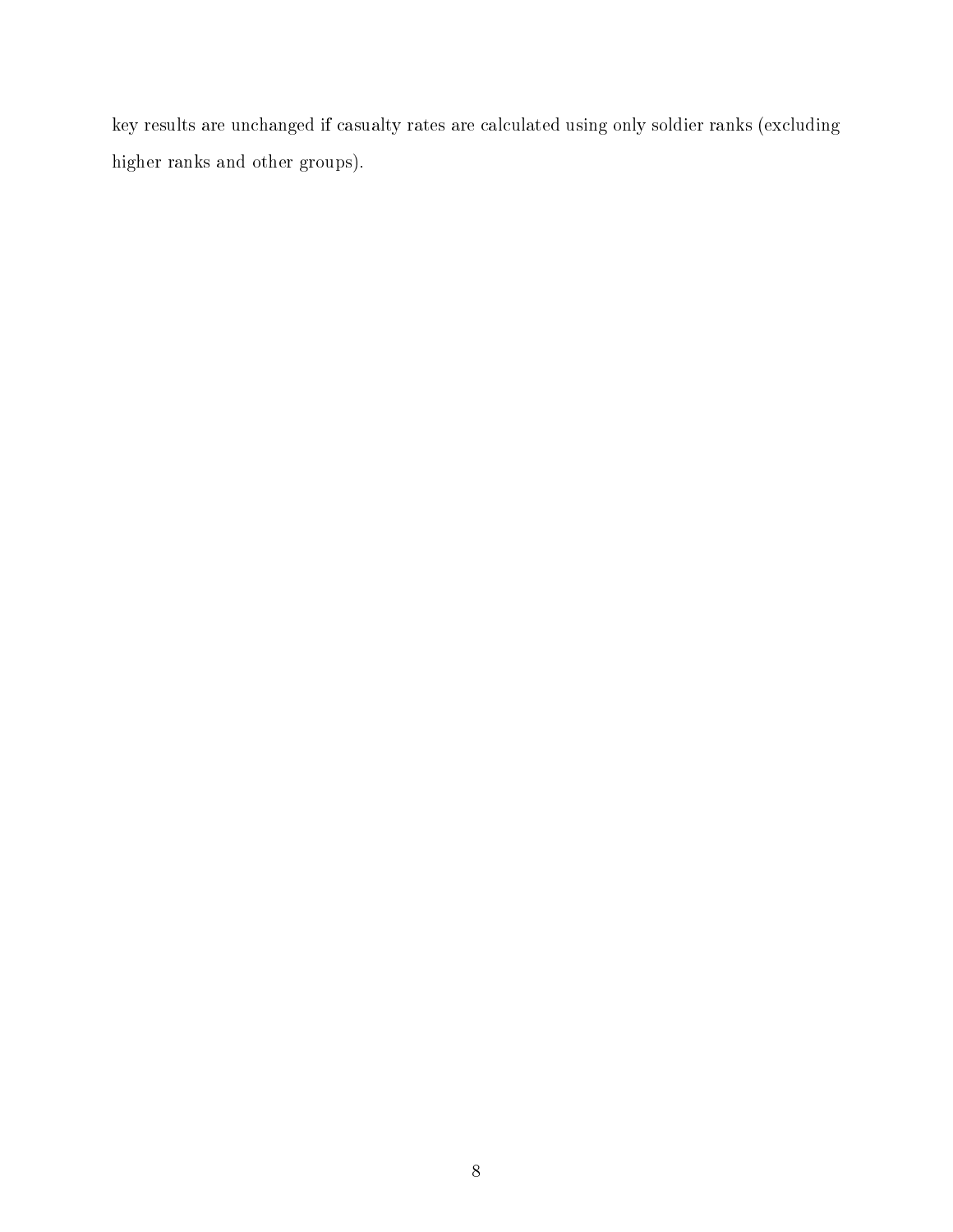key results are unchanged if casualty rates are calculated using only soldier ranks (excluding higher ranks and other groups).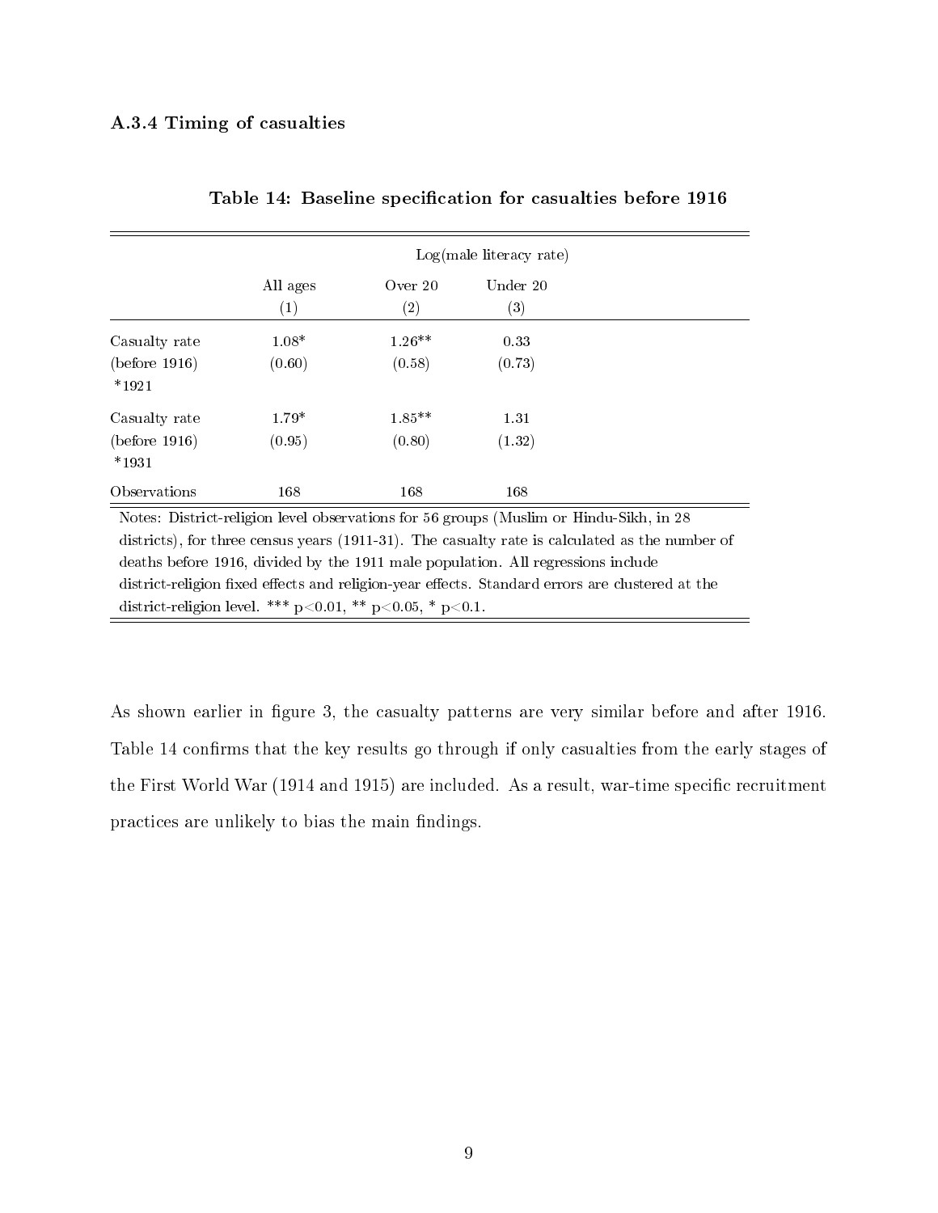### A.3.4 Timing of casualties

**Table 14: Baseline specification for casualties before 1916**

| | Log(male literacy rate) | | |
|---|---|---|---|
| | All ages | Over 20 | Under 20 |
| | (1) | (2) | (3) |
| Casualty rate (before 1916) *1921 | 1.08* | 1.26** | 0.33 |
| | (0.60) | (0.58) | (0.73) |
| Casualty rate (before 1916) *1931 | 1.79* | 1.85** | 1.31 |
| | (0.95) | (0.80) | (1.32) |
| Observations | 168 | 168 | 168 |

Notes: District-religion level observations for 56 groups (Muslim or Hindu-Sikh, in 28 districts), for three census years (1911-31). The casualty rate is calculated as the number of deaths before 1916, divided by the 1911 male population. All regressions include district-religion fixed effects and religion-year effects. Standard errors are clustered at the district-religion level. *** $p<0.01$, ** $p<0.05$, * $p<0.1$.

As shown earlier in figure 3, the casualty patterns are very similar before and after 1916. Table 14 confirms that the key results go through if only casualties from the early stages of the First World War (1914 and 1915) are included. As a result, war-time specific recruitment practices are unlikely to bias the main findings.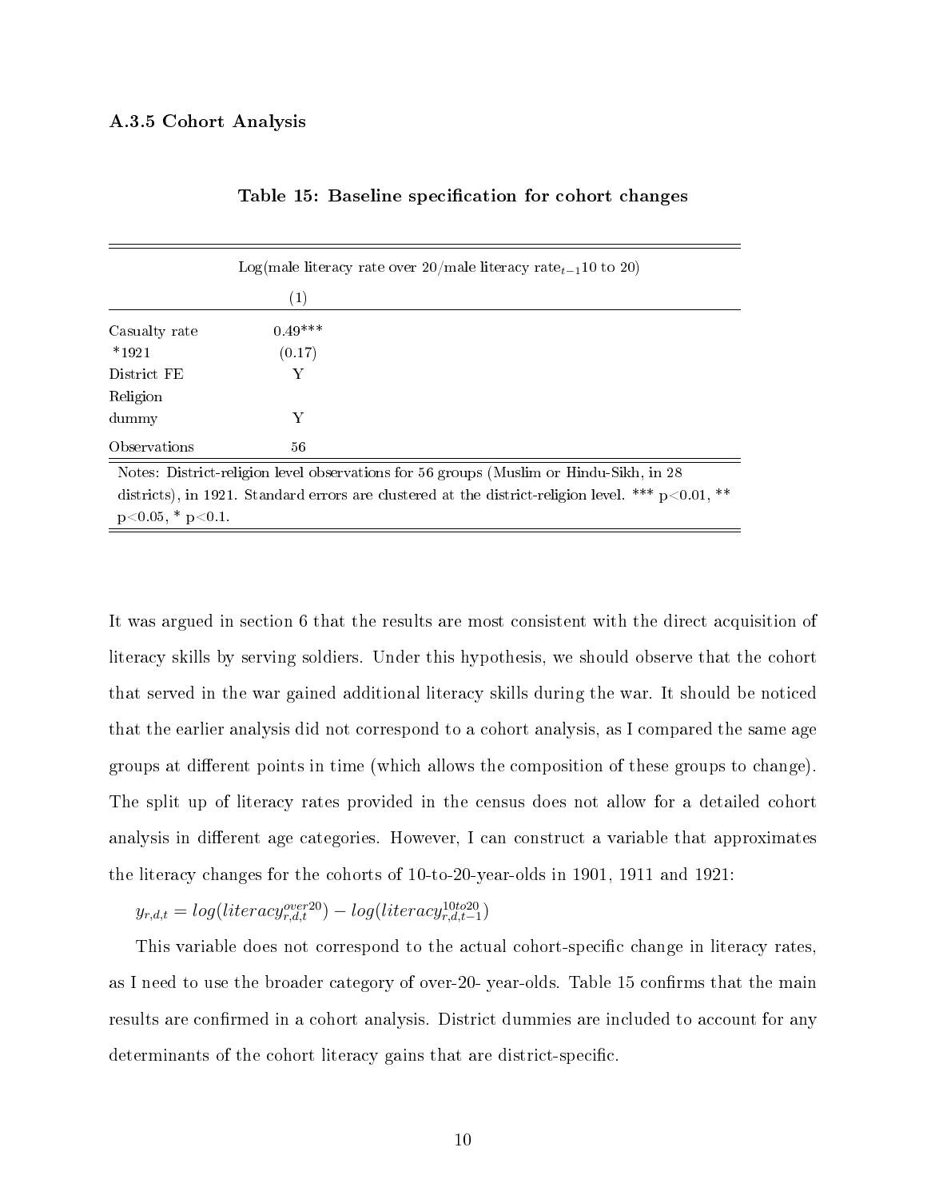### A.3.5 Cohort Analysis

**Table 15: Baseline specification for cohort changes**

| | Log(male literacy rate over 20/male literacy rate$_{t-1}$10 to 20) |
|---|---|
| | (1) |
| Casualty rate *1921 | 0.49*** |
| | (0.17) |
| District FE | Y |
| Religion dummy | Y |
| Observations | 56 |

Notes: District-religion level observations for 56 groups (Muslim or Hindu-Sikh, in 28 districts), in 1921. Standard errors are clustered at the district-religion level. *** p<0.01, ** p<0.05, * p<0.1.

It was argued in section 6 that the results are most consistent with the direct acquisition of literacy skills by serving soldiers. Under this hypothesis, we should observe that the cohort that served in the war gained additional literacy skills during the war. It should be noticed that the earlier analysis did not correspond to a cohort analysis, as I compared the same age groups at different points in time (which allows the composition of these groups to change). The split up of literacy rates provided in the census does not allow for a detailed cohort analysis in different age categories. However, I can construct a variable that approximates the literacy changes for the cohorts of 10-to-20-year-olds in 1901, 1911 and 1921:

$y_{r,d,t} = log(literacy^{over20}_{r,d,t}) - log(literacy^{10to20}_{r,d,t-1})$

This variable does not correspond to the actual cohort-specific change in literacy rates, as I need to use the broader category of over-20- year-olds. Table 15 confirms that the main results are confirmed in a cohort analysis. District dummies are included to account for any determinants of the cohort literacy gains that are district-specific.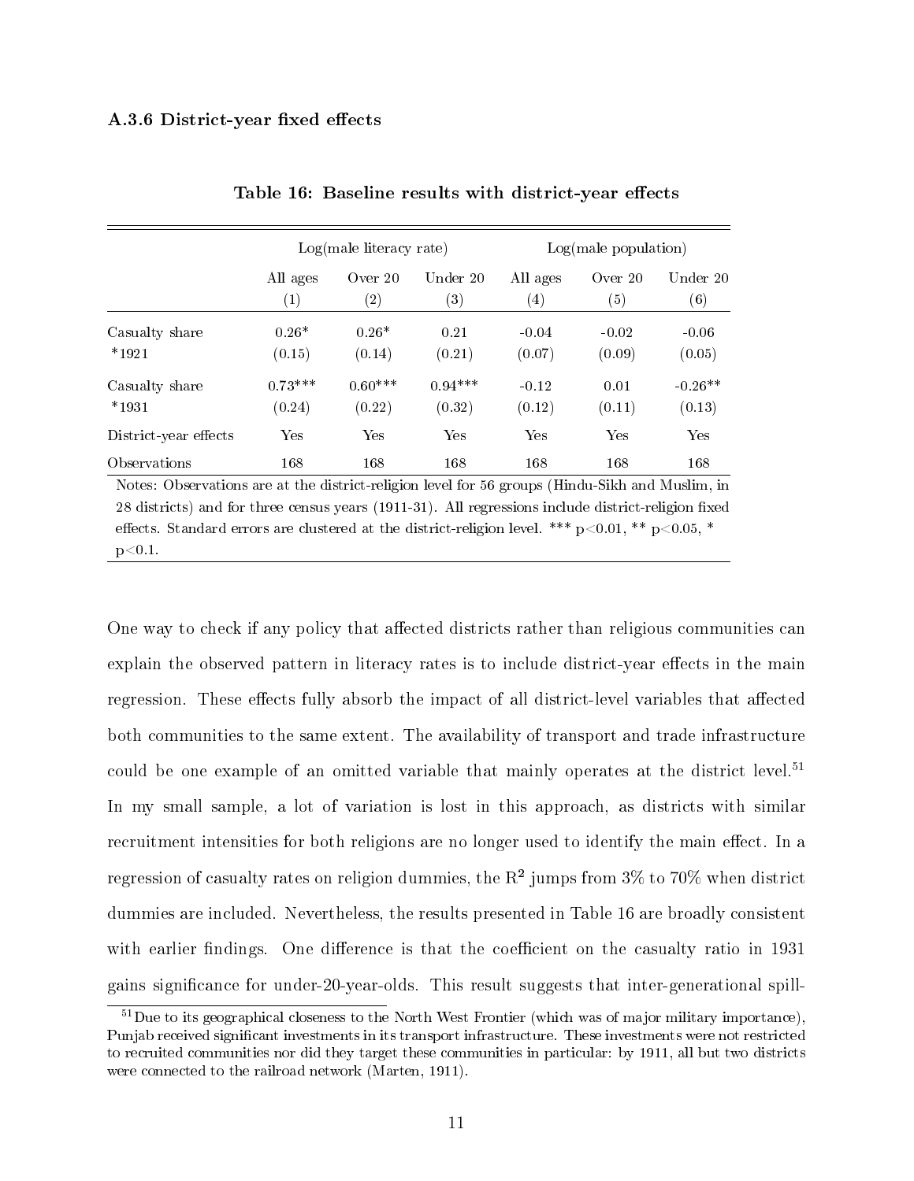### A.3.6 District-year fixed effects

**Table 16: Baseline results with district-year effects**

| | Log(male literacy rate) | | | Log(male population) | | |
|---|---|---|---|---|---|---|
| | All ages | Over 20 | Under 20 | All ages | Over 20 | Under 20 |
| | (1) | (2) | (3) | (4) | (5) | (6) |
| Casualty share *1921 | 0.26* | 0.26* | 0.21 | -0.04 | -0.02 | -0.06 |
| | (0.15) | (0.14) | (0.21) | (0.07) | (0.09) | (0.05) |
| Casualty share *1931 | 0.73*** | 0.60*** | 0.94*** | -0.12 | 0.01 | -0.26** |
| | (0.24) | (0.22) | (0.32) | (0.12) | (0.11) | (0.13) |
| District-year effects | Yes | Yes | Yes | Yes | Yes | Yes |
| Observations | 168 | 168 | 168 | 168 | 168 | 168 |

Notes: Observations are at the district-religion level for 56 groups (Hindu-Sikh and Muslim, in 28 districts) and for three census years (1911-31). All regressions include district-religion fixed effects. Standard errors are clustered at the district-religion level. *** $p<0.01$, ** $p<0.05$, * $p<0.1$.

One way to check if any policy that affected districts rather than religious communities can explain the observed pattern in literacy rates is to include district-year effects in the main regression. These effects fully absorb the impact of all district-level variables that affected both communities to the same extent. The availability of transport and trade infrastructure could be one example of an omitted variable that mainly operates at the district level.[51] In my small sample, a lot of variation is lost in this approach, as districts with similar recruitment intensities for both religions are no longer used to identify the main effect. In a regression of casualty rates on religion dummies, the $R^2$ jumps from 3% to 70% when district dummies are included. Nevertheless, the results presented in Table 16 are broadly consistent with earlier findings. One difference is that the coefficient on the casualty ratio in 1931 gains significance for under-20-year-olds. This result suggests that inter-generational spill-

[51] Due to its geographical closeness to the North West Frontier (which was of major military importance), Punjab received significant investments in its transport infrastructure. These investments were not restricted to recruited communities nor did they target these communities in particular: by 1911, all but two districts were connected to the railroad network (Marten, 1911).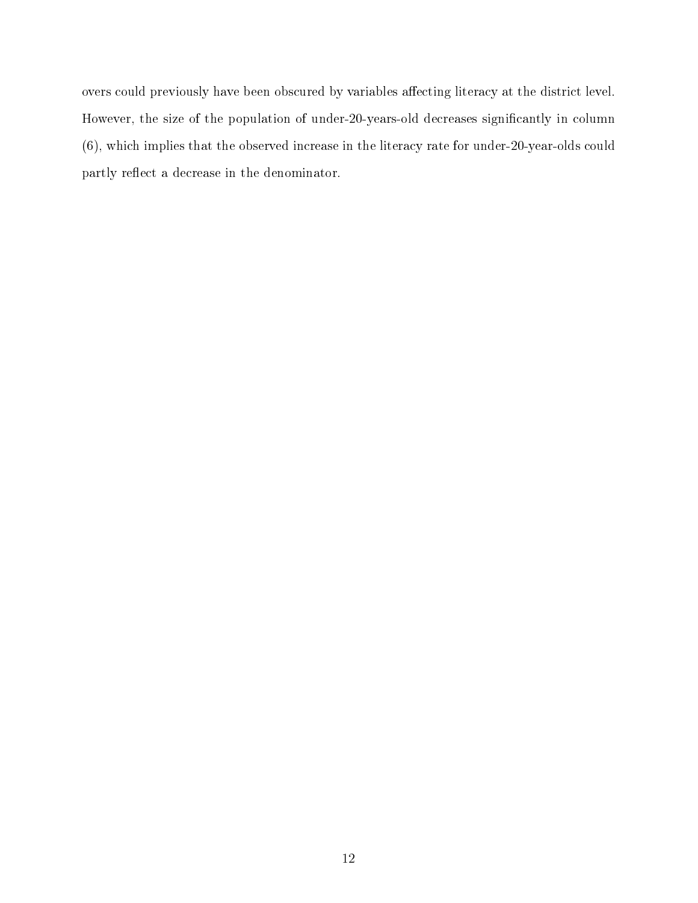overs could previously have been obscured by variables affecting literacy at the district level. However, the size of the population of under-20-years-old decreases significantly in column (6), which implies that the observed increase in the literacy rate for under-20-year-olds could partly reflect a decrease in the denominator.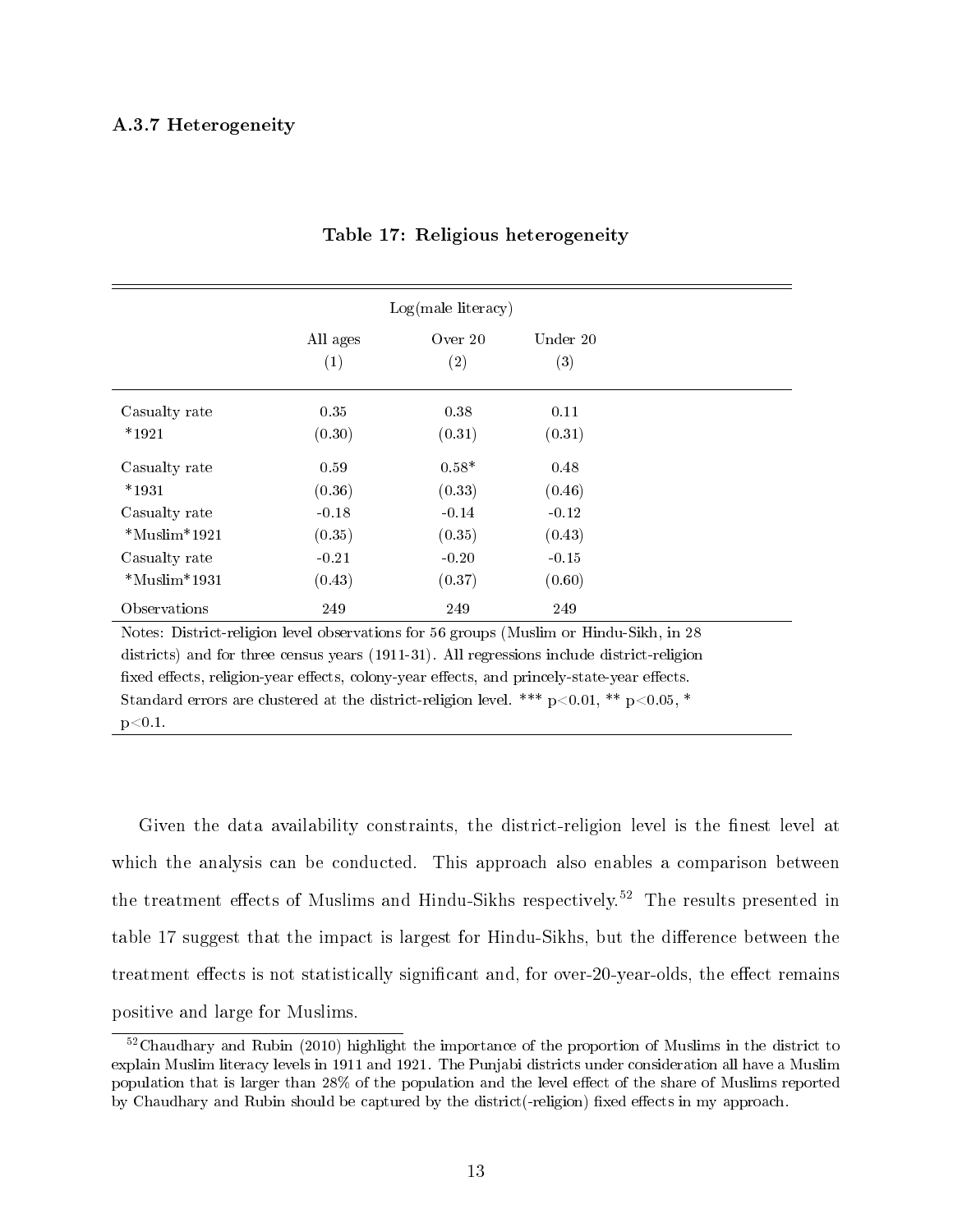### A.3.7 Heterogeneity

**Table 17: Religious heterogeneity**

| | Log(male literacy) | | |
|---|---|---|---|
| | All ages | Over 20 | Under 20 |
| | (1) | (2) | (3) |
| Casualty rate *1921 | 0.35 | 0.38 | 0.11 |
| | (0.30) | (0.31) | (0.31) |
| Casualty rate *1931 | 0.59 | 0.58* | 0.48 |
| | (0.36) | (0.33) | (0.46) |
| Casualty rate *Muslim*1921 | -0.18 | -0.14 | -0.12 |
| | (0.35) | (0.35) | (0.43) |
| Casualty rate *Muslim*1931 | -0.21 | -0.20 | -0.15 |
| | (0.43) | (0.37) | (0.60) |
| Observations | 249 | 249 | 249 |

Notes: District-religion level observations for 56 groups (Muslim or Hindu-Sikh, in 28 districts) and for three census years (1911-31). All regressions include district-religion fixed effects, religion-year effects, colony-year effects, and princely-state-year effects. Standard errors are clustered at the district-religion level. *** $p<0.01$, ** $p<0.05$, * $p<0.1$.

Given the data availability constraints, the district-religion level is the finest level at which the analysis can be conducted. This approach also enables a comparison between the treatment effects of Muslims and Hindu-Sikhs respectively.[52] The results presented in table 17 suggest that the impact is largest for Hindu-Sikhs, but the difference between the treatment effects is not statistically significant and, for over-20-year-olds, the effect remains positive and large for Muslims.

[52] Chaudhary and Rubin (2010) highlight the importance of the proportion of Muslims in the district to explain Muslim literacy levels in 1911 and 1921. The Punjabi districts under consideration all have a Muslim population that is larger than 28% of the population and the level effect of the share of Muslims reported by Chaudhary and Rubin should be captured by the district(-religion) fixed effects in my approach.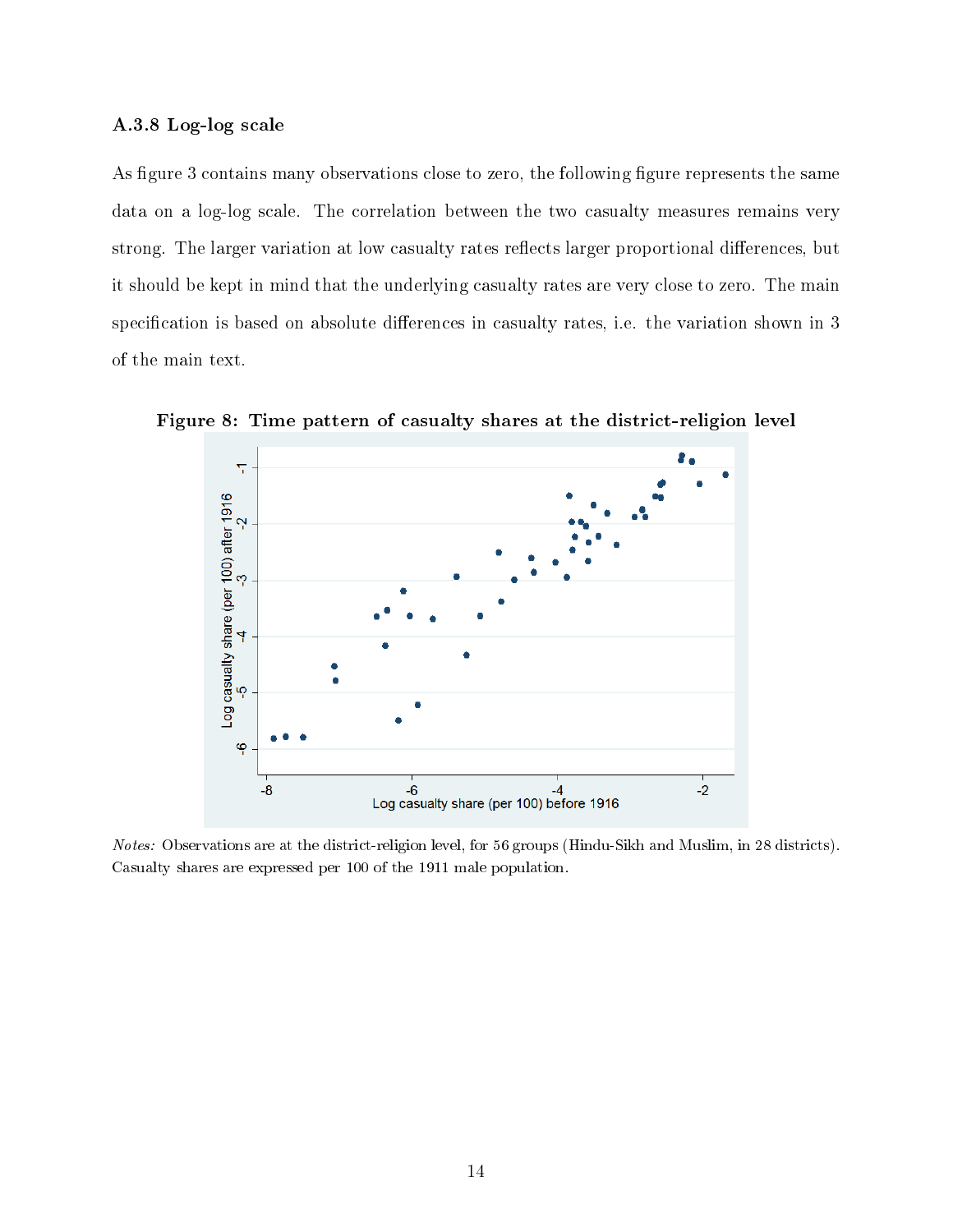### A.3.8 Log-log scale

As figure 3 contains many observations close to zero, the following figure represents the same data on a log-log scale. The correlation between the two casualty measures remains very strong. The larger variation at low casualty rates reflects larger proportional differences, but it should be kept in mind that the underlying casualty rates are very close to zero. The main specification is based on absolute differences in casualty rates, i.e. the variation shown in 3 of the main text.

**Figure 8: Time pattern of casualty shares at the district-religion level**

*Notes:* Observations are at the district-religion level, for 56 groups (Hindu-Sikh and Muslim, in 28 districts). Casualty shares are expressed per 100 of the 1911 male population.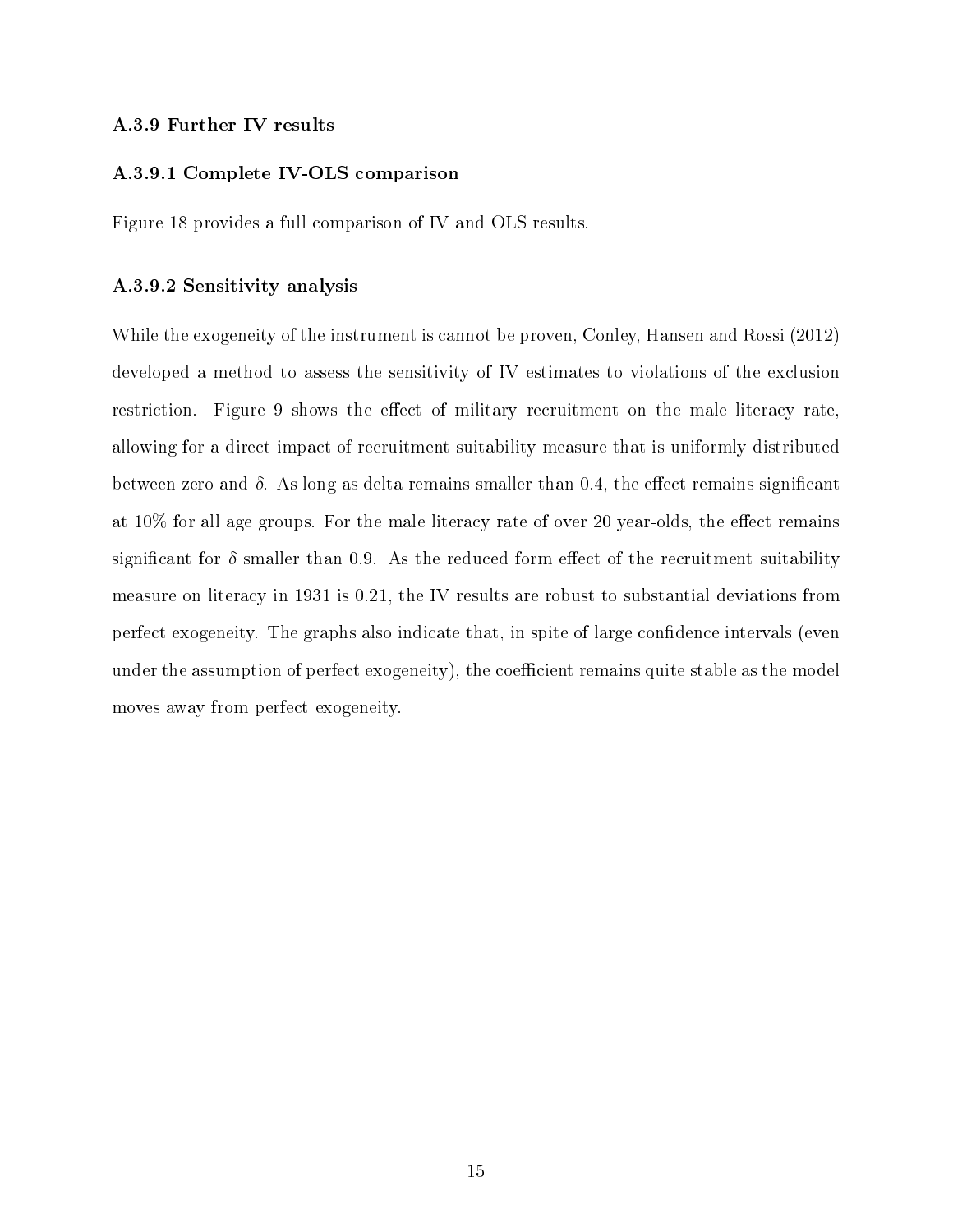### A.3.9 Further IV results

#### A.3.9.1 Complete IV-OLS comparison

Figure 18 provides a full comparison of IV and OLS results.

#### A.3.9.2 Sensitivity analysis

While the exogeneity of the instrument is cannot be proven, Conley, Hansen and Rossi (2012) developed a method to assess the sensitivity of IV estimates to violations of the exclusion restriction. Figure 9 shows the effect of military recruitment on the male literacy rate, allowing for a direct impact of recruitment suitability measure that is uniformly distributed between zero and $\delta$. As long as delta remains smaller than 0.4, the effect remains significant at 10% for all age groups. For the male literacy rate of over 20 year-olds, the effect remains significant for $\delta$ smaller than 0.9. As the reduced form effect of the recruitment suitability measure on literacy in 1931 is 0.21, the IV results are robust to substantial deviations from perfect exogeneity. The graphs also indicate that, in spite of large confidence intervals (even under the assumption of perfect exogeneity), the coefficient remains quite stable as the model moves away from perfect exogeneity.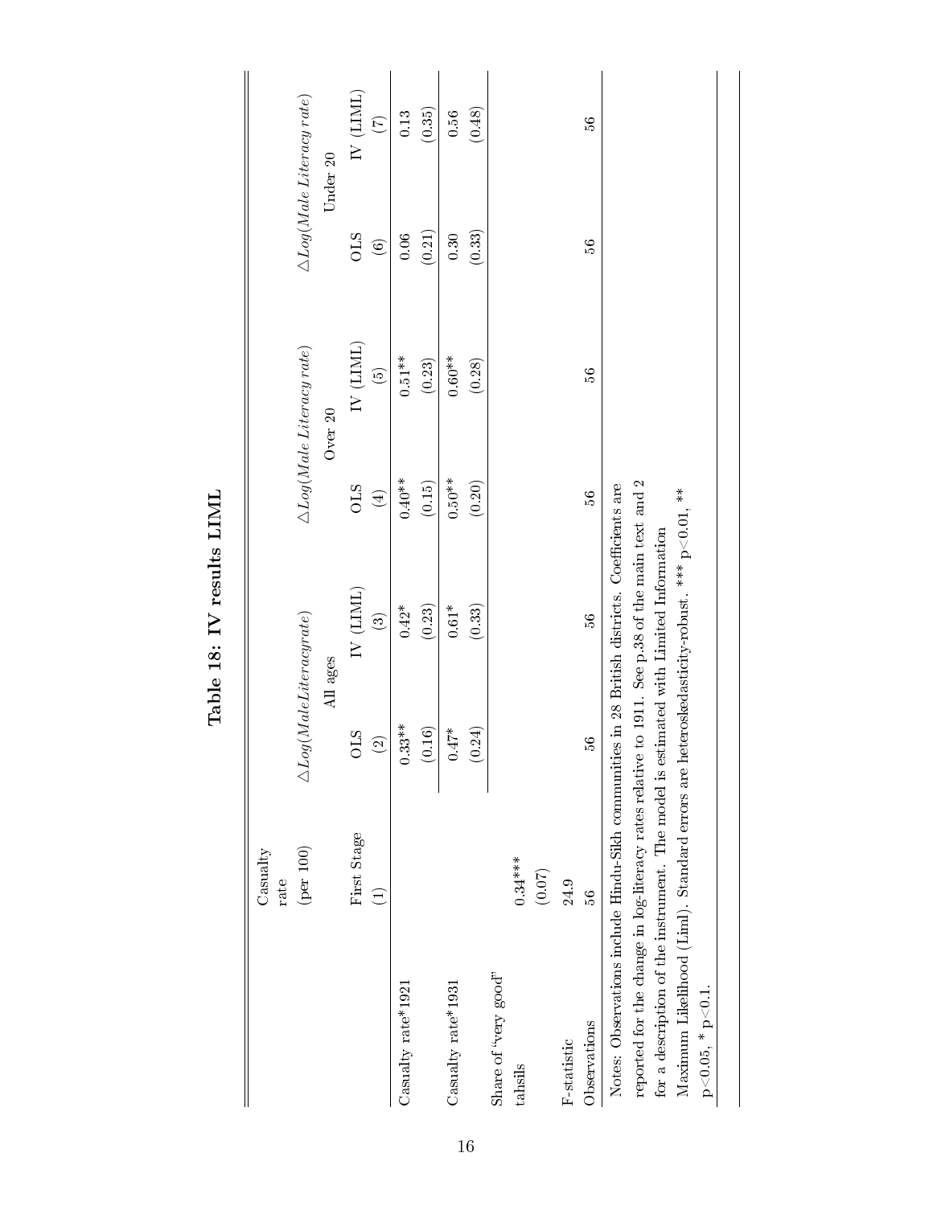# Table 18: IV results LIML

| | Casualty rate (per 100) | $\triangle Log(MaleLiteracyrate)$ | | $\triangle Log(Male\ Literacy\ rate)$ | | $\triangle Log(Male\ Literacy\ rate)$ | |
|---|---|---|---|---|---|---|---|
| | | All ages | | Over 20 | | Under 20 | |
| | First Stage | OLS | IV (LIML) | OLS | IV (LIML) | OLS | IV (LIML) |
| | (1) | (2) | (3) | (4) | (5) | (6) | (7) |
| Casualty rate*1921 | | 0.33** | 0.42* | 0.40** | 0.51** | 0.06 | 0.13 |
| | | (0.16) | (0.23) | (0.15) | (0.23) | (0.21) | (0.35) |
| Casualty rate*1931 | | 0.47* | 0.61* | 0.50** | 0.60** | 0.30 | 0.56 |
| | | (0.24) | (0.33) | (0.20) | (0.28) | (0.33) | (0.48) |
| Share of "very good" tahsils | 0.34*** | | | | | | |
| | (0.07) | | | | | | |
| F-statistic | 24.9 | | | | | | |
| Observations | 56 | 56 | 56 | 56 | 56 | 56 | 56 |

Notes: Observations include Hindu-Sikh communities in 28 British districts. Coefficients are reported for the change in log-literacy rates relative to 1911. See p.38 of the main text and 2 for a description of the instrument. The model is estimated with Limited Information Maximum Likelihood (Liml). Standard errors are heteroskedasticity-robust. *** p<0.01, ** p<0.05, * p<0.1.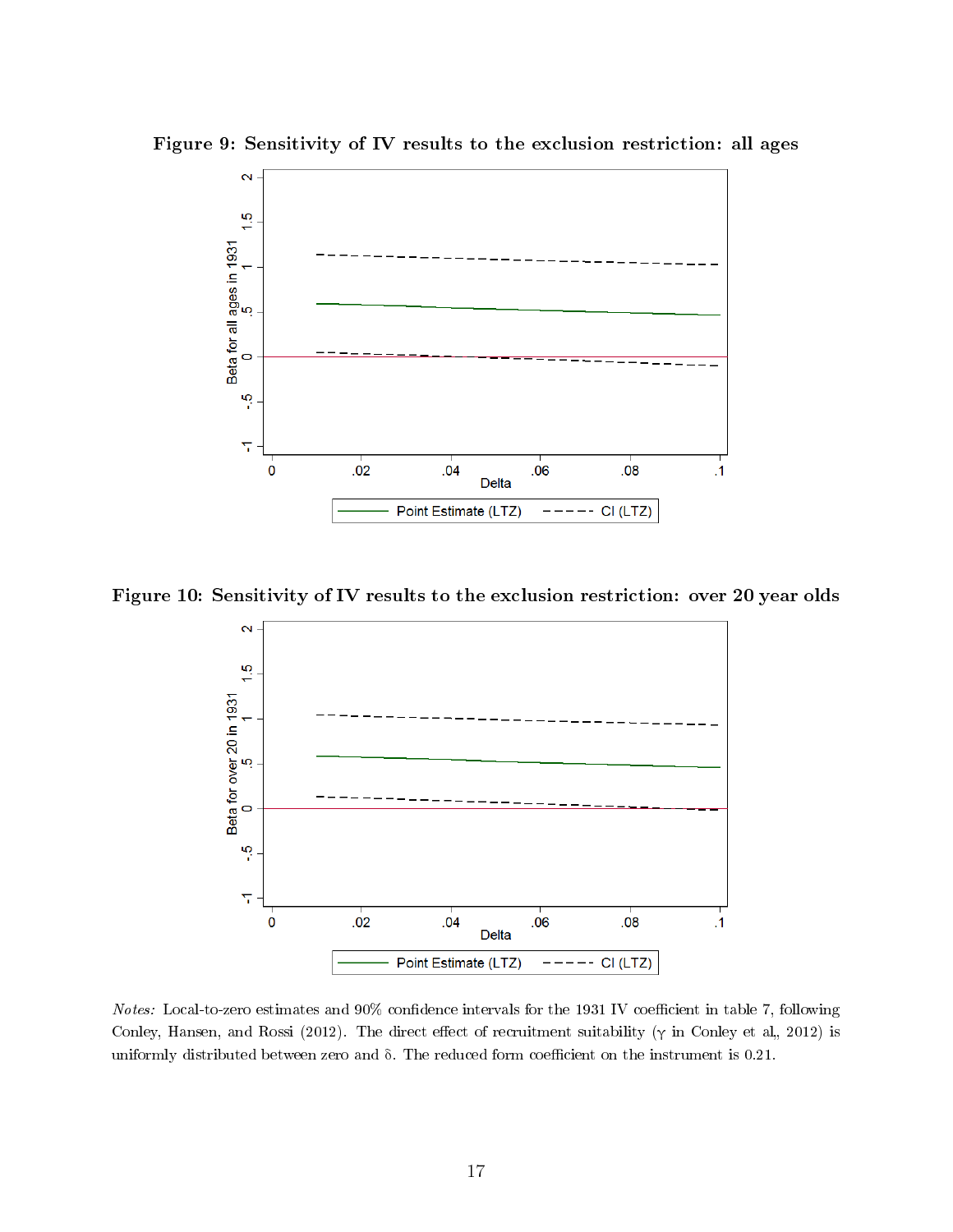**Figure 9: Sensitivity of IV results to the exclusion restriction: all ages**

**Figure 10: Sensitivity of IV results to the exclusion restriction: over 20 year olds**

*Notes:* Local-to-zero estimates and 90% confidence intervals for the 1931 IV coefficient in table 7, following Conley, Hansen, and Rossi (2012). The direct effect of recruitment suitability ($\gamma$ in Conley et al., 2012) is uniformly distributed between zero and $\delta$. The reduced form coefficient on the instrument is 0.21.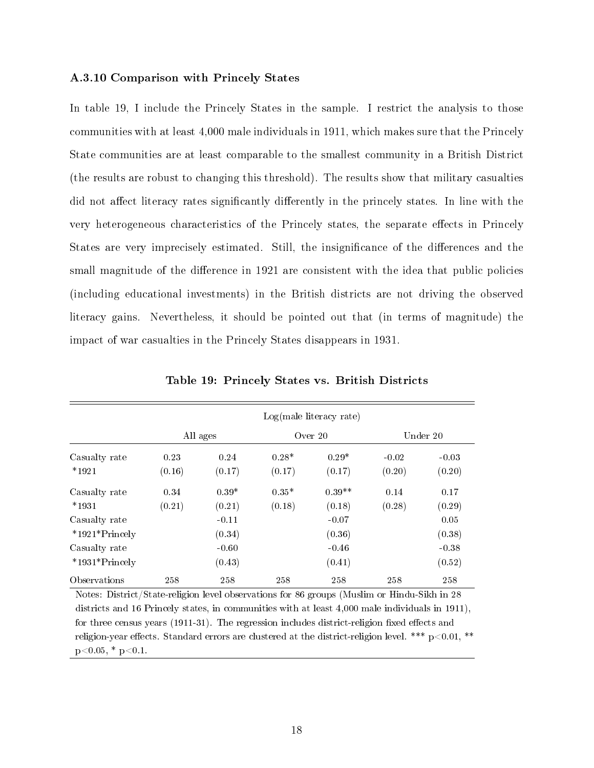### A.3.10 Comparison with Princely States

In table 19, I include the Princely States in the sample. I restrict the analysis to those communities with at least 4,000 male individuals in 1911, which makes sure that the Princely State communities are at least comparable to the smallest community in a British District (the results are robust to changing this threshold). The results show that military casualties did not affect literacy rates significantly differently in the princely states. In line with the very heterogeneous characteristics of the Princely states, the separate effects in Princely States are very imprecisely estimated. Still, the insignificance of the differences and the small magnitude of the difference in 1921 are consistent with the idea that public policies (including educational investments) in the British districts are not driving the observed literacy gains. Nevertheless, it should be pointed out that (in terms of magnitude) the impact of war casualties in the Princely States disappears in 1931.

**Table 19: Princely States vs. British Districts**

| | Log(male literacy rate) | | | | | |
|---|---|---|---|---|---|---|
| | All ages | | Over 20 | | Under 20 | |
| Casualty rate *1921 | 0.23 | 0.24 | 0.28* | 0.29* | -0.02 | -0.03 |
| | (0.16) | (0.17) | (0.17) | (0.17) | (0.20) | (0.20) |
| Casualty rate *1931 | 0.34 | 0.39* | 0.35* | 0.39** | 0.14 | 0.17 |
| | (0.21) | (0.21) | (0.18) | (0.18) | (0.28) | (0.29) |
| Casualty rate *1921*Princely | | -0.11 | | -0.07 | | 0.05 |
| | | (0.34) | | (0.36) | | (0.38) |
| Casualty rate *1931*Princely | | -0.60 | | -0.46 | | -0.38 |
| | | (0.43) | | (0.41) | | (0.52) |
| Observations | 258 | 258 | 258 | 258 | 258 | 258 |

Notes: District/State-religion level observations for 86 groups (Muslim or Hindu-Sikh in 28 districts and 16 Princely states, in communities with at least 4,000 male individuals in 1911), for three census years (1911-31). The regression includes district-religion fixed effects and religion-year effects. Standard errors are clustered at the district-religion level. *** $p<0.01$, ** $p<0.05$, * $p<0.1$.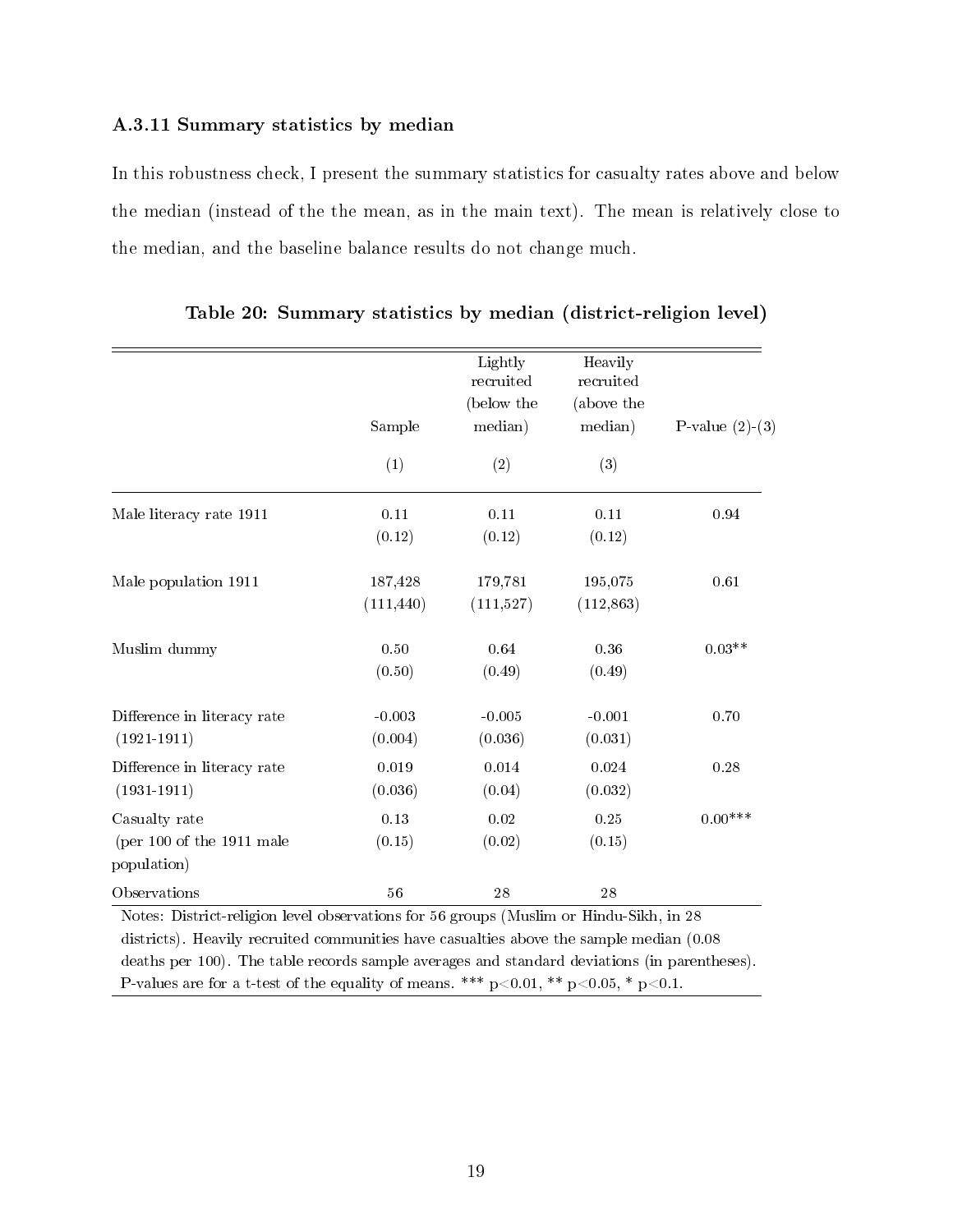### A.3.11 Summary statistics by median

In this robustness check, I present the summary statistics for casualty rates above and below the median (instead of the the mean, as in the main text). The mean is relatively close to the median, and the baseline balance results do not change much.

**Table 20: Summary statistics by median (district-religion level)**

| | Sample | Lightly recruited (below the median) | Heavily recruited (above the median) | P-value (2)-(3) |
|---|---|---|---|---|
| | (1) | (2) | (3) | |
| Male literacy rate 1911 | 0.11 | 0.11 | 0.11 | 0.94 |
| | (0.12) | (0.12) | (0.12) | |
| Male population 1911 | 187,428 | 179,781 | 195,075 | 0.61 |
| | (111,440) | (111,527) | (112,863) | |
| Muslim dummy | 0.50 | 0.64 | 0.36 | 0.03** |
| | (0.50) | (0.49) | (0.49) | |
| Difference in literacy rate (1921-1911) | -0.003 | -0.005 | -0.001 | 0.70 |
| | (0.004) | (0.036) | (0.031) | |
| Difference in literacy rate (1931-1911) | 0.019 | 0.014 | 0.024 | 0.28 |
| | (0.036) | (0.04) | (0.032) | |
| Casualty rate (per 100 of the 1911 male population) | 0.13 | 0.02 | 0.25 | 0.00*** |
| | (0.15) | (0.02) | (0.15) | |
| Observations | 56 | 28 | 28 | |

Notes: District-religion level observations for 56 groups (Muslim or Hindu-Sikh, in 28 districts). Heavily recruited communities have casualties above the sample median (0.08 deaths per 100). The table records sample averages and standard deviations (in parentheses). P-values are for a t-test of the equality of means. *** $p<0.01$, ** $p<0.05$, * $p<0.1$.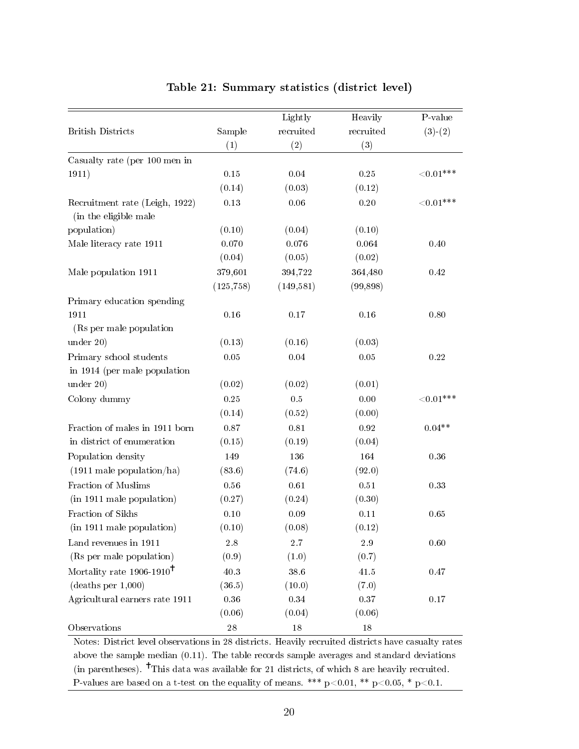**Table 21: Summary statistics (district level)**

| British Districts | Sample (1) | Lightly recruited (2) | Heavily recruited (3) | P-value (3)-(2) |
|---|---|---|---|---|
| Casualty rate (per 100 men in 1911) | 0.15 | 0.04 | 0.25 | <0.01*** |
| | (0.14) | (0.03) | (0.12) | |
| Recruitment rate (Leigh, 1922) (in the eligible male population) | 0.13 | 0.06 | 0.20 | <0.01*** |
| | (0.10) | (0.04) | (0.10) | |
| Male literacy rate 1911 | 0.070 | 0.076 | 0.064 | 0.40 |
| | (0.04) | (0.05) | (0.02) | |
| Male population 1911 | 379,601 | 394,722 | 364,480 | 0.42 |
| | (125,758) | (149,581) | (99,898) | |
| Primary education spending 1911 (Rs per male population under 20) | 0.16 | 0.17 | 0.16 | 0.80 |
| | (0.13) | (0.16) | (0.03) | |
| Primary school students in 1914 (per male population under 20) | 0.05 | 0.04 | 0.05 | 0.22 |
| | (0.02) | (0.02) | (0.01) | |
| Colony dummy | 0.25 | 0.5 | 0.00 | <0.01*** |
| | (0.14) | (0.52) | (0.00) | |
| Fraction of males in 1911 born in district of enumeration | 0.87 | 0.81 | 0.92 | 0.04** |
| | (0.15) | (0.19) | (0.04) | |
| Population density (1911 male population/ha) | 149 | 136 | 164 | 0.36 |
| | (83.6) | (74.6) | (92.0) | |
| Fraction of Muslims (in 1911 male population) | 0.56 | 0.61 | 0.51 | 0.33 |
| | (0.27) | (0.24) | (0.30) | |
| Fraction of Sikhs (in 1911 male population) | 0.10 | 0.09 | 0.11 | 0.65 |
| | (0.10) | (0.08) | (0.12) | |
| Land revenues in 1911 (Rs per male population) | 2.8 | 2.7 | 2.9 | 0.60 |
| | (0.9) | (1.0) | (0.7) | |
| Mortality rate 1906-1910† (deaths per 1,000) | 40.3 | 38.6 | 41.5 | 0.47 |
| | (36.5) | (10.0) | (7.0) | |
| Agricultural earners rate 1911 | 0.36 | 0.34 | 0.37 | 0.17 |
| | (0.06) | (0.04) | (0.06) | |
| Observations | 28 | 18 | 18 | |

Notes: District level observations in 28 districts. Heavily recruited districts have casualty rates above the sample median (0.11). The table records sample averages and standard deviations (in parentheses). †This data was available for 21 districts, of which 8 are heavily recruited. P-values are based on a t-test on the equality of means. *** $p<0.01$, ** $p<0.05$, * $p<0.1$.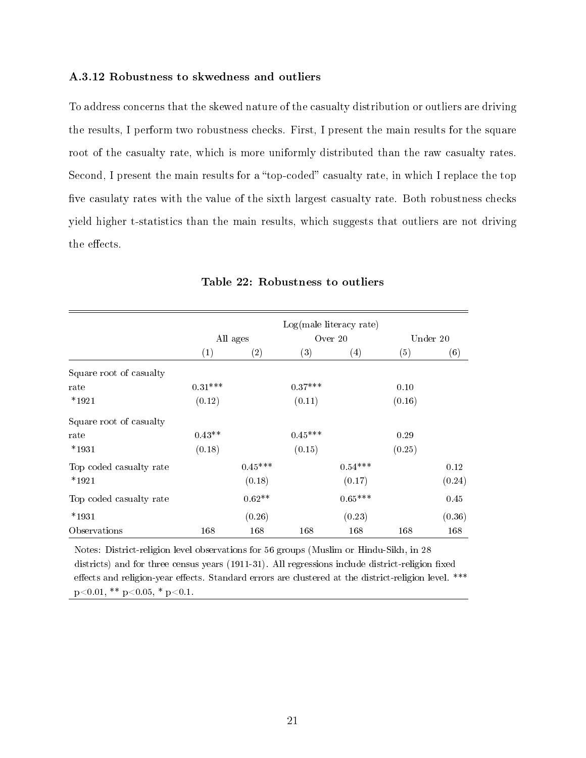### A.3.12 Robustness to skwedness and outliers

To address concerns that the skewed nature of the casualty distribution or outliers are driving the results, I perform two robustness checks. First, I present the main results for the square root of the casualty rate, which is more uniformly distributed than the raw casualty rates. Second, I present the main results for a "top-coded" casualty rate, in which I replace the top five casulaty rates with the value of the sixth largest casualty rate. Both robustness checks yield higher t-statistics than the main results, which suggests that outliers are not driving the effects.

**Table 22: Robustness to outliers**

| | Log(male literacy rate) | | | | | |
|---|---|---|---|---|---|---|
| | All ages | | Over 20 | | Under 20 | |
| | (1) | (2) | (3) | (4) | (5) | (6) |
| Square root of casualty rate *1921 | 0.31*** | | 0.37*** | | 0.10 | |
| | (0.12) | | (0.11) | | (0.16) | |
| Square root of casualty rate *1931 | 0.43** | | 0.45*** | | 0.29 | |
| | (0.18) | | (0.15) | | (0.25) | |
| Top coded casualty rate *1921 | | 0.45*** | | 0.54*** | | 0.12 |
| | | (0.18) | | (0.17) | | (0.24) |
| Top coded casualty rate *1931 | | 0.62** | | 0.65*** | | 0.45 |
| | | (0.26) | | (0.23) | | (0.36) |
| Observations | 168 | 168 | 168 | 168 | 168 | 168 |

Notes: District-religion level observations for 56 groups (Muslim or Hindu-Sikh, in 28 districts) and for three census years (1911-31). All regressions include district-religion fixed effects and religion-year effects. Standard errors are clustered at the district-religion level. *** $p<0.01$, ** $p<0.05$, * $p<0.1$.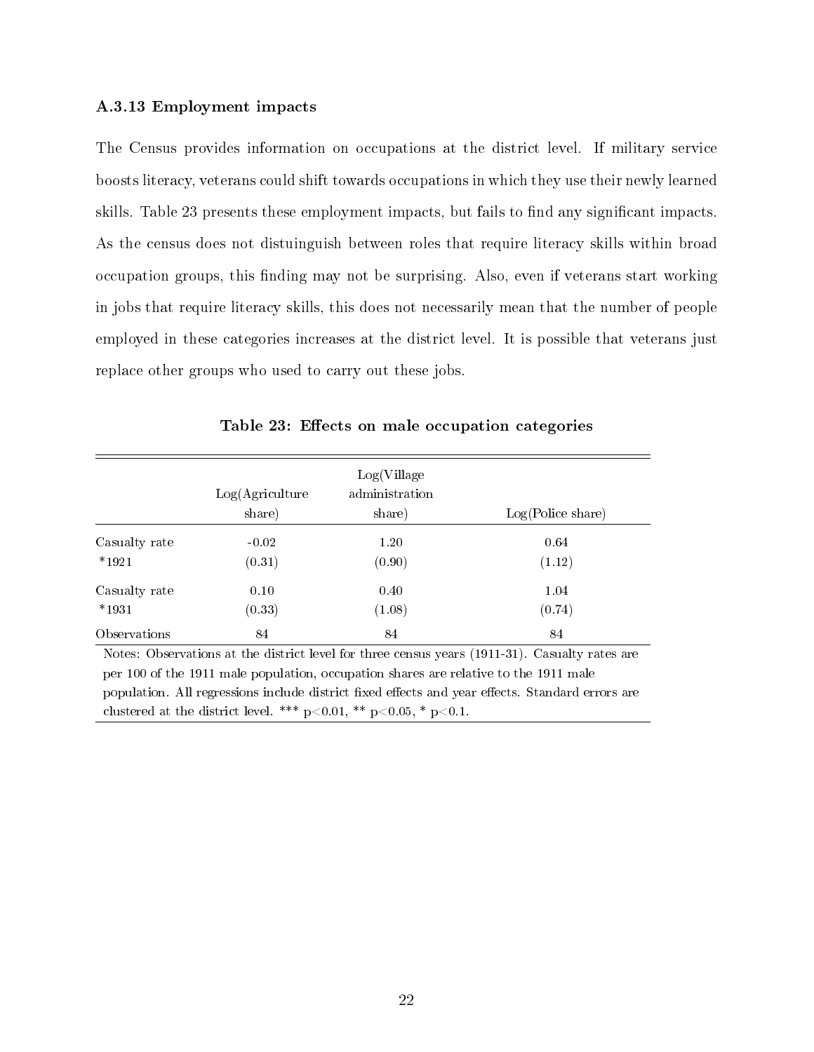### A.3.13 Employment impacts

The Census provides information on occupations at the district level. If military service boosts literacy, veterans could shift towards occupations in which they use their newly learned skills. Table 23 presents these employment impacts, but fails to find any significant impacts. As the census does not distuinguish between roles that require literacy skills within broad occupation groups, this finding may not be surprising. Also, even if veterans start working in jobs that require literacy skills, this does not necessarily mean that the number of people employed in these categories increases at the district level. It is possible that veterans just replace other groups who used to carry out these jobs.

**Table 23: Effects on male occupation categories**

| | Log(Agriculture share) | Log(Village administration share) | Log(Police share) |
|---|---|---|---|
| Casualty rate *1921 | -0.02 | 1.20 | 0.64 |
| | (0.31) | (0.90) | (1.12) |
| Casualty rate *1931 | 0.10 | 0.40 | 1.04 |
| | (0.33) | (1.08) | (0.74) |
| Observations | 84 | 84 | 84 |

Notes: Observations at the district level for three census years (1911-31). Casualty rates are per 100 of the 1911 male population, occupation shares are relative to the 1911 male population. All regressions include district fixed effects and year effects. Standard errors are clustered at the district level. *** $p<0.01$, ** $p<0.05$, * $p<0.1$.